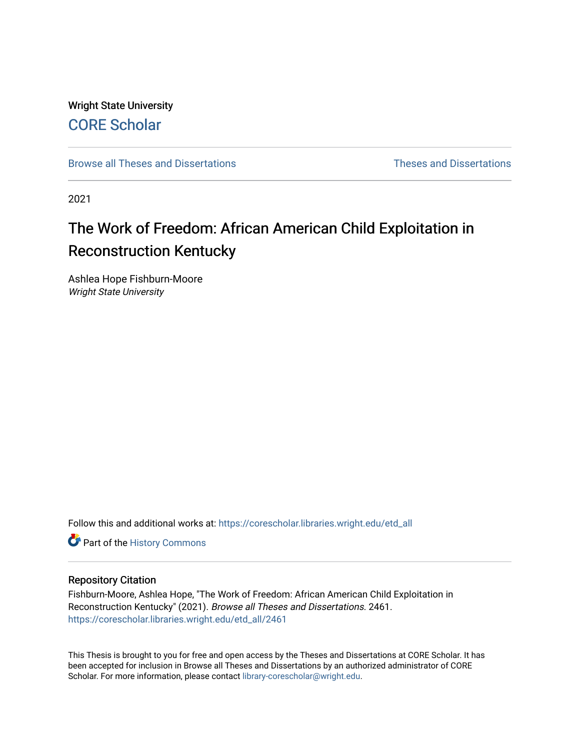Wright State University

CORE Scholar

Browse all Theses and Dissertations

Theses and Dissertations

2021

# The Work of Freedom: African American Child Exploitation in Reconstruction Kentucky

Ashlea Hope Fishburn-Moore
*Wright State University*

Follow this and additional works at: https://corescholar.libraries.wright.edu/etd_all

Part of the History Commons

## Repository Citation

Fishburn-Moore, Ashlea Hope, "The Work of Freedom: African American Child Exploitation in Reconstruction Kentucky" (2021). *Browse all Theses and Dissertations*. 2461.
https://corescholar.libraries.wright.edu/etd_all/2461

This Thesis is brought to you for free and open access by the Theses and Dissertations at CORE Scholar. It has been accepted for inclusion in Browse all Theses and Dissertations by an authorized administrator of CORE Scholar. For more information, please contact library-corescholar@wright.edu.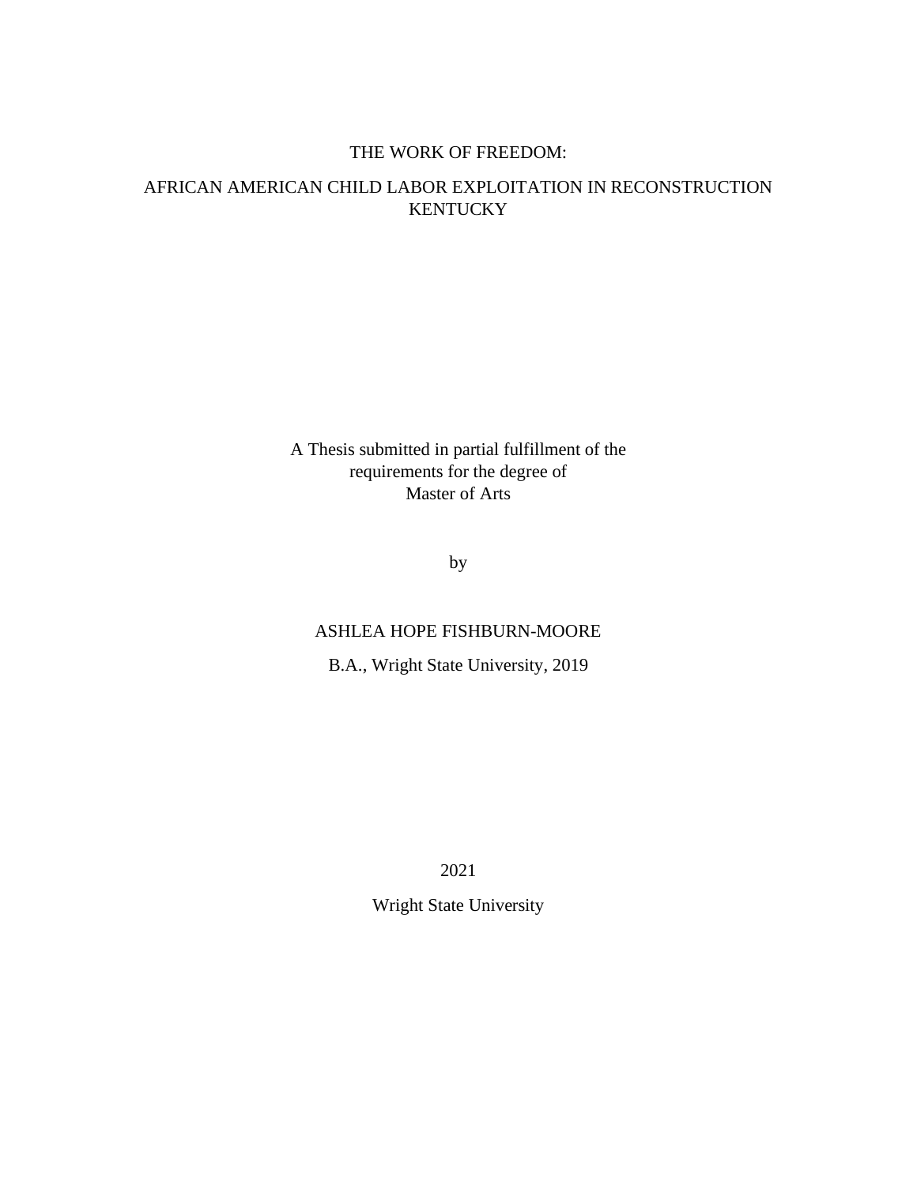# THE WORK OF FREEDOM:

# AFRICAN AMERICAN CHILD LABOR EXPLOITATION IN RECONSTRUCTION KENTUCKY

A Thesis submitted in partial fulfillment of the requirements for the degree of Master of Arts

by

ASHLEA HOPE FISHBURN-MOORE

B.A., Wright State University, 2019

2021

Wright State University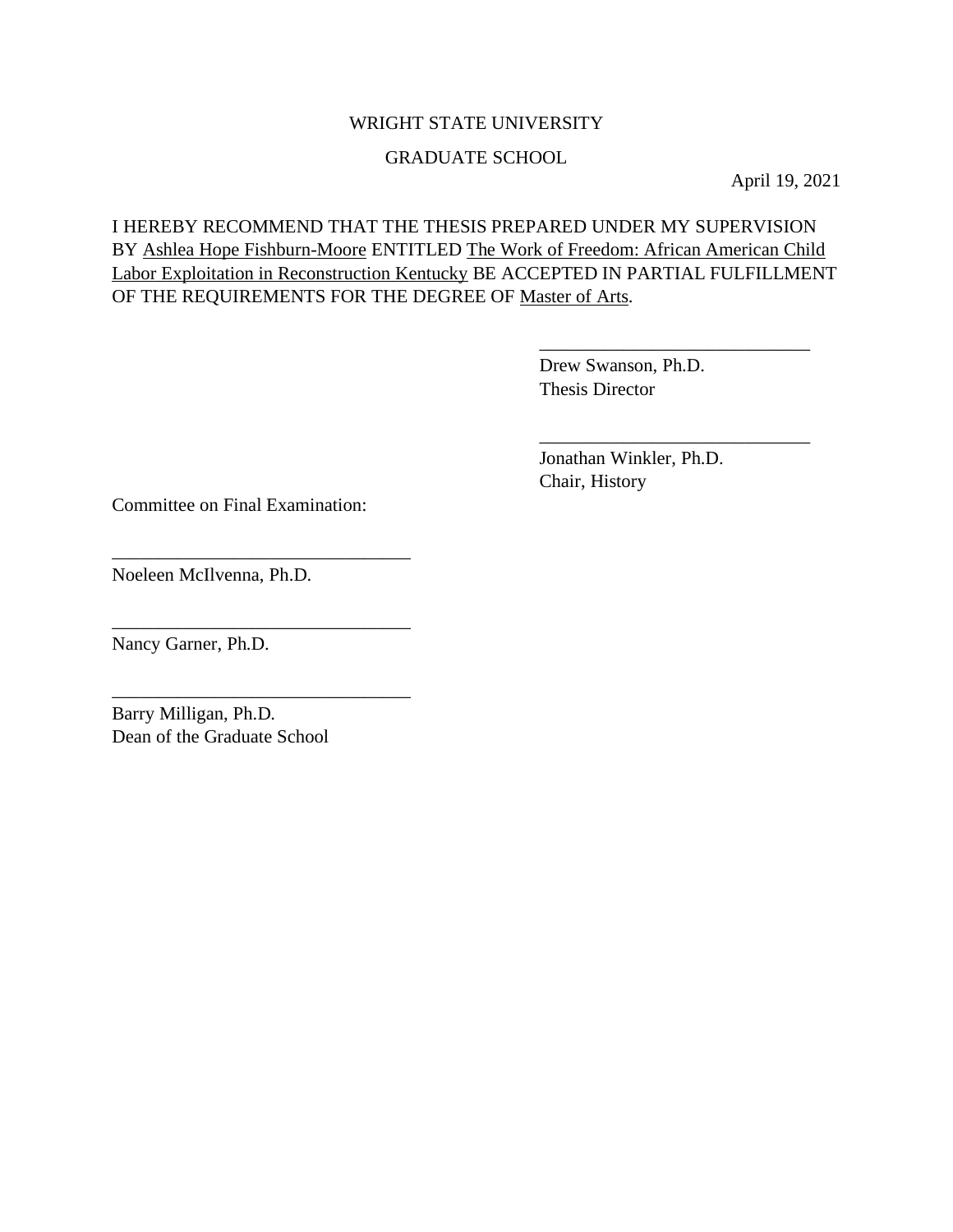WRIGHT STATE UNIVERSITY

GRADUATE SCHOOL

April 19, 2021

I HEREBY RECOMMEND THAT THE THESIS PREPARED UNDER MY SUPERVISION BY Ashlea Hope Fishburn-Moore ENTITLED The Work of Freedom: African American Child Labor Exploitation in Reconstruction Kentucky BE ACCEPTED IN PARTIAL FULFILLMENT OF THE REQUIREMENTS FOR THE DEGREE OF Master of Arts.

______________________________
Drew Swanson, Ph.D.
Thesis Director

______________________________
Jonathan Winkler, Ph.D.
Chair, History

Committee on Final Examination:

______________________________
Noeleen McIlvenna, Ph.D.

______________________________
Nancy Garner, Ph.D.

______________________________
Barry Milligan, Ph.D.
Dean of the Graduate School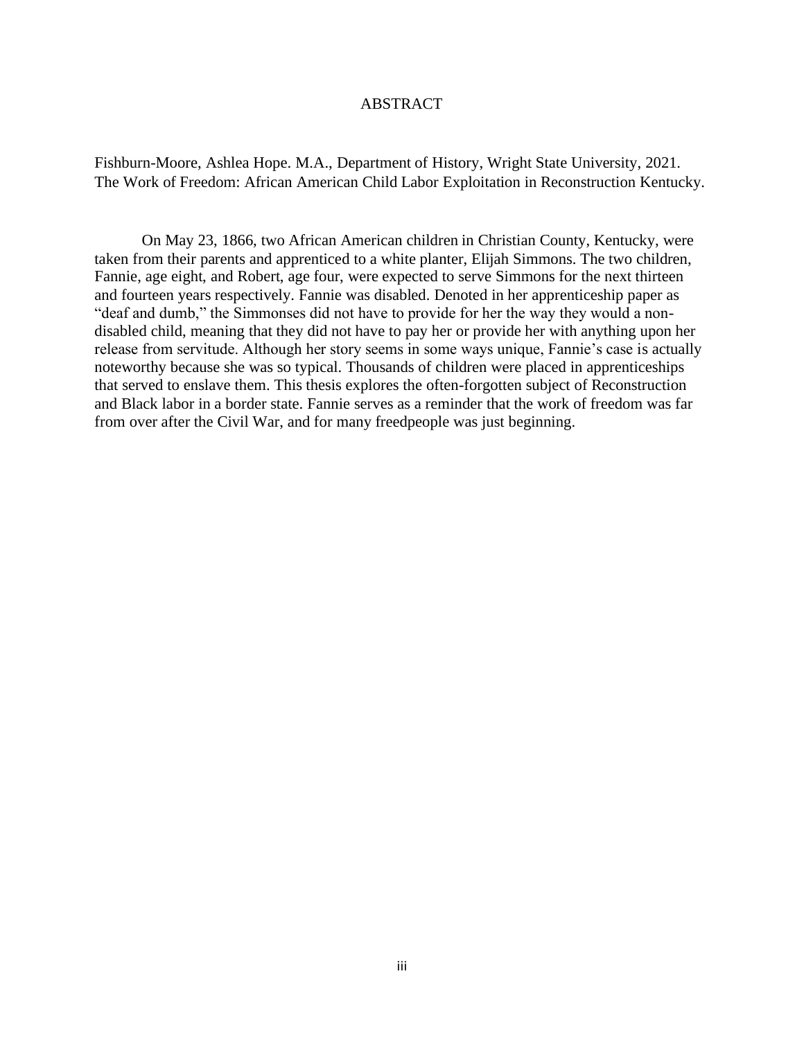# ABSTRACT

Fishburn-Moore, Ashlea Hope. M.A., Department of History, Wright State University, 2021.
The Work of Freedom: African American Child Labor Exploitation in Reconstruction Kentucky.

On May 23, 1866, two African American children in Christian County, Kentucky, were taken from their parents and apprenticed to a white planter, Elijah Simmons. The two children, Fannie, age eight, and Robert, age four, were expected to serve Simmons for the next thirteen and fourteen years respectively. Fannie was disabled. Denoted in her apprenticeship paper as "deaf and dumb," the Simmonses did not have to provide for her the way they would a non-disabled child, meaning that they did not have to pay her or provide her with anything upon her release from servitude. Although her story seems in some ways unique, Fannie's case is actually noteworthy because she was so typical. Thousands of children were placed in apprenticeships that served to enslave them. This thesis explores the often-forgotten subject of Reconstruction and Black labor in a border state. Fannie serves as a reminder that the work of freedom was far from over after the Civil War, and for many freedpeople was just beginning.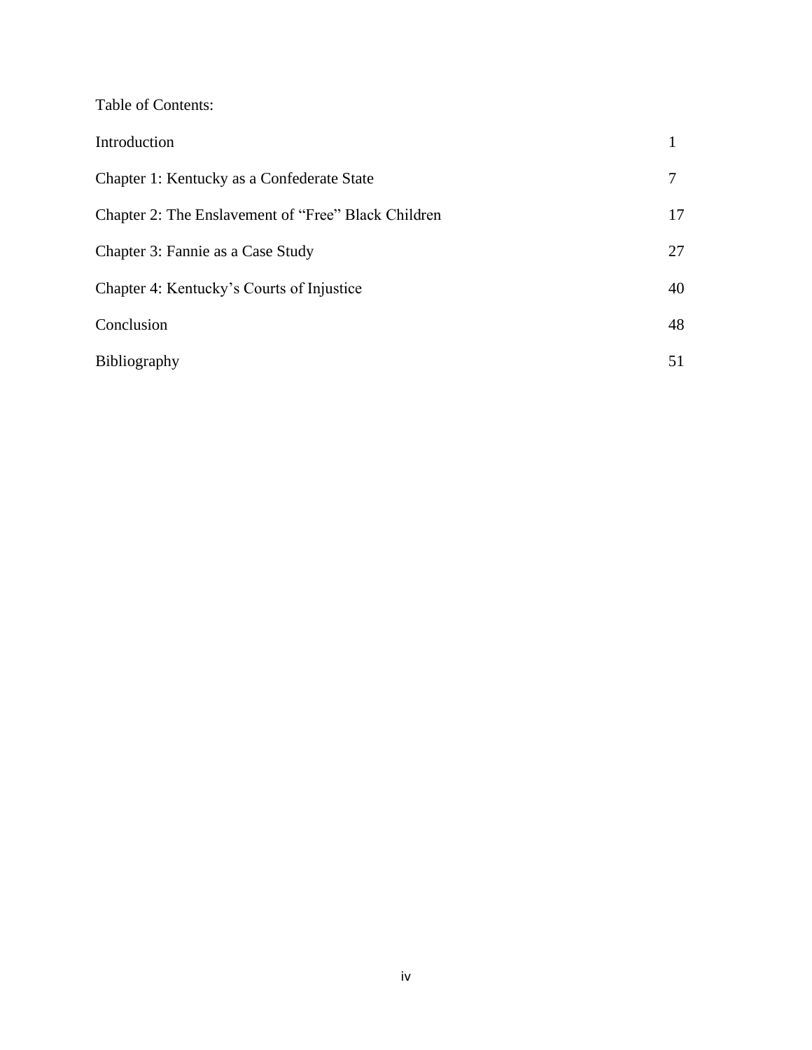Table of Contents:

| | |
|---|---|
| Introduction | 1 |
| Chapter 1: Kentucky as a Confederate State | 7 |
| Chapter 2: The Enslavement of "Free" Black Children | 17 |
| Chapter 3: Fannie as a Case Study | 27 |
| Chapter 4: Kentucky's Courts of Injustice | 40 |
| Conclusion | 48 |
| Bibliography | 51 |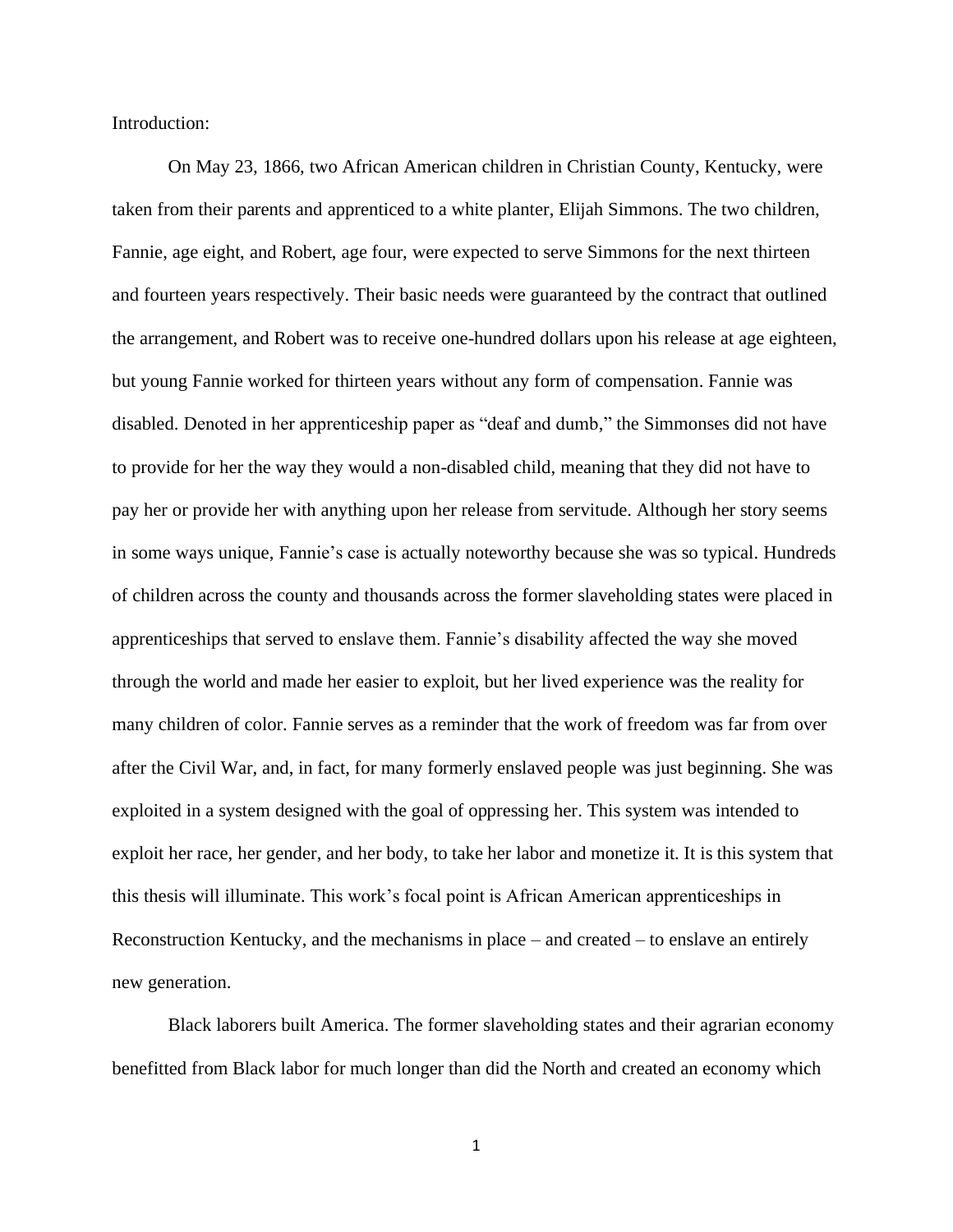Introduction:

On May 23, 1866, two African American children in Christian County, Kentucky, were taken from their parents and apprenticed to a white planter, Elijah Simmons. The two children, Fannie, age eight, and Robert, age four, were expected to serve Simmons for the next thirteen and fourteen years respectively. Their basic needs were guaranteed by the contract that outlined the arrangement, and Robert was to receive one-hundred dollars upon his release at age eighteen, but young Fannie worked for thirteen years without any form of compensation. Fannie was disabled. Denoted in her apprenticeship paper as "deaf and dumb," the Simmonses did not have to provide for her the way they would a non-disabled child, meaning that they did not have to pay her or provide her with anything upon her release from servitude. Although her story seems in some ways unique, Fannie's case is actually noteworthy because she was so typical. Hundreds of children across the county and thousands across the former slaveholding states were placed in apprenticeships that served to enslave them. Fannie's disability affected the way she moved through the world and made her easier to exploit, but her lived experience was the reality for many children of color. Fannie serves as a reminder that the work of freedom was far from over after the Civil War, and, in fact, for many formerly enslaved people was just beginning. She was exploited in a system designed with the goal of oppressing her. This system was intended to exploit her race, her gender, and her body, to take her labor and monetize it. It is this system that this thesis will illuminate. This work's focal point is African American apprenticeships in Reconstruction Kentucky, and the mechanisms in place – and created – to enslave an entirely new generation.

Black laborers built America. The former slaveholding states and their agrarian economy benefitted from Black labor for much longer than did the North and created an economy which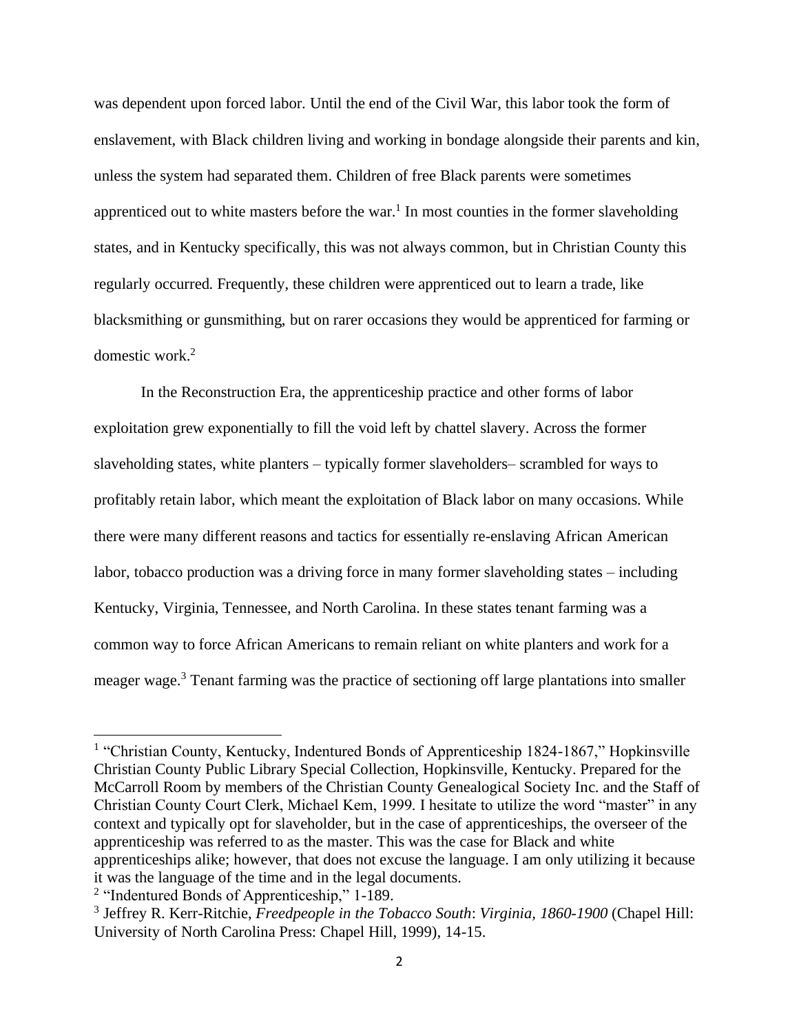was dependent upon forced labor. Until the end of the Civil War, this labor took the form of enslavement, with Black children living and working in bondage alongside their parents and kin, unless the system had separated them. Children of free Black parents were sometimes apprenticed out to white masters before the war.[1] In most counties in the former slaveholding states, and in Kentucky specifically, this was not always common, but in Christian County this regularly occurred. Frequently, these children were apprenticed out to learn a trade, like blacksmithing or gunsmithing, but on rarer occasions they would be apprenticed for farming or domestic work.[2]

In the Reconstruction Era, the apprenticeship practice and other forms of labor exploitation grew exponentially to fill the void left by chattel slavery. Across the former slaveholding states, white planters – typically former slaveholders– scrambled for ways to profitably retain labor, which meant the exploitation of Black labor on many occasions. While there were many different reasons and tactics for essentially re-enslaving African American labor, tobacco production was a driving force in many former slaveholding states – including Kentucky, Virginia, Tennessee, and North Carolina. In these states tenant farming was a common way to force African Americans to remain reliant on white planters and work for a meager wage.[3] Tenant farming was the practice of sectioning off large plantations into smaller

---

[1] "Christian County, Kentucky, Indentured Bonds of Apprenticeship 1824-1867," Hopkinsville Christian County Public Library Special Collection, Hopkinsville, Kentucky. Prepared for the McCarroll Room by members of the Christian County Genealogical Society Inc. and the Staff of Christian County Court Clerk, Michael Kem, 1999. I hesitate to utilize the word "master" in any context and typically opt for slaveholder, but in the case of apprenticeships, the overseer of the apprenticeship was referred to as the master. This was the case for Black and white apprenticeships alike; however, that does not excuse the language. I am only utilizing it because it was the language of the time and in the legal documents.

[2] "Indentured Bonds of Apprenticeship," 1-189.

[3] Jeffrey R. Kerr-Ritchie, *Freedpeople in the Tobacco South*: *Virginia, 1860-1900* (Chapel Hill: University of North Carolina Press: Chapel Hill, 1999), 14-15.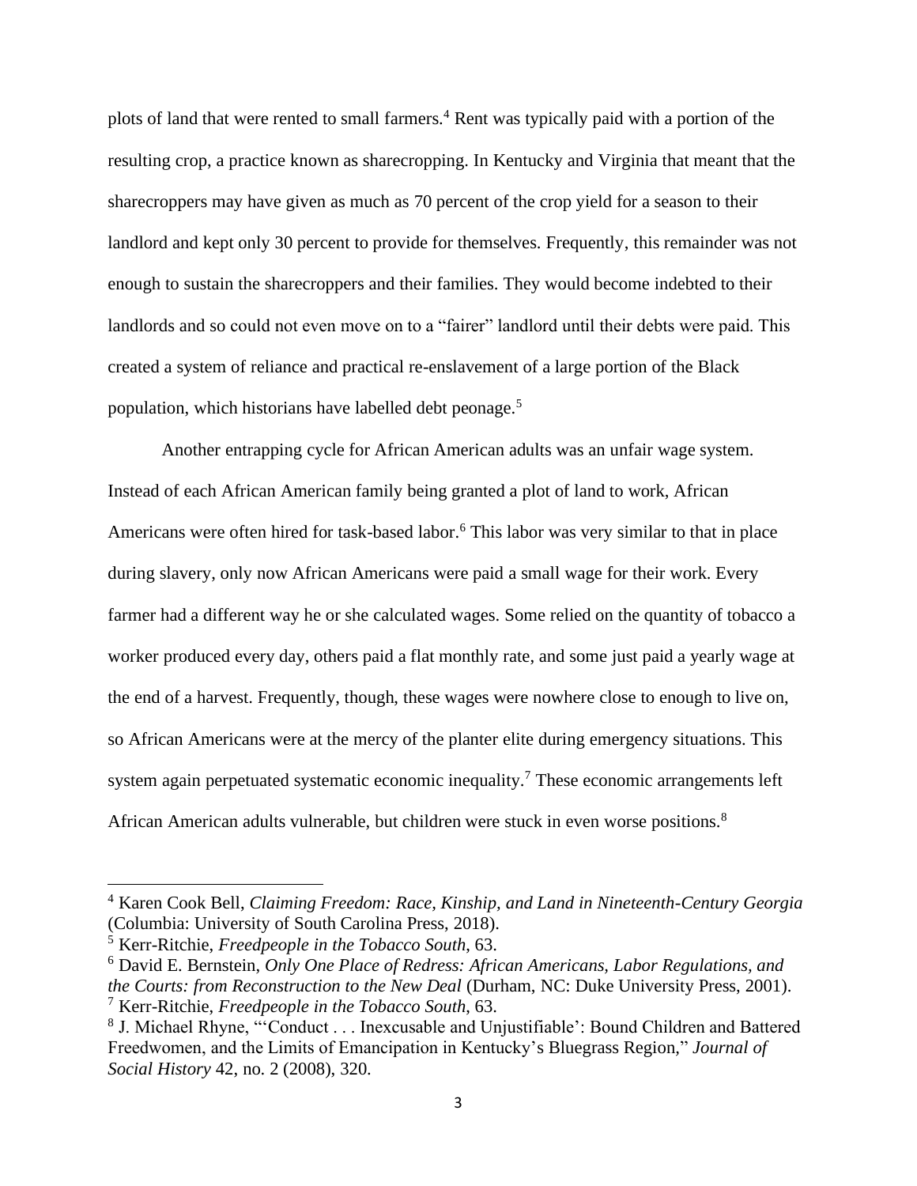plots of land that were rented to small farmers.[4] Rent was typically paid with a portion of the resulting crop, a practice known as sharecropping. In Kentucky and Virginia that meant that the sharecroppers may have given as much as 70 percent of the crop yield for a season to their landlord and kept only 30 percent to provide for themselves. Frequently, this remainder was not enough to sustain the sharecroppers and their families. They would become indebted to their landlords and so could not even move on to a "fairer" landlord until their debts were paid. This created a system of reliance and practical re-enslavement of a large portion of the Black population, which historians have labelled debt peonage.[5]

Another entrapping cycle for African American adults was an unfair wage system. Instead of each African American family being granted a plot of land to work, African Americans were often hired for task-based labor.[6] This labor was very similar to that in place during slavery, only now African Americans were paid a small wage for their work. Every farmer had a different way he or she calculated wages. Some relied on the quantity of tobacco a worker produced every day, others paid a flat monthly rate, and some just paid a yearly wage at the end of a harvest. Frequently, though, these wages were nowhere close to enough to live on, so African Americans were at the mercy of the planter elite during emergency situations. This system again perpetuated systematic economic inequality.[7] These economic arrangements left African American adults vulnerable, but children were stuck in even worse positions.[8]

---

[4] Karen Cook Bell, *Claiming Freedom: Race, Kinship, and Land in Nineteenth-Century Georgia* (Columbia: University of South Carolina Press, 2018).

[5] Kerr-Ritchie, *Freedpeople in the Tobacco South*, 63.

[6] David E. Bernstein, *Only One Place of Redress: African Americans, Labor Regulations, and the Courts: from Reconstruction to the New Deal* (Durham, NC: Duke University Press, 2001).

[7] Kerr-Ritchie, *Freedpeople in the Tobacco South*, 63.

[8] J. Michael Rhyne, "'Conduct . . . Inexcusable and Unjustifiable': Bound Children and Battered Freedwomen, and the Limits of Emancipation in Kentucky's Bluegrass Region," *Journal of Social History* 42, no. 2 (2008), 320.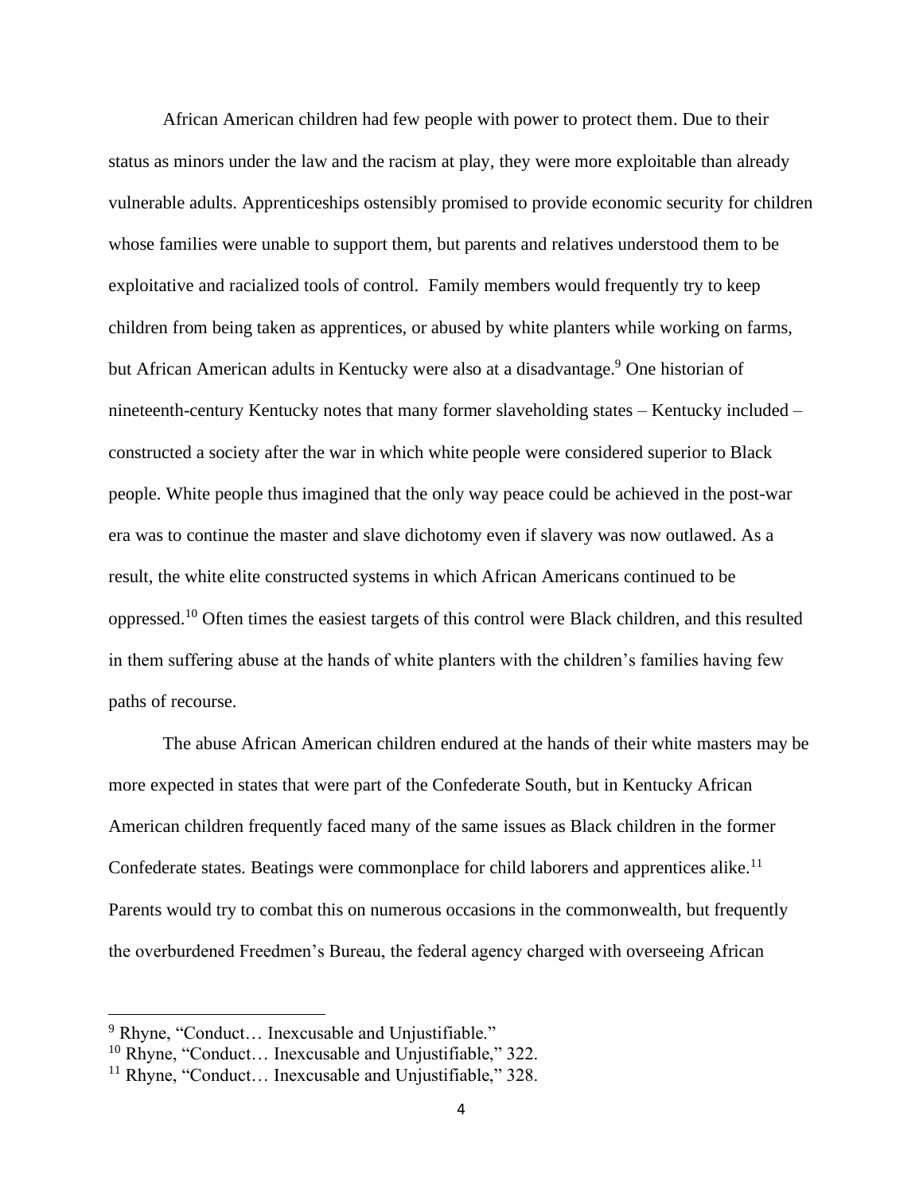African American children had few people with power to protect them. Due to their status as minors under the law and the racism at play, they were more exploitable than already vulnerable adults. Apprenticeships ostensibly promised to provide economic security for children whose families were unable to support them, but parents and relatives understood them to be exploitative and racialized tools of control. Family members would frequently try to keep children from being taken as apprentices, or abused by white planters while working on farms, but African American adults in Kentucky were also at a disadvantage.[9] One historian of nineteenth-century Kentucky notes that many former slaveholding states – Kentucky included – constructed a society after the war in which white people were considered superior to Black people. White people thus imagined that the only way peace could be achieved in the post-war era was to continue the master and slave dichotomy even if slavery was now outlawed. As a result, the white elite constructed systems in which African Americans continued to be oppressed.[10] Often times the easiest targets of this control were Black children, and this resulted in them suffering abuse at the hands of white planters with the children's families having few paths of recourse.

The abuse African American children endured at the hands of their white masters may be more expected in states that were part of the Confederate South, but in Kentucky African American children frequently faced many of the same issues as Black children in the former Confederate states. Beatings were commonplace for child laborers and apprentices alike.[11] Parents would try to combat this on numerous occasions in the commonwealth, but frequently the overburdened Freedmen's Bureau, the federal agency charged with overseeing African

---

[9] Rhyne, "Conduct… Inexcusable and Unjustifiable."

[10] Rhyne, "Conduct… Inexcusable and Unjustifiable," 322.

[11] Rhyne, "Conduct… Inexcusable and Unjustifiable," 328.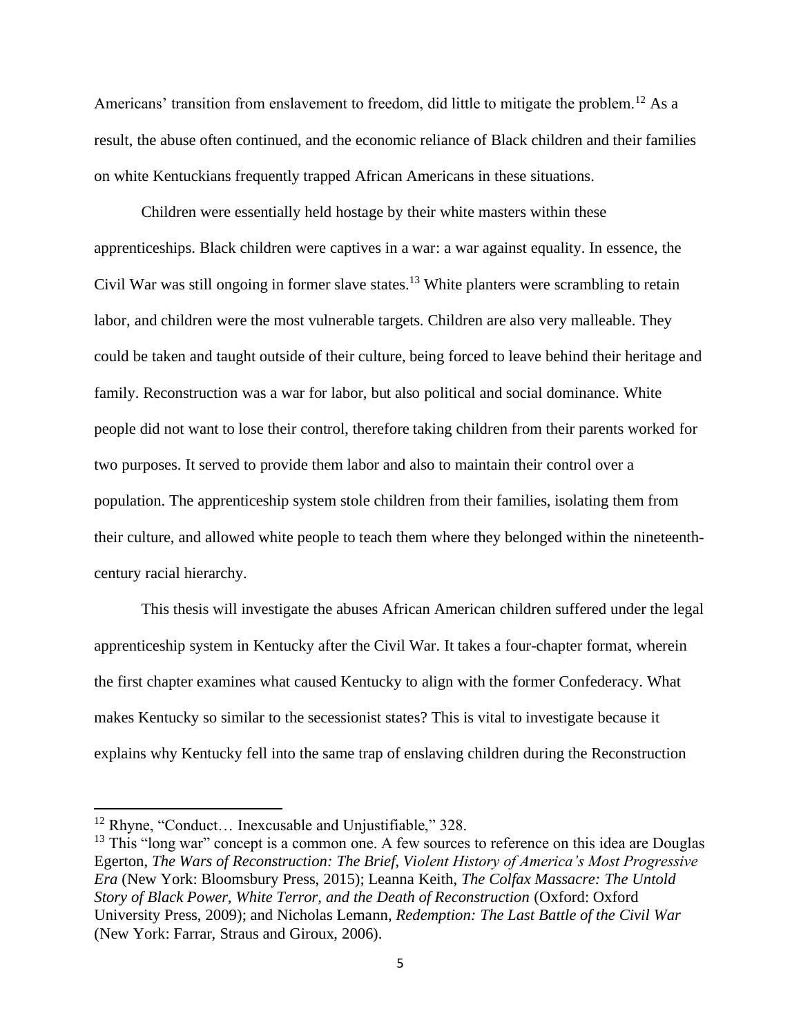Americans' transition from enslavement to freedom, did little to mitigate the problem.[12] As a result, the abuse often continued, and the economic reliance of Black children and their families on white Kentuckians frequently trapped African Americans in these situations.

Children were essentially held hostage by their white masters within these apprenticeships. Black children were captives in a war: a war against equality. In essence, the Civil War was still ongoing in former slave states.[13] White planters were scrambling to retain labor, and children were the most vulnerable targets. Children are also very malleable. They could be taken and taught outside of their culture, being forced to leave behind their heritage and family. Reconstruction was a war for labor, but also political and social dominance. White people did not want to lose their control, therefore taking children from their parents worked for two purposes. It served to provide them labor and also to maintain their control over a population. The apprenticeship system stole children from their families, isolating them from their culture, and allowed white people to teach them where they belonged within the nineteenth-century racial hierarchy.

This thesis will investigate the abuses African American children suffered under the legal apprenticeship system in Kentucky after the Civil War. It takes a four-chapter format, wherein the first chapter examines what caused Kentucky to align with the former Confederacy. What makes Kentucky so similar to the secessionist states? This is vital to investigate because it explains why Kentucky fell into the same trap of enslaving children during the Reconstruction

---

[12] Rhyne, "Conduct… Inexcusable and Unjustifiable," 328.

[13] This "long war" concept is a common one. A few sources to reference on this idea are Douglas Egerton, *The Wars of Reconstruction: The Brief, Violent History of America's Most Progressive Era* (New York: Bloomsbury Press, 2015); Leanna Keith, *The Colfax Massacre: The Untold Story of Black Power, White Terror, and the Death of Reconstruction* (Oxford: Oxford University Press, 2009); and Nicholas Lemann, *Redemption: The Last Battle of the Civil War* (New York: Farrar, Straus and Giroux, 2006).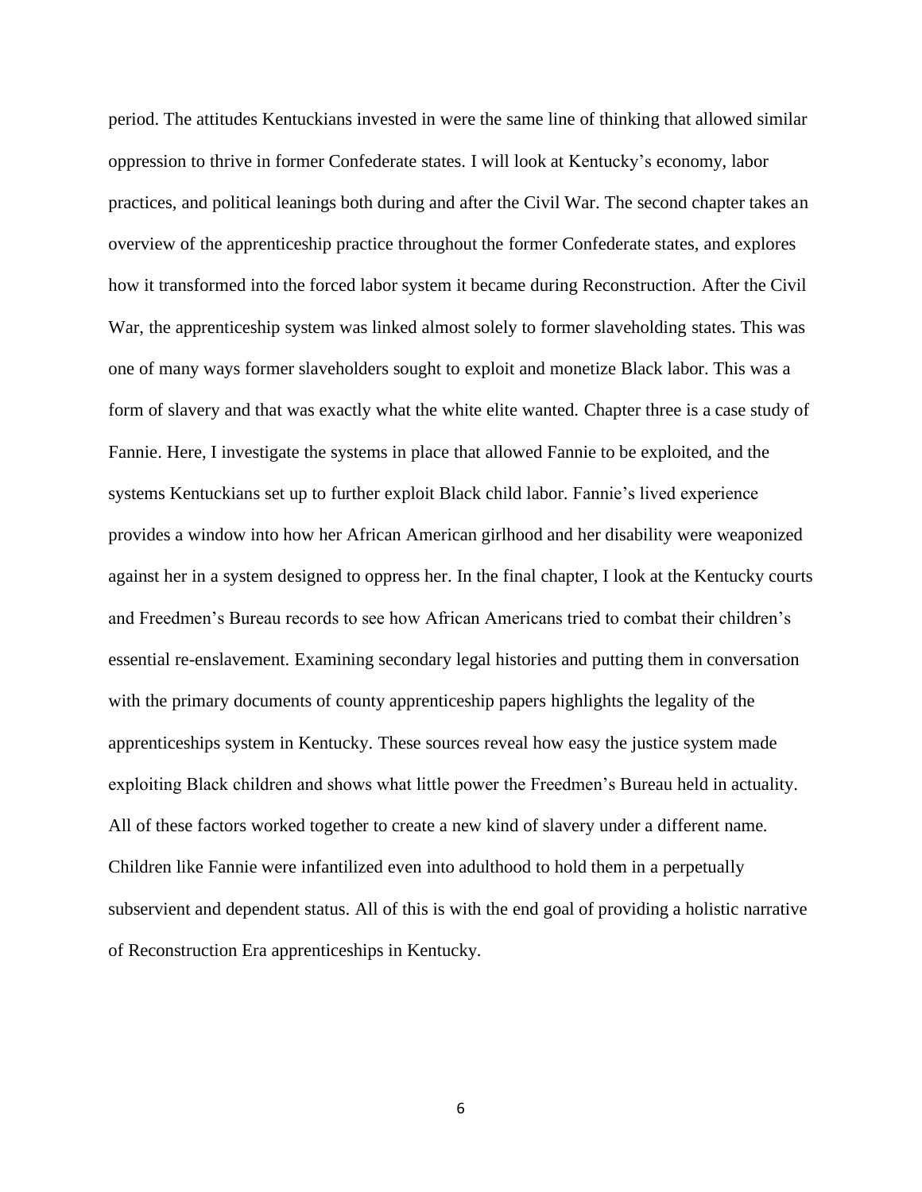period. The attitudes Kentuckians invested in were the same line of thinking that allowed similar oppression to thrive in former Confederate states. I will look at Kentucky's economy, labor practices, and political leanings both during and after the Civil War. The second chapter takes an overview of the apprenticeship practice throughout the former Confederate states, and explores how it transformed into the forced labor system it became during Reconstruction. After the Civil War, the apprenticeship system was linked almost solely to former slaveholding states. This was one of many ways former slaveholders sought to exploit and monetize Black labor. This was a form of slavery and that was exactly what the white elite wanted. Chapter three is a case study of Fannie. Here, I investigate the systems in place that allowed Fannie to be exploited, and the systems Kentuckians set up to further exploit Black child labor. Fannie's lived experience provides a window into how her African American girlhood and her disability were weaponized against her in a system designed to oppress her. In the final chapter, I look at the Kentucky courts and Freedmen's Bureau records to see how African Americans tried to combat their children's essential re-enslavement. Examining secondary legal histories and putting them in conversation with the primary documents of county apprenticeship papers highlights the legality of the apprenticeships system in Kentucky. These sources reveal how easy the justice system made exploiting Black children and shows what little power the Freedmen's Bureau held in actuality. All of these factors worked together to create a new kind of slavery under a different name. Children like Fannie were infantilized even into adulthood to hold them in a perpetually subservient and dependent status. All of this is with the end goal of providing a holistic narrative of Reconstruction Era apprenticeships in Kentucky.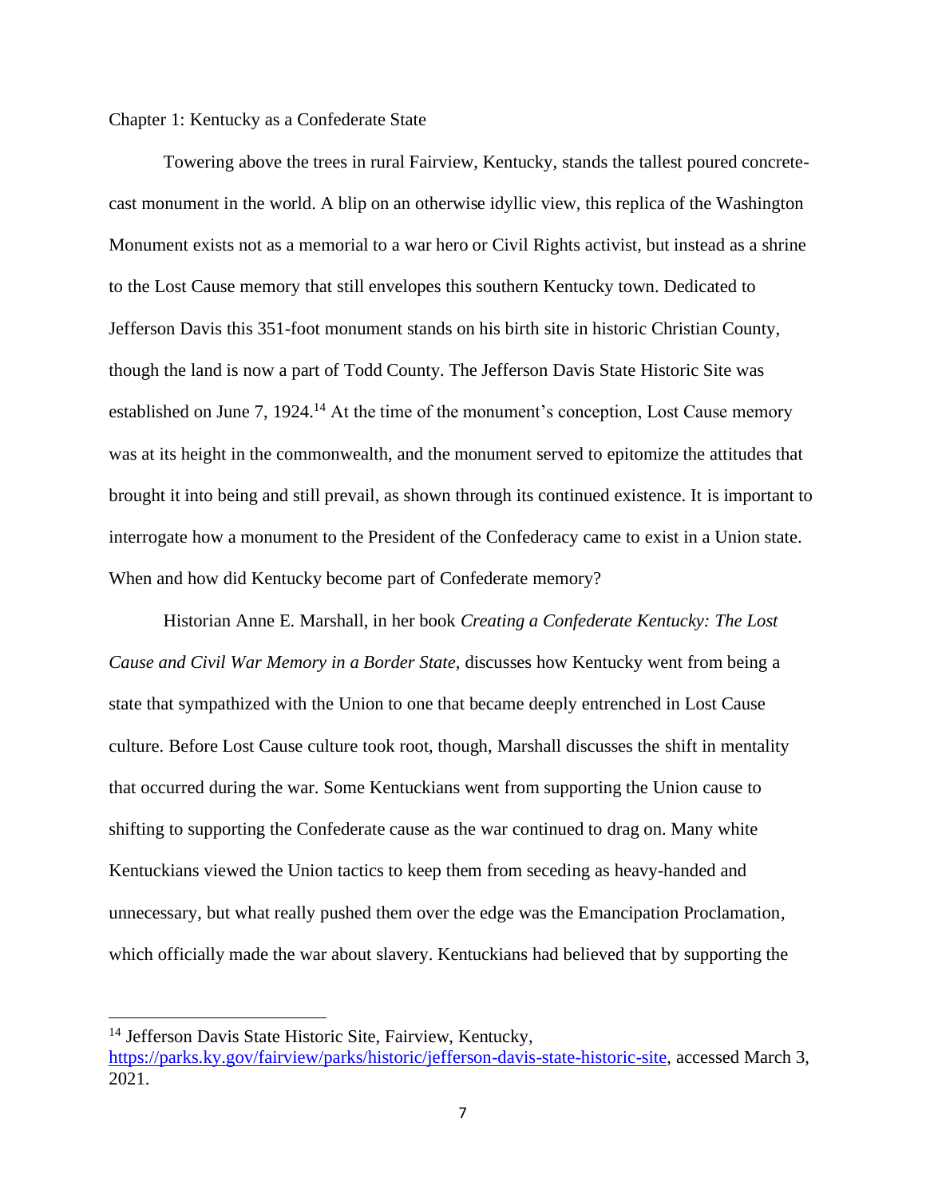## Chapter 1: Kentucky as a Confederate State

Towering above the trees in rural Fairview, Kentucky, stands the tallest poured concrete-cast monument in the world. A blip on an otherwise idyllic view, this replica of the Washington Monument exists not as a memorial to a war hero or Civil Rights activist, but instead as a shrine to the Lost Cause memory that still envelopes this southern Kentucky town. Dedicated to Jefferson Davis this 351-foot monument stands on his birth site in historic Christian County, though the land is now a part of Todd County. The Jefferson Davis State Historic Site was established on June 7, 1924.[14] At the time of the monument's conception, Lost Cause memory was at its height in the commonwealth, and the monument served to epitomize the attitudes that brought it into being and still prevail, as shown through its continued existence. It is important to interrogate how a monument to the President of the Confederacy came to exist in a Union state. When and how did Kentucky become part of Confederate memory?

Historian Anne E. Marshall, in her book *Creating a Confederate Kentucky: The Lost Cause and Civil War Memory in a Border State,* discusses how Kentucky went from being a state that sympathized with the Union to one that became deeply entrenched in Lost Cause culture. Before Lost Cause culture took root, though, Marshall discusses the shift in mentality that occurred during the war. Some Kentuckians went from supporting the Union cause to shifting to supporting the Confederate cause as the war continued to drag on. Many white Kentuckians viewed the Union tactics to keep them from seceding as heavy-handed and unnecessary, but what really pushed them over the edge was the Emancipation Proclamation, which officially made the war about slavery. Kentuckians had believed that by supporting the

---

[14] Jefferson Davis State Historic Site, Fairview, Kentucky, https://parks.ky.gov/fairview/parks/historic/jefferson-davis-state-historic-site, accessed March 3, 2021.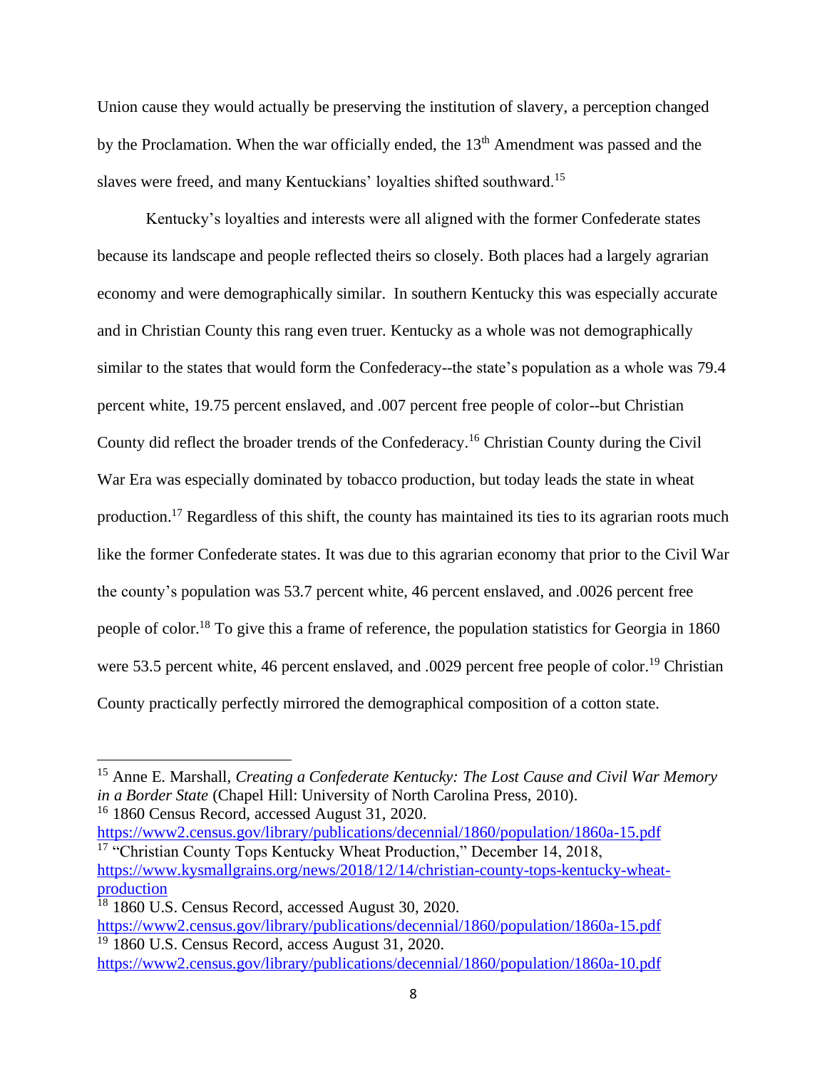Union cause they would actually be preserving the institution of slavery, a perception changed by the Proclamation. When the war officially ended, the 13th Amendment was passed and the slaves were freed, and many Kentuckians' loyalties shifted southward.[15]

Kentucky's loyalties and interests were all aligned with the former Confederate states because its landscape and people reflected theirs so closely. Both places had a largely agrarian economy and were demographically similar. In southern Kentucky this was especially accurate and in Christian County this rang even truer. Kentucky as a whole was not demographically similar to the states that would form the Confederacy--the state's population as a whole was 79.4 percent white, 19.75 percent enslaved, and .007 percent free people of color--but Christian County did reflect the broader trends of the Confederacy.[16] Christian County during the Civil War Era was especially dominated by tobacco production, but today leads the state in wheat production.[17] Regardless of this shift, the county has maintained its ties to its agrarian roots much like the former Confederate states. It was due to this agrarian economy that prior to the Civil War the county's population was 53.7 percent white, 46 percent enslaved, and .0026 percent free people of color.[18] To give this a frame of reference, the population statistics for Georgia in 1860 were 53.5 percent white, 46 percent enslaved, and .0029 percent free people of color.[19] Christian County practically perfectly mirrored the demographical composition of a cotton state.

---

[15] Anne E. Marshall, *Creating a Confederate Kentucky: The Lost Cause and Civil War Memory in a Border State* (Chapel Hill: University of North Carolina Press, 2010).

[16] 1860 Census Record, accessed August 31, 2020. https://www2.census.gov/library/publications/decennial/1860/population/1860a-15.pdf

[17] "Christian County Tops Kentucky Wheat Production," December 14, 2018, https://www.kysmallgrains.org/news/2018/12/14/christian-county-tops-kentucky-wheat-production

[18] 1860 U.S. Census Record, accessed August 30, 2020. https://www2.census.gov/library/publications/decennial/1860/population/1860a-15.pdf

[19] 1860 U.S. Census Record, access August 31, 2020. https://www2.census.gov/library/publications/decennial/1860/population/1860a-10.pdf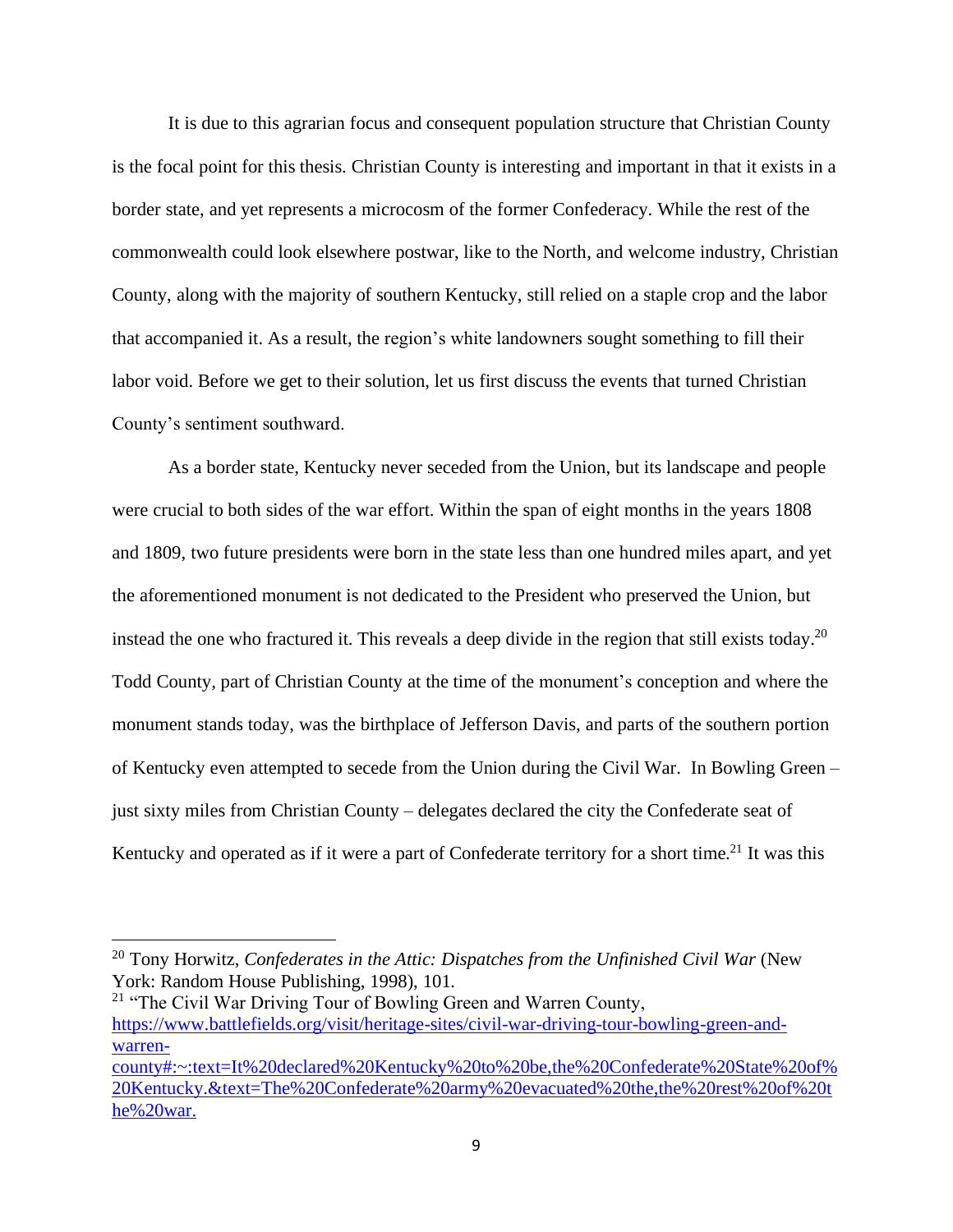It is due to this agrarian focus and consequent population structure that Christian County is the focal point for this thesis. Christian County is interesting and important in that it exists in a border state, and yet represents a microcosm of the former Confederacy. While the rest of the commonwealth could look elsewhere postwar, like to the North, and welcome industry, Christian County, along with the majority of southern Kentucky, still relied on a staple crop and the labor that accompanied it. As a result, the region's white landowners sought something to fill their labor void. Before we get to their solution, let us first discuss the events that turned Christian County's sentiment southward.

As a border state, Kentucky never seceded from the Union, but its landscape and people were crucial to both sides of the war effort. Within the span of eight months in the years 1808 and 1809, two future presidents were born in the state less than one hundred miles apart, and yet the aforementioned monument is not dedicated to the President who preserved the Union, but instead the one who fractured it. This reveals a deep divide in the region that still exists today.[20] Todd County, part of Christian County at the time of the monument's conception and where the monument stands today, was the birthplace of Jefferson Davis, and parts of the southern portion of Kentucky even attempted to secede from the Union during the Civil War. In Bowling Green – just sixty miles from Christian County – delegates declared the city the Confederate seat of Kentucky and operated as if it were a part of Confederate territory for a short time.[21] It was this

---

[20] Tony Horwitz, *Confederates in the Attic: Dispatches from the Unfinished Civil War* (New York: Random House Publishing, 1998), 101.

[21] "The Civil War Driving Tour of Bowling Green and Warren County, https://www.battlefields.org/visit/heritage-sites/civil-war-driving-tour-bowling-green-and-warren-county#:~:text=It%20declared%20Kentucky%20to%20be,the%20Confederate%20State%20of%20Kentucky.&text=The%20Confederate%20army%20evacuated%20the,the%20rest%20of%20the%20war.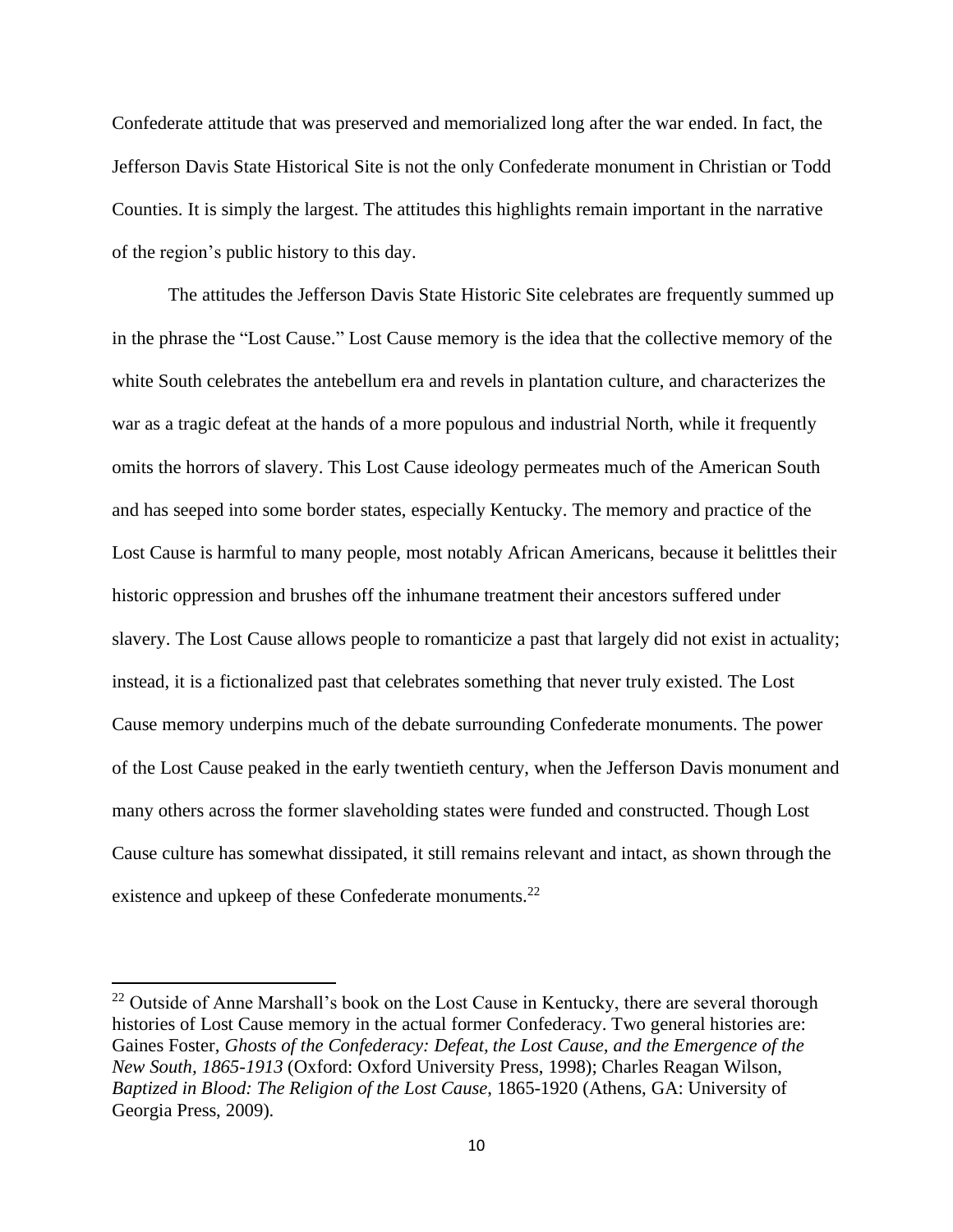Confederate attitude that was preserved and memorialized long after the war ended. In fact, the Jefferson Davis State Historical Site is not the only Confederate monument in Christian or Todd Counties. It is simply the largest. The attitudes this highlights remain important in the narrative of the region's public history to this day.

The attitudes the Jefferson Davis State Historic Site celebrates are frequently summed up in the phrase the "Lost Cause." Lost Cause memory is the idea that the collective memory of the white South celebrates the antebellum era and revels in plantation culture, and characterizes the war as a tragic defeat at the hands of a more populous and industrial North, while it frequently omits the horrors of slavery. This Lost Cause ideology permeates much of the American South and has seeped into some border states, especially Kentucky. The memory and practice of the Lost Cause is harmful to many people, most notably African Americans, because it belittles their historic oppression and brushes off the inhumane treatment their ancestors suffered under slavery. The Lost Cause allows people to romanticize a past that largely did not exist in actuality; instead, it is a fictionalized past that celebrates something that never truly existed. The Lost Cause memory underpins much of the debate surrounding Confederate monuments. The power of the Lost Cause peaked in the early twentieth century, when the Jefferson Davis monument and many others across the former slaveholding states were funded and constructed. Though Lost Cause culture has somewhat dissipated, it still remains relevant and intact, as shown through the existence and upkeep of these Confederate monuments.[22]

---

[22] Outside of Anne Marshall's book on the Lost Cause in Kentucky, there are several thorough histories of Lost Cause memory in the actual former Confederacy. Two general histories are: Gaines Foster, *Ghosts of the Confederacy: Defeat, the Lost Cause, and the Emergence of the New South, 1865-1913* (Oxford: Oxford University Press, 1998); Charles Reagan Wilson, *Baptized in Blood: The Religion of the Lost Cause*, 1865-1920 (Athens, GA: University of Georgia Press, 2009).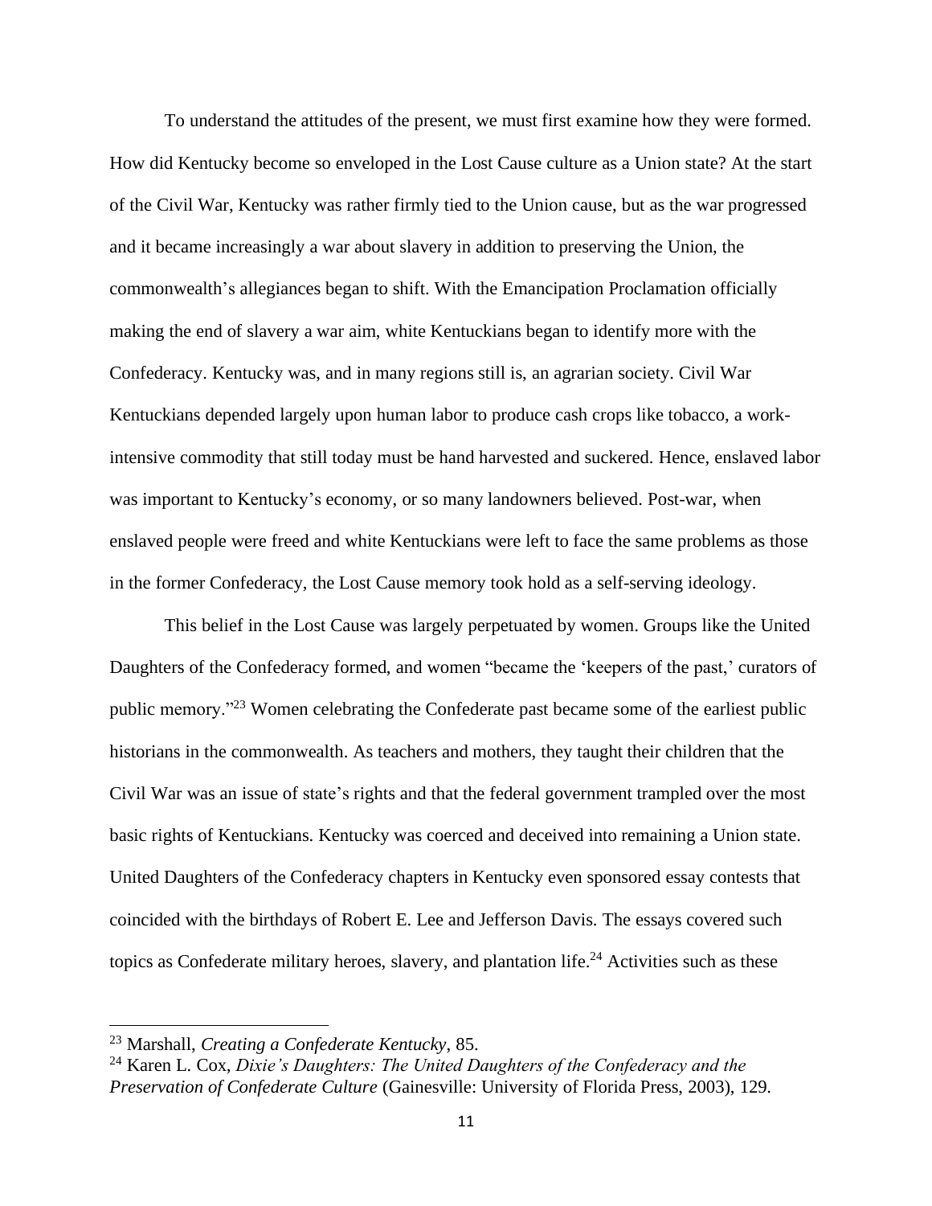To understand the attitudes of the present, we must first examine how they were formed. How did Kentucky become so enveloped in the Lost Cause culture as a Union state? At the start of the Civil War, Kentucky was rather firmly tied to the Union cause, but as the war progressed and it became increasingly a war about slavery in addition to preserving the Union, the commonwealth's allegiances began to shift. With the Emancipation Proclamation officially making the end of slavery a war aim, white Kentuckians began to identify more with the Confederacy. Kentucky was, and in many regions still is, an agrarian society. Civil War Kentuckians depended largely upon human labor to produce cash crops like tobacco, a work-intensive commodity that still today must be hand harvested and suckered. Hence, enslaved labor was important to Kentucky's economy, or so many landowners believed. Post-war, when enslaved people were freed and white Kentuckians were left to face the same problems as those in the former Confederacy, the Lost Cause memory took hold as a self-serving ideology.

This belief in the Lost Cause was largely perpetuated by women. Groups like the United Daughters of the Confederacy formed, and women "became the 'keepers of the past,' curators of public memory."[23] Women celebrating the Confederate past became some of the earliest public historians in the commonwealth. As teachers and mothers, they taught their children that the Civil War was an issue of state's rights and that the federal government trampled over the most basic rights of Kentuckians. Kentucky was coerced and deceived into remaining a Union state. United Daughters of the Confederacy chapters in Kentucky even sponsored essay contests that coincided with the birthdays of Robert E. Lee and Jefferson Davis. The essays covered such topics as Confederate military heroes, slavery, and plantation life.[24] Activities such as these

---

[23] Marshall, *Creating a Confederate Kentucky*, 85.

[24] Karen L. Cox, *Dixie's Daughters: The United Daughters of the Confederacy and the Preservation of Confederate Culture* (Gainesville: University of Florida Press, 2003), 129.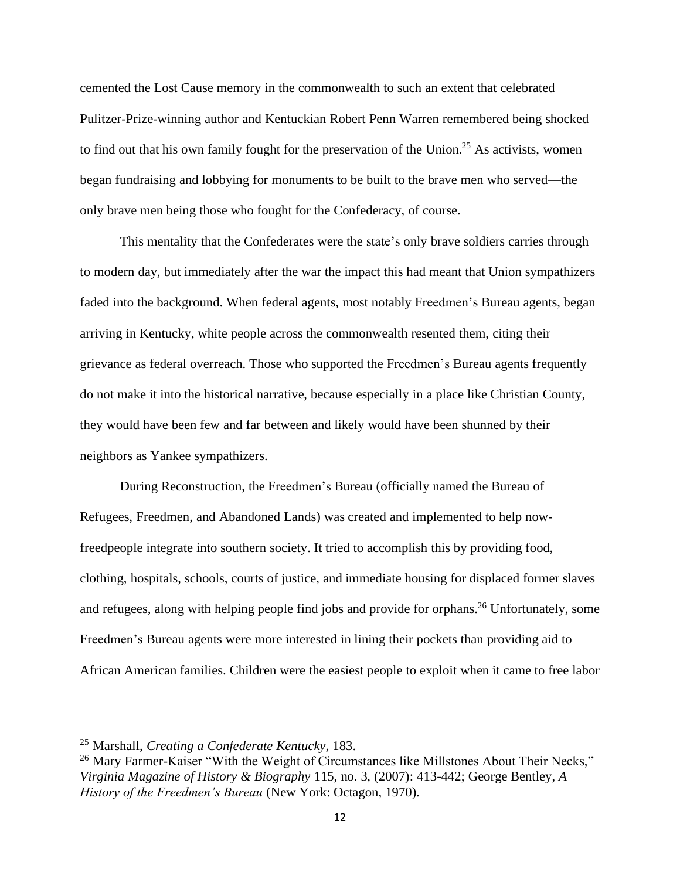cemented the Lost Cause memory in the commonwealth to such an extent that celebrated Pulitzer-Prize-winning author and Kentuckian Robert Penn Warren remembered being shocked to find out that his own family fought for the preservation of the Union.[25] As activists, women began fundraising and lobbying for monuments to be built to the brave men who served—the only brave men being those who fought for the Confederacy, of course.

This mentality that the Confederates were the state's only brave soldiers carries through to modern day, but immediately after the war the impact this had meant that Union sympathizers faded into the background. When federal agents, most notably Freedmen's Bureau agents, began arriving in Kentucky, white people across the commonwealth resented them, citing their grievance as federal overreach. Those who supported the Freedmen's Bureau agents frequently do not make it into the historical narrative, because especially in a place like Christian County, they would have been few and far between and likely would have been shunned by their neighbors as Yankee sympathizers.

During Reconstruction, the Freedmen's Bureau (officially named the Bureau of Refugees, Freedmen, and Abandoned Lands) was created and implemented to help now-freedpeople integrate into southern society. It tried to accomplish this by providing food, clothing, hospitals, schools, courts of justice, and immediate housing for displaced former slaves and refugees, along with helping people find jobs and provide for orphans.[26] Unfortunately, some Freedmen's Bureau agents were more interested in lining their pockets than providing aid to African American families. Children were the easiest people to exploit when it came to free labor

---

[25] Marshall, *Creating a Confederate Kentucky*, 183.

[26] Mary Farmer-Kaiser "With the Weight of Circumstances like Millstones About Their Necks," *Virginia Magazine of History & Biography* 115, no. 3, (2007): 413-442; George Bentley, *A History of the Freedmen's Bureau* (New York: Octagon, 1970).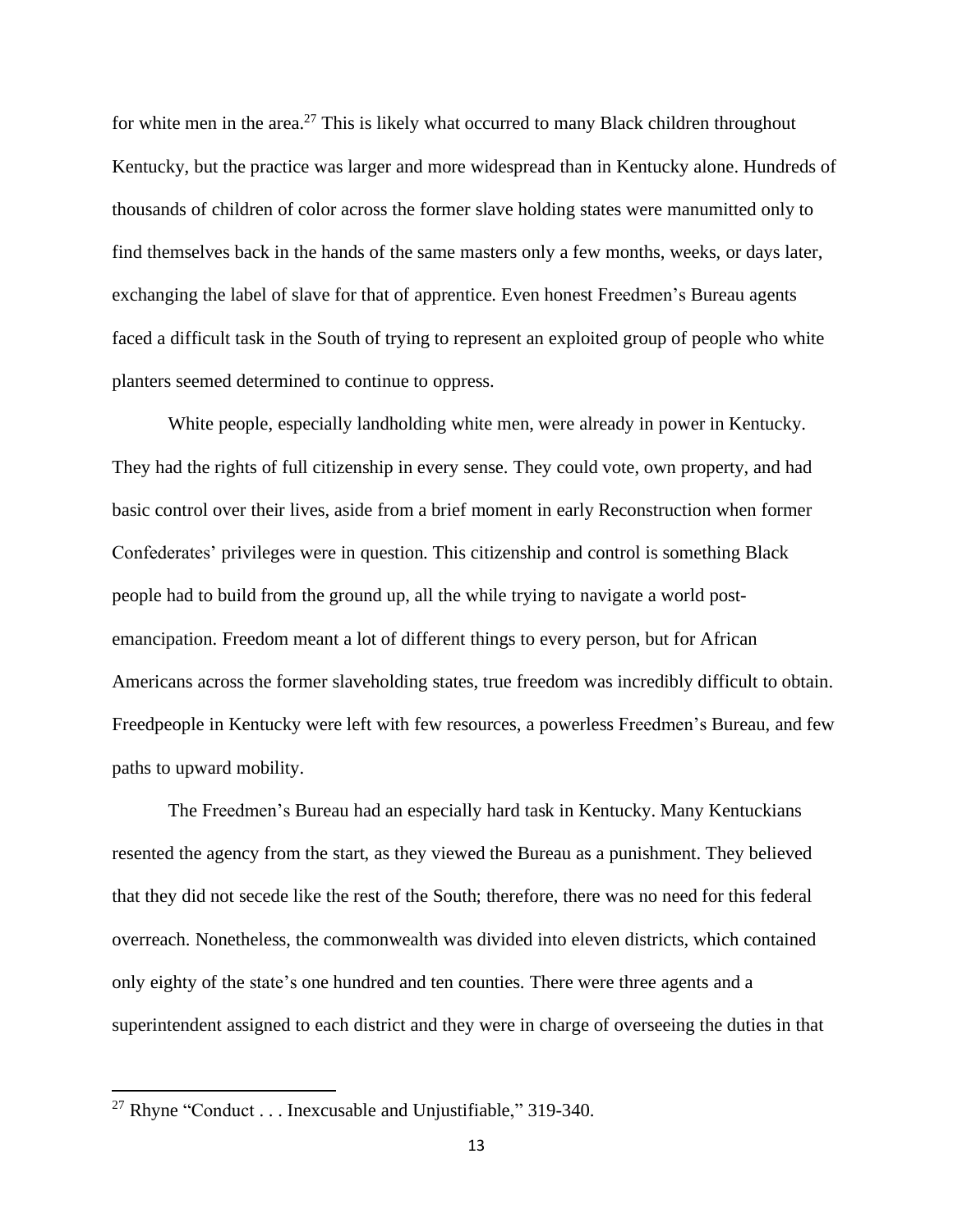for white men in the area.[27] This is likely what occurred to many Black children throughout Kentucky, but the practice was larger and more widespread than in Kentucky alone. Hundreds of thousands of children of color across the former slave holding states were manumitted only to find themselves back in the hands of the same masters only a few months, weeks, or days later, exchanging the label of slave for that of apprentice. Even honest Freedmen's Bureau agents faced a difficult task in the South of trying to represent an exploited group of people who white planters seemed determined to continue to oppress.

White people, especially landholding white men, were already in power in Kentucky. They had the rights of full citizenship in every sense. They could vote, own property, and had basic control over their lives, aside from a brief moment in early Reconstruction when former Confederates' privileges were in question. This citizenship and control is something Black people had to build from the ground up, all the while trying to navigate a world post-emancipation. Freedom meant a lot of different things to every person, but for African Americans across the former slaveholding states, true freedom was incredibly difficult to obtain. Freedpeople in Kentucky were left with few resources, a powerless Freedmen's Bureau, and few paths to upward mobility.

The Freedmen's Bureau had an especially hard task in Kentucky. Many Kentuckians resented the agency from the start, as they viewed the Bureau as a punishment. They believed that they did not secede like the rest of the South; therefore, there was no need for this federal overreach. Nonetheless, the commonwealth was divided into eleven districts, which contained only eighty of the state's one hundred and ten counties. There were three agents and a superintendent assigned to each district and they were in charge of overseeing the duties in that

[27] Rhyne "Conduct . . . Inexcusable and Unjustifiable," 319-340.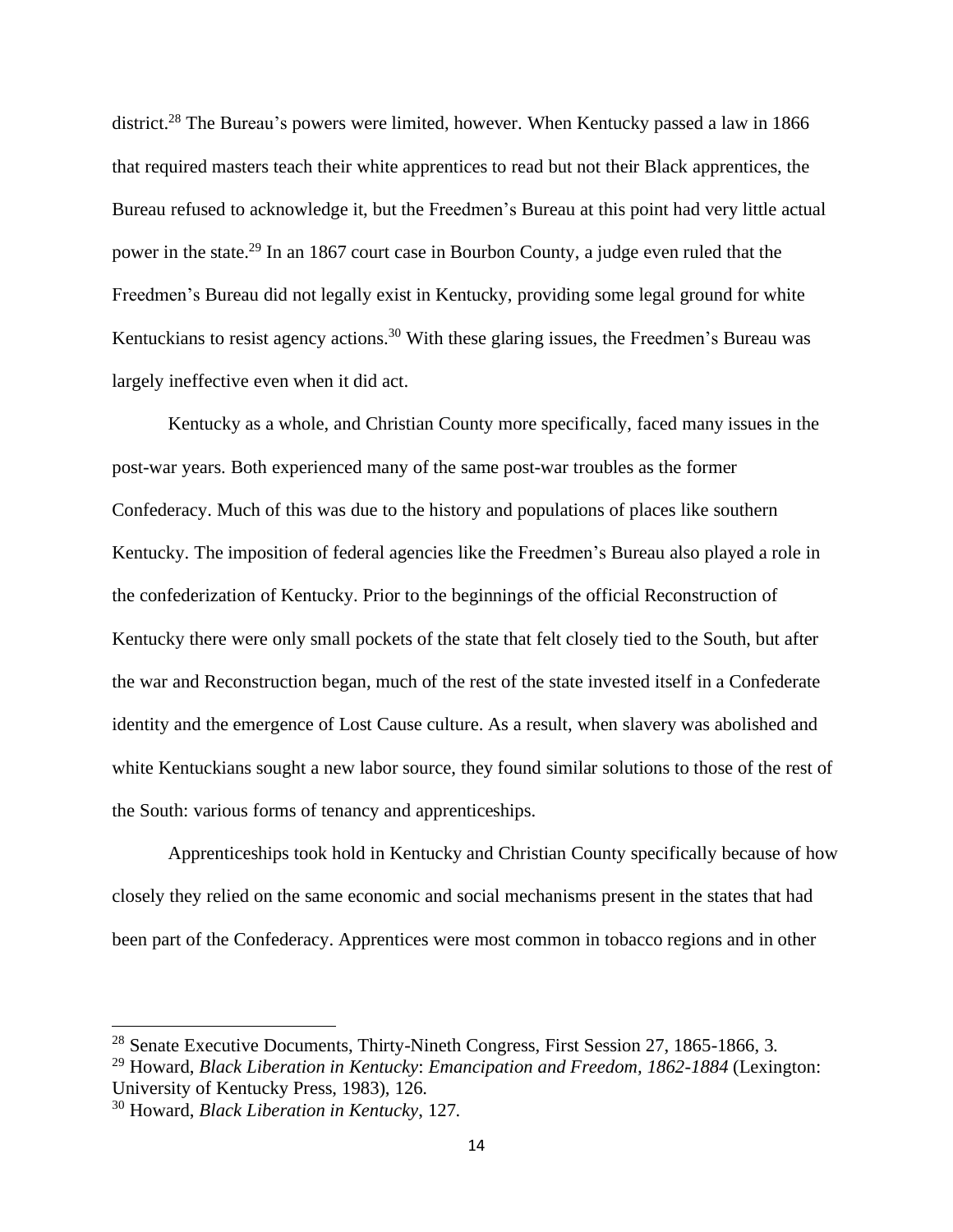district.[28] The Bureau's powers were limited, however. When Kentucky passed a law in 1866 that required masters teach their white apprentices to read but not their Black apprentices, the Bureau refused to acknowledge it, but the Freedmen's Bureau at this point had very little actual power in the state.[29] In an 1867 court case in Bourbon County, a judge even ruled that the Freedmen's Bureau did not legally exist in Kentucky, providing some legal ground for white Kentuckians to resist agency actions.[30] With these glaring issues, the Freedmen's Bureau was largely ineffective even when it did act.

Kentucky as a whole, and Christian County more specifically, faced many issues in the post-war years. Both experienced many of the same post-war troubles as the former Confederacy. Much of this was due to the history and populations of places like southern Kentucky. The imposition of federal agencies like the Freedmen's Bureau also played a role in the confederization of Kentucky. Prior to the beginnings of the official Reconstruction of Kentucky there were only small pockets of the state that felt closely tied to the South, but after the war and Reconstruction began, much of the rest of the state invested itself in a Confederate identity and the emergence of Lost Cause culture. As a result, when slavery was abolished and white Kentuckians sought a new labor source, they found similar solutions to those of the rest of the South: various forms of tenancy and apprenticeships.

Apprenticeships took hold in Kentucky and Christian County specifically because of how closely they relied on the same economic and social mechanisms present in the states that had been part of the Confederacy. Apprentices were most common in tobacco regions and in other

---

[28] Senate Executive Documents, Thirty-Nineth Congress, First Session 27, 1865-1866, 3.

[29] Howard, *Black Liberation in Kentucky*: *Emancipation and Freedom, 1862-1884* (Lexington: University of Kentucky Press, 1983), 126.

[30] Howard, *Black Liberation in Kentucky*, 127.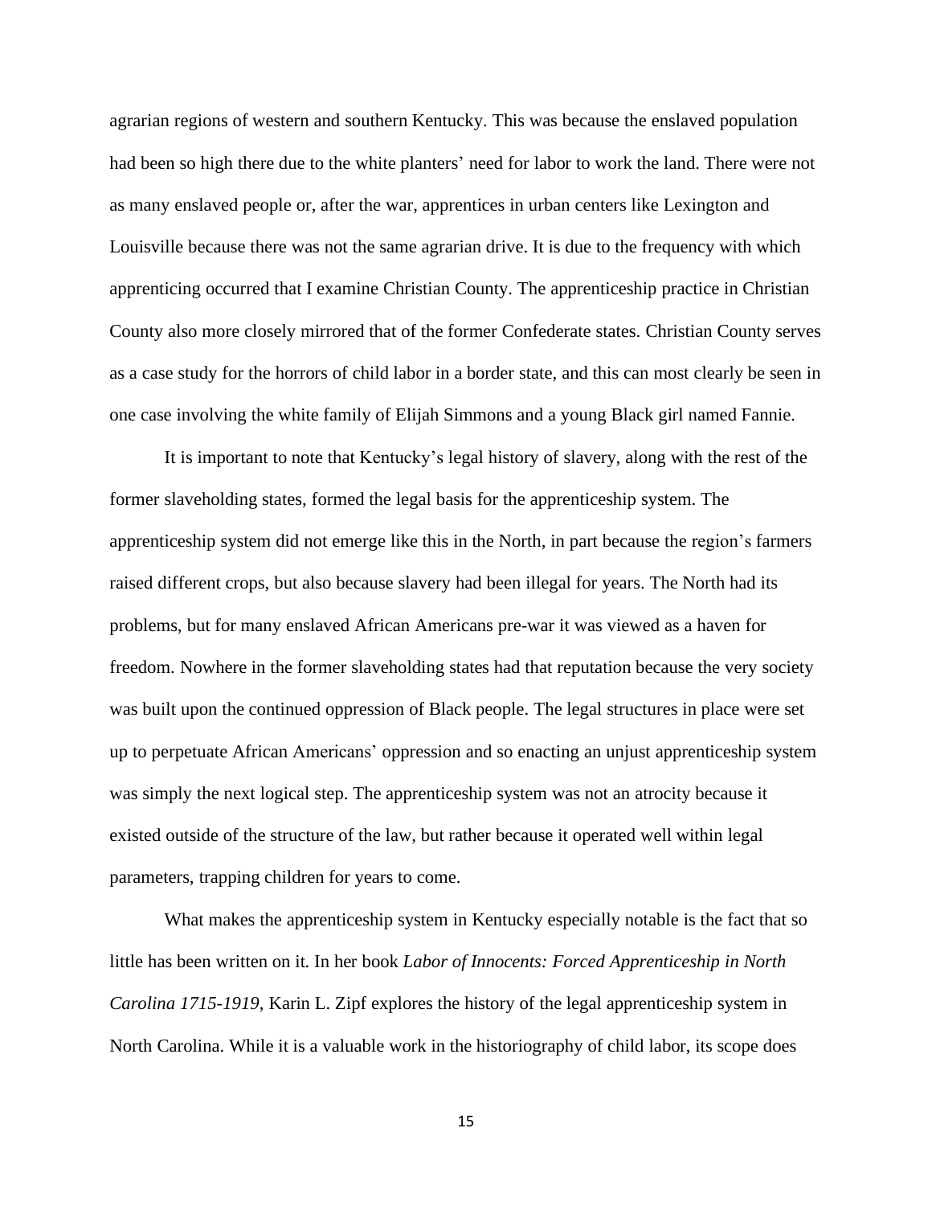agrarian regions of western and southern Kentucky. This was because the enslaved population had been so high there due to the white planters' need for labor to work the land. There were not as many enslaved people or, after the war, apprentices in urban centers like Lexington and Louisville because there was not the same agrarian drive. It is due to the frequency with which apprenticing occurred that I examine Christian County. The apprenticeship practice in Christian County also more closely mirrored that of the former Confederate states. Christian County serves as a case study for the horrors of child labor in a border state, and this can most clearly be seen in one case involving the white family of Elijah Simmons and a young Black girl named Fannie.

It is important to note that Kentucky's legal history of slavery, along with the rest of the former slaveholding states, formed the legal basis for the apprenticeship system. The apprenticeship system did not emerge like this in the North, in part because the region's farmers raised different crops, but also because slavery had been illegal for years. The North had its problems, but for many enslaved African Americans pre-war it was viewed as a haven for freedom. Nowhere in the former slaveholding states had that reputation because the very society was built upon the continued oppression of Black people. The legal structures in place were set up to perpetuate African Americans' oppression and so enacting an unjust apprenticeship system was simply the next logical step. The apprenticeship system was not an atrocity because it existed outside of the structure of the law, but rather because it operated well within legal parameters, trapping children for years to come.

What makes the apprenticeship system in Kentucky especially notable is the fact that so little has been written on it. In her book *Labor of Innocents: Forced Apprenticeship in North Carolina 1715-1919*, Karin L. Zipf explores the history of the legal apprenticeship system in North Carolina. While it is a valuable work in the historiography of child labor, its scope does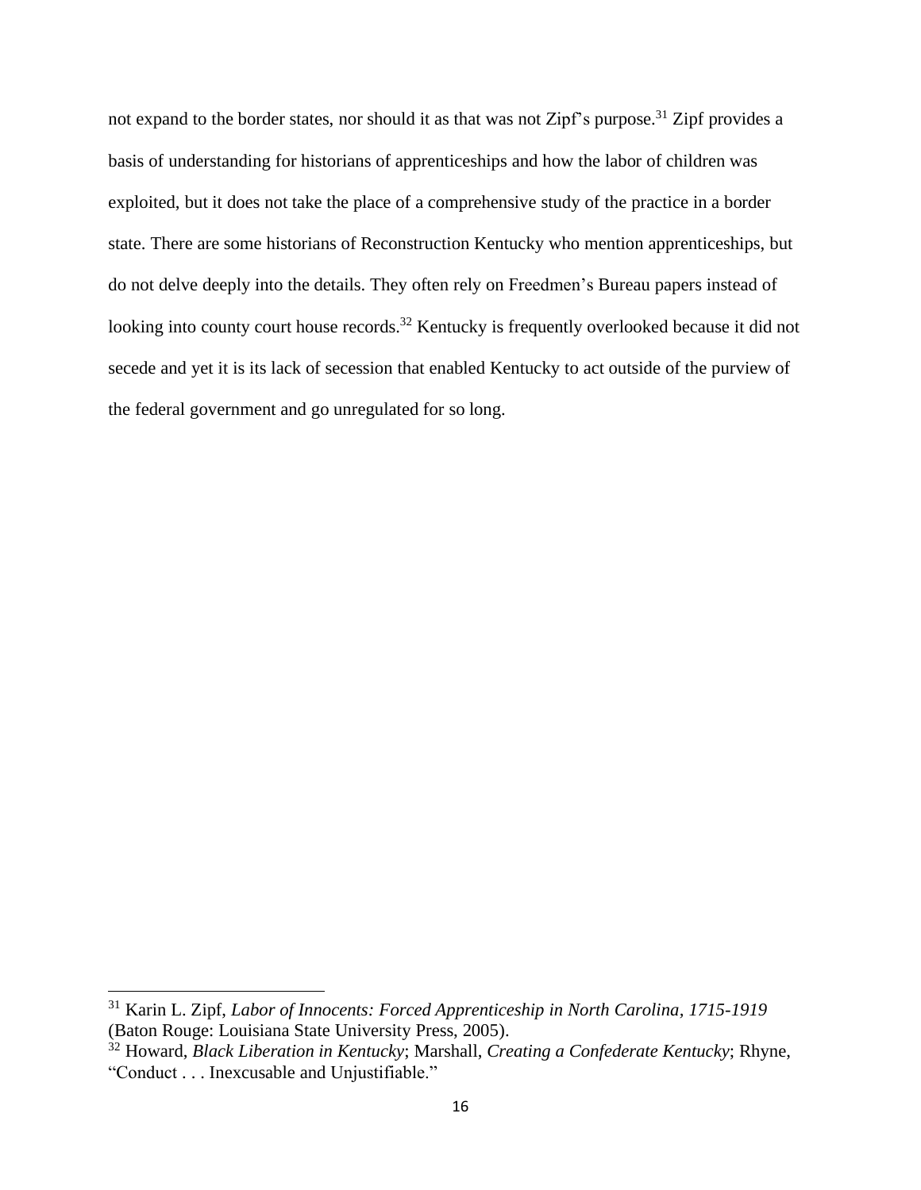not expand to the border states, nor should it as that was not Zipf's purpose.[31] Zipf provides a basis of understanding for historians of apprenticeships and how the labor of children was exploited, but it does not take the place of a comprehensive study of the practice in a border state. There are some historians of Reconstruction Kentucky who mention apprenticeships, but do not delve deeply into the details. They often rely on Freedmen's Bureau papers instead of looking into county court house records.[32] Kentucky is frequently overlooked because it did not secede and yet it is its lack of secession that enabled Kentucky to act outside of the purview of the federal government and go unregulated for so long.

---

[31] Karin L. Zipf, *Labor of Innocents: Forced Apprenticeship in North Carolina, 1715-1919* (Baton Rouge: Louisiana State University Press, 2005).

[32] Howard, *Black Liberation in Kentucky*; Marshall, *Creating a Confederate Kentucky*; Rhyne, "Conduct . . . Inexcusable and Unjustifiable."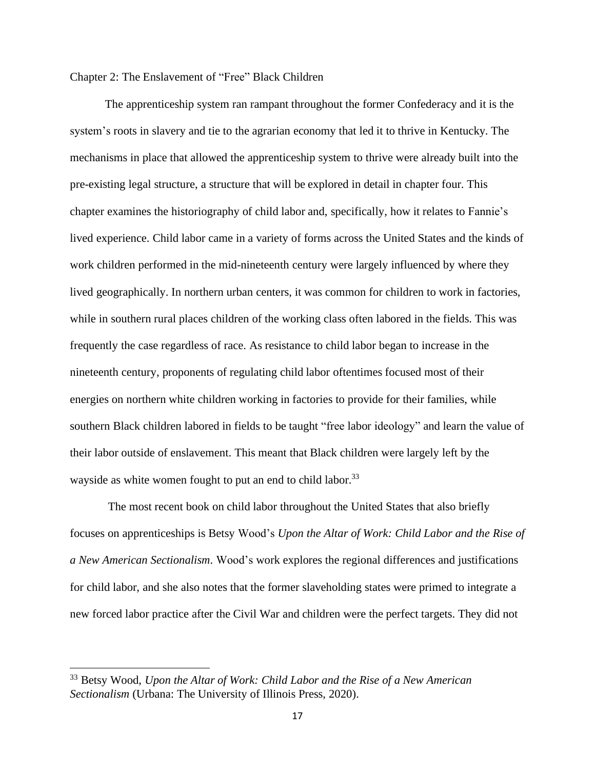## Chapter 2: The Enslavement of "Free" Black Children

The apprenticeship system ran rampant throughout the former Confederacy and it is the system's roots in slavery and tie to the agrarian economy that led it to thrive in Kentucky. The mechanisms in place that allowed the apprenticeship system to thrive were already built into the pre-existing legal structure, a structure that will be explored in detail in chapter four. This chapter examines the historiography of child labor and, specifically, how it relates to Fannie's lived experience. Child labor came in a variety of forms across the United States and the kinds of work children performed in the mid-nineteenth century were largely influenced by where they lived geographically. In northern urban centers, it was common for children to work in factories, while in southern rural places children of the working class often labored in the fields. This was frequently the case regardless of race. As resistance to child labor began to increase in the nineteenth century, proponents of regulating child labor oftentimes focused most of their energies on northern white children working in factories to provide for their families, while southern Black children labored in fields to be taught "free labor ideology" and learn the value of their labor outside of enslavement. This meant that Black children were largely left by the wayside as white women fought to put an end to child labor.[33]

The most recent book on child labor throughout the United States that also briefly focuses on apprenticeships is Betsy Wood's *Upon the Altar of Work: Child Labor and the Rise of a New American Sectionalism*. Wood's work explores the regional differences and justifications for child labor, and she also notes that the former slaveholding states were primed to integrate a new forced labor practice after the Civil War and children were the perfect targets. They did not

[33] Betsy Wood, *Upon the Altar of Work: Child Labor and the Rise of a New American Sectionalism* (Urbana: The University of Illinois Press, 2020).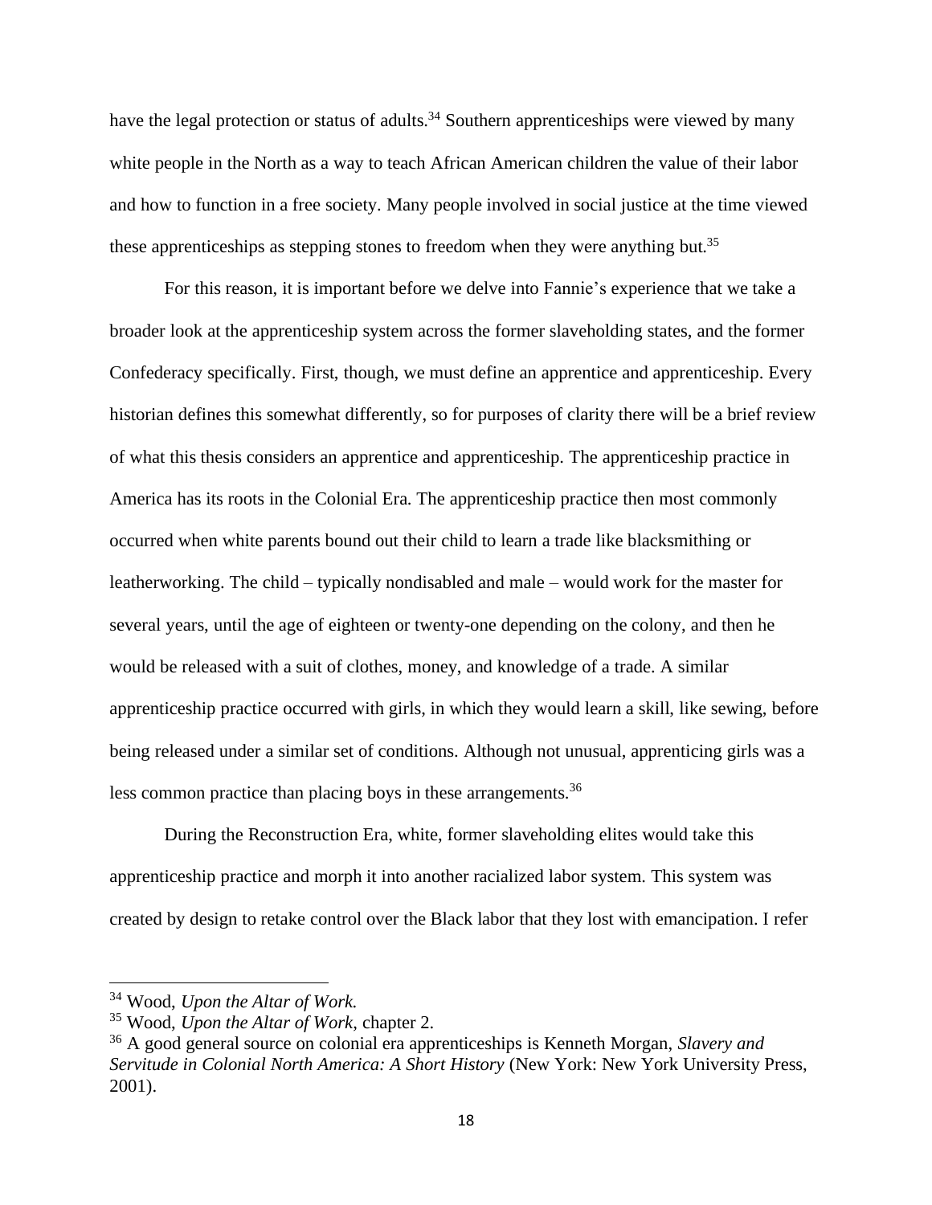have the legal protection or status of adults.[34] Southern apprenticeships were viewed by many white people in the North as a way to teach African American children the value of their labor and how to function in a free society. Many people involved in social justice at the time viewed these apprenticeships as stepping stones to freedom when they were anything but.[35]

For this reason, it is important before we delve into Fannie's experience that we take a broader look at the apprenticeship system across the former slaveholding states, and the former Confederacy specifically. First, though, we must define an apprentice and apprenticeship. Every historian defines this somewhat differently, so for purposes of clarity there will be a brief review of what this thesis considers an apprentice and apprenticeship. The apprenticeship practice in America has its roots in the Colonial Era. The apprenticeship practice then most commonly occurred when white parents bound out their child to learn a trade like blacksmithing or leatherworking. The child – typically nondisabled and male – would work for the master for several years, until the age of eighteen or twenty-one depending on the colony, and then he would be released with a suit of clothes, money, and knowledge of a trade. A similar apprenticeship practice occurred with girls, in which they would learn a skill, like sewing, before being released under a similar set of conditions. Although not unusual, apprenticing girls was a less common practice than placing boys in these arrangements.[36]

During the Reconstruction Era, white, former slaveholding elites would take this apprenticeship practice and morph it into another racialized labor system. This system was created by design to retake control over the Black labor that they lost with emancipation. I refer

---

[34] Wood, *Upon the Altar of Work.*

[35] Wood, *Upon the Altar of Work*, chapter 2.

[36] A good general source on colonial era apprenticeships is Kenneth Morgan, *Slavery and Servitude in Colonial North America: A Short History* (New York: New York University Press, 2001).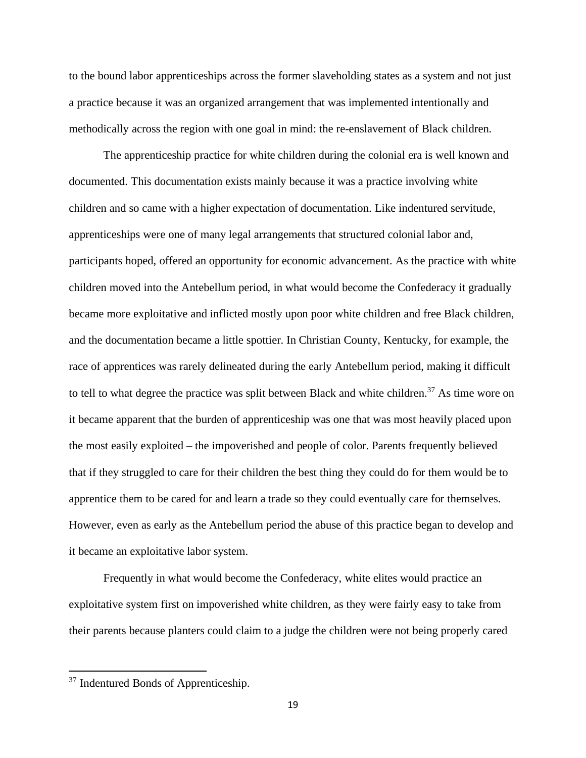to the bound labor apprenticeships across the former slaveholding states as a system and not just a practice because it was an organized arrangement that was implemented intentionally and methodically across the region with one goal in mind: the re-enslavement of Black children.

The apprenticeship practice for white children during the colonial era is well known and documented. This documentation exists mainly because it was a practice involving white children and so came with a higher expectation of documentation. Like indentured servitude, apprenticeships were one of many legal arrangements that structured colonial labor and, participants hoped, offered an opportunity for economic advancement. As the practice with white children moved into the Antebellum period, in what would become the Confederacy it gradually became more exploitative and inflicted mostly upon poor white children and free Black children, and the documentation became a little spottier. In Christian County, Kentucky, for example, the race of apprentices was rarely delineated during the early Antebellum period, making it difficult to tell to what degree the practice was split between Black and white children.[37] As time wore on it became apparent that the burden of apprenticeship was one that was most heavily placed upon the most easily exploited – the impoverished and people of color. Parents frequently believed that if they struggled to care for their children the best thing they could do for them would be to apprentice them to be cared for and learn a trade so they could eventually care for themselves. However, even as early as the Antebellum period the abuse of this practice began to develop and it became an exploitative labor system.

Frequently in what would become the Confederacy, white elites would practice an exploitative system first on impoverished white children, as they were fairly easy to take from their parents because planters could claim to a judge the children were not being properly cared

[37] Indentured Bonds of Apprenticeship.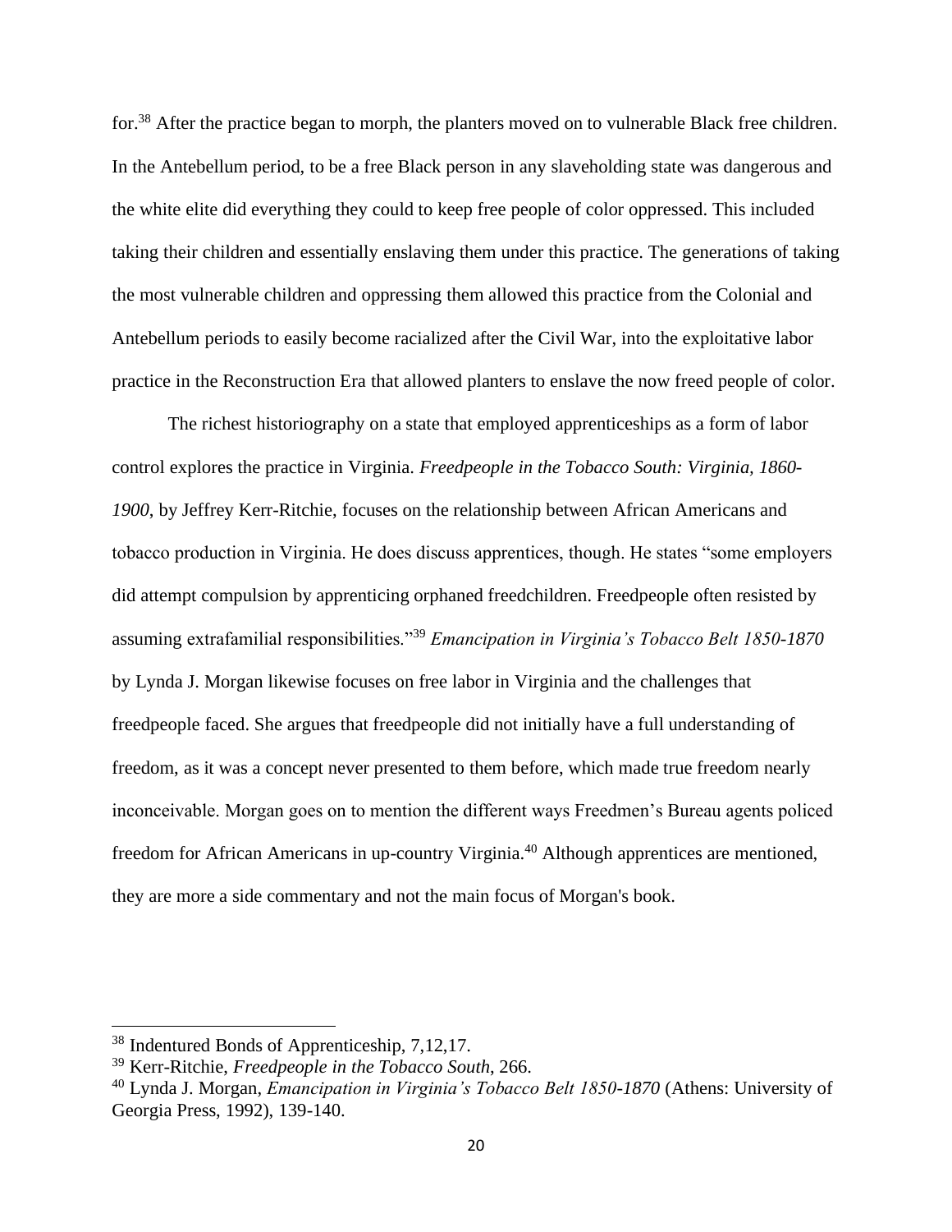for.[38] After the practice began to morph, the planters moved on to vulnerable Black free children. In the Antebellum period, to be a free Black person in any slaveholding state was dangerous and the white elite did everything they could to keep free people of color oppressed. This included taking their children and essentially enslaving them under this practice. The generations of taking the most vulnerable children and oppressing them allowed this practice from the Colonial and Antebellum periods to easily become racialized after the Civil War, into the exploitative labor practice in the Reconstruction Era that allowed planters to enslave the now freed people of color.

The richest historiography on a state that employed apprenticeships as a form of labor control explores the practice in Virginia. *Freedpeople in the Tobacco South: Virginia, 1860-1900*, by Jeffrey Kerr-Ritchie, focuses on the relationship between African Americans and tobacco production in Virginia. He does discuss apprentices, though. He states "some employers did attempt compulsion by apprenticing orphaned freedchildren. Freedpeople often resisted by assuming extrafamilial responsibilities."[39] *Emancipation in Virginia's Tobacco Belt 1850-1870* by Lynda J. Morgan likewise focuses on free labor in Virginia and the challenges that freedpeople faced. She argues that freedpeople did not initially have a full understanding of freedom, as it was a concept never presented to them before, which made true freedom nearly inconceivable. Morgan goes on to mention the different ways Freedmen's Bureau agents policed freedom for African Americans in up-country Virginia.[40] Although apprentices are mentioned, they are more a side commentary and not the main focus of Morgan's book.

---

[38] Indentured Bonds of Apprenticeship, 7,12,17.

[39] Kerr-Ritchie, *Freedpeople in the Tobacco South*, 266.

[40] Lynda J. Morgan, *Emancipation in Virginia's Tobacco Belt 1850-1870* (Athens: University of Georgia Press, 1992), 139-140.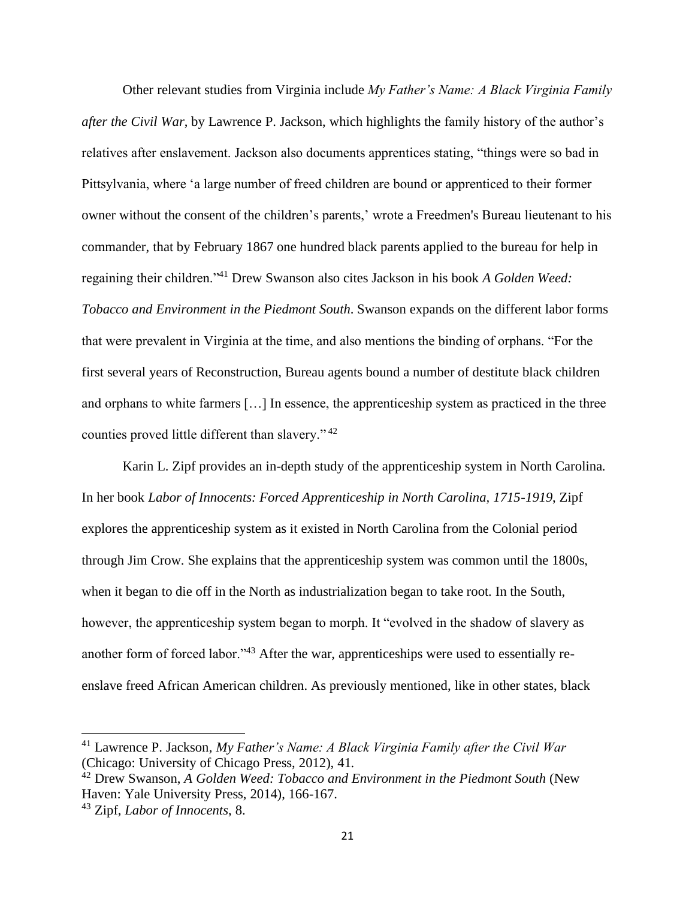Other relevant studies from Virginia include *My Father's Name: A Black Virginia Family after the Civil War*, by Lawrence P. Jackson, which highlights the family history of the author's relatives after enslavement. Jackson also documents apprentices stating, "things were so bad in Pittsylvania, where 'a large number of freed children are bound or apprenticed to their former owner without the consent of the children's parents,' wrote a Freedmen's Bureau lieutenant to his commander, that by February 1867 one hundred black parents applied to the bureau for help in regaining their children."[41] Drew Swanson also cites Jackson in his book *A Golden Weed: Tobacco and Environment in the Piedmont South*. Swanson expands on the different labor forms that were prevalent in Virginia at the time, and also mentions the binding of orphans. "For the first several years of Reconstruction, Bureau agents bound a number of destitute black children and orphans to white farmers […] In essence, the apprenticeship system as practiced in the three counties proved little different than slavery."[42]

Karin L. Zipf provides an in-depth study of the apprenticeship system in North Carolina. In her book *Labor of Innocents: Forced Apprenticeship in North Carolina, 1715-1919*, Zipf explores the apprenticeship system as it existed in North Carolina from the Colonial period through Jim Crow. She explains that the apprenticeship system was common until the 1800s, when it began to die off in the North as industrialization began to take root. In the South, however, the apprenticeship system began to morph. It "evolved in the shadow of slavery as another form of forced labor."[43] After the war, apprenticeships were used to essentially re-enslave freed African American children. As previously mentioned, like in other states, black

---

[41] Lawrence P. Jackson, *My Father's Name: A Black Virginia Family after the Civil War* (Chicago: University of Chicago Press, 2012), 41.

[42] Drew Swanson, *A Golden Weed: Tobacco and Environment in the Piedmont South* (New Haven: Yale University Press, 2014), 166-167.

[43] Zipf, *Labor of Innocents*, 8.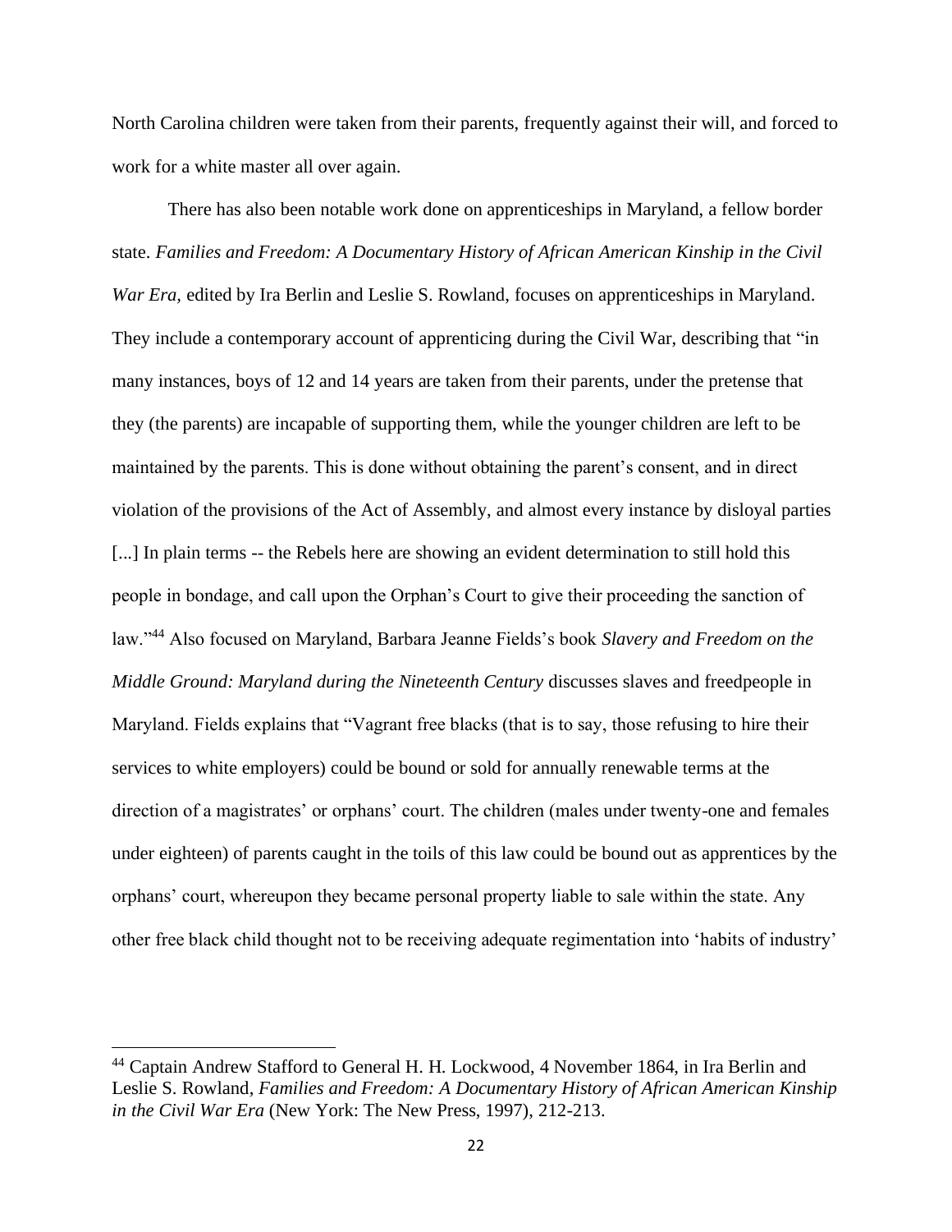North Carolina children were taken from their parents, frequently against their will, and forced to work for a white master all over again.

There has also been notable work done on apprenticeships in Maryland, a fellow border state. *Families and Freedom: A Documentary History of African American Kinship in the Civil War Era,* edited by Ira Berlin and Leslie S. Rowland, focuses on apprenticeships in Maryland. They include a contemporary account of apprenticing during the Civil War, describing that "in many instances, boys of 12 and 14 years are taken from their parents, under the pretense that they (the parents) are incapable of supporting them, while the younger children are left to be maintained by the parents. This is done without obtaining the parent's consent, and in direct violation of the provisions of the Act of Assembly, and almost every instance by disloyal parties [...] In plain terms -- the Rebels here are showing an evident determination to still hold this people in bondage, and call upon the Orphan's Court to give their proceeding the sanction of law."[44] Also focused on Maryland, Barbara Jeanne Fields's book *Slavery and Freedom on the Middle Ground: Maryland during the Nineteenth Century* discusses slaves and freedpeople in Maryland. Fields explains that "Vagrant free blacks (that is to say, those refusing to hire their services to white employers) could be bound or sold for annually renewable terms at the direction of a magistrates' or orphans' court. The children (males under twenty-one and females under eighteen) of parents caught in the toils of this law could be bound out as apprentices by the orphans' court, whereupon they became personal property liable to sale within the state. Any other free black child thought not to be receiving adequate regimentation into 'habits of industry'

[44] Captain Andrew Stafford to General H. H. Lockwood, 4 November 1864, in Ira Berlin and Leslie S. Rowland, *Families and Freedom: A Documentary History of African American Kinship in the Civil War Era* (New York: The New Press, 1997), 212-213.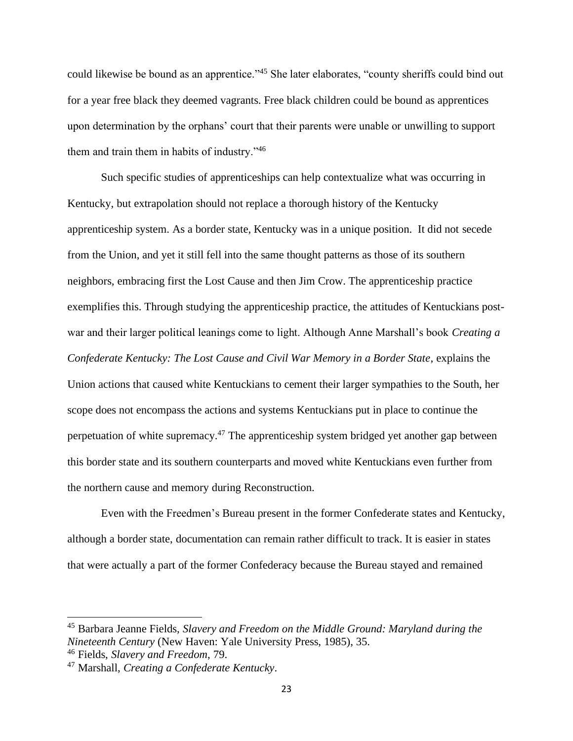could likewise be bound as an apprentice."[45] She later elaborates, "county sheriffs could bind out for a year free black they deemed vagrants. Free black children could be bound as apprentices upon determination by the orphans' court that their parents were unable or unwilling to support them and train them in habits of industry."[46]

Such specific studies of apprenticeships can help contextualize what was occurring in Kentucky, but extrapolation should not replace a thorough history of the Kentucky apprenticeship system. As a border state, Kentucky was in a unique position. It did not secede from the Union, and yet it still fell into the same thought patterns as those of its southern neighbors, embracing first the Lost Cause and then Jim Crow. The apprenticeship practice exemplifies this. Through studying the apprenticeship practice, the attitudes of Kentuckians post-war and their larger political leanings come to light. Although Anne Marshall's book *Creating a Confederate Kentucky: The Lost Cause and Civil War Memory in a Border State*, explains the Union actions that caused white Kentuckians to cement their larger sympathies to the South, her scope does not encompass the actions and systems Kentuckians put in place to continue the perpetuation of white supremacy.[47] The apprenticeship system bridged yet another gap between this border state and its southern counterparts and moved white Kentuckians even further from the northern cause and memory during Reconstruction.

Even with the Freedmen's Bureau present in the former Confederate states and Kentucky, although a border state, documentation can remain rather difficult to track. It is easier in states that were actually a part of the former Confederacy because the Bureau stayed and remained

---

[45] Barbara Jeanne Fields, *Slavery and Freedom on the Middle Ground: Maryland during the Nineteenth Century* (New Haven: Yale University Press, 1985), 35.

[46] Fields, *Slavery and Freedom*, 79.

[47] Marshall, *Creating a Confederate Kentucky*.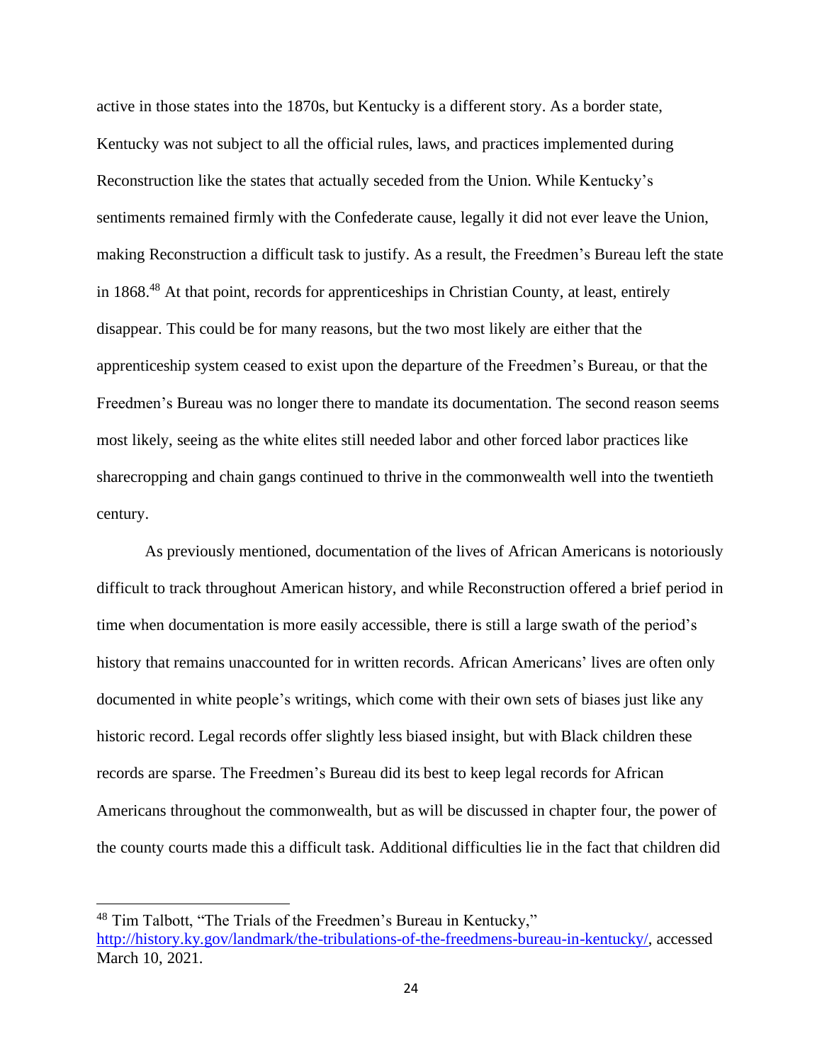active in those states into the 1870s, but Kentucky is a different story. As a border state, Kentucky was not subject to all the official rules, laws, and practices implemented during Reconstruction like the states that actually seceded from the Union. While Kentucky's sentiments remained firmly with the Confederate cause, legally it did not ever leave the Union, making Reconstruction a difficult task to justify. As a result, the Freedmen's Bureau left the state in 1868.[48] At that point, records for apprenticeships in Christian County, at least, entirely disappear. This could be for many reasons, but the two most likely are either that the apprenticeship system ceased to exist upon the departure of the Freedmen's Bureau, or that the Freedmen's Bureau was no longer there to mandate its documentation. The second reason seems most likely, seeing as the white elites still needed labor and other forced labor practices like sharecropping and chain gangs continued to thrive in the commonwealth well into the twentieth century.

As previously mentioned, documentation of the lives of African Americans is notoriously difficult to track throughout American history, and while Reconstruction offered a brief period in time when documentation is more easily accessible, there is still a large swath of the period's history that remains unaccounted for in written records. African Americans' lives are often only documented in white people's writings, which come with their own sets of biases just like any historic record. Legal records offer slightly less biased insight, but with Black children these records are sparse. The Freedmen's Bureau did its best to keep legal records for African Americans throughout the commonwealth, but as will be discussed in chapter four, the power of the county courts made this a difficult task. Additional difficulties lie in the fact that children did

---

[48] Tim Talbott, "The Trials of the Freedmen's Bureau in Kentucky," http://history.ky.gov/landmark/the-tribulations-of-the-freedmens-bureau-in-kentucky/, accessed March 10, 2021.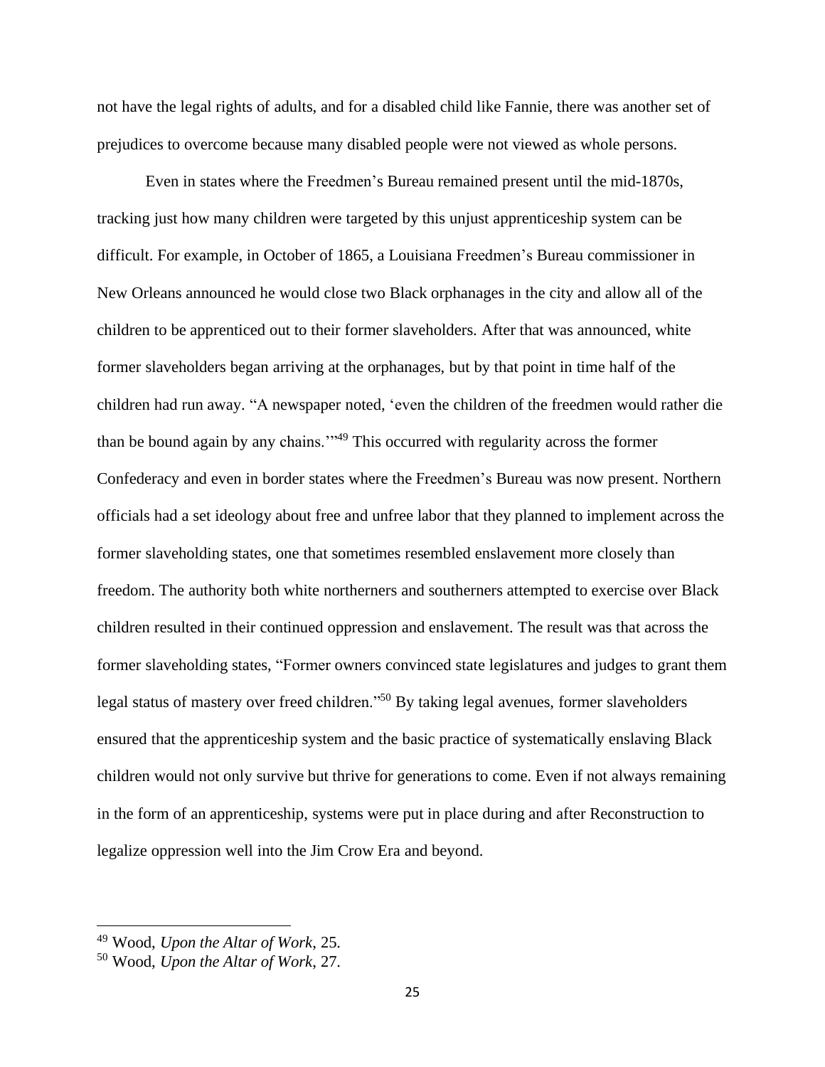not have the legal rights of adults, and for a disabled child like Fannie, there was another set of prejudices to overcome because many disabled people were not viewed as whole persons.

Even in states where the Freedmen's Bureau remained present until the mid-1870s, tracking just how many children were targeted by this unjust apprenticeship system can be difficult. For example, in October of 1865, a Louisiana Freedmen's Bureau commissioner in New Orleans announced he would close two Black orphanages in the city and allow all of the children to be apprenticed out to their former slaveholders. After that was announced, white former slaveholders began arriving at the orphanages, but by that point in time half of the children had run away. "A newspaper noted, 'even the children of the freedmen would rather die than be bound again by any chains.'"[49] This occurred with regularity across the former Confederacy and even in border states where the Freedmen's Bureau was now present. Northern officials had a set ideology about free and unfree labor that they planned to implement across the former slaveholding states, one that sometimes resembled enslavement more closely than freedom. The authority both white northerners and southerners attempted to exercise over Black children resulted in their continued oppression and enslavement. The result was that across the former slaveholding states, "Former owners convinced state legislatures and judges to grant them legal status of mastery over freed children."[50] By taking legal avenues, former slaveholders ensured that the apprenticeship system and the basic practice of systematically enslaving Black children would not only survive but thrive for generations to come. Even if not always remaining in the form of an apprenticeship, systems were put in place during and after Reconstruction to legalize oppression well into the Jim Crow Era and beyond.

---

[49] Wood, *Upon the Altar of Work*, 25.
[50] Wood, *Upon the Altar of Work*, 27.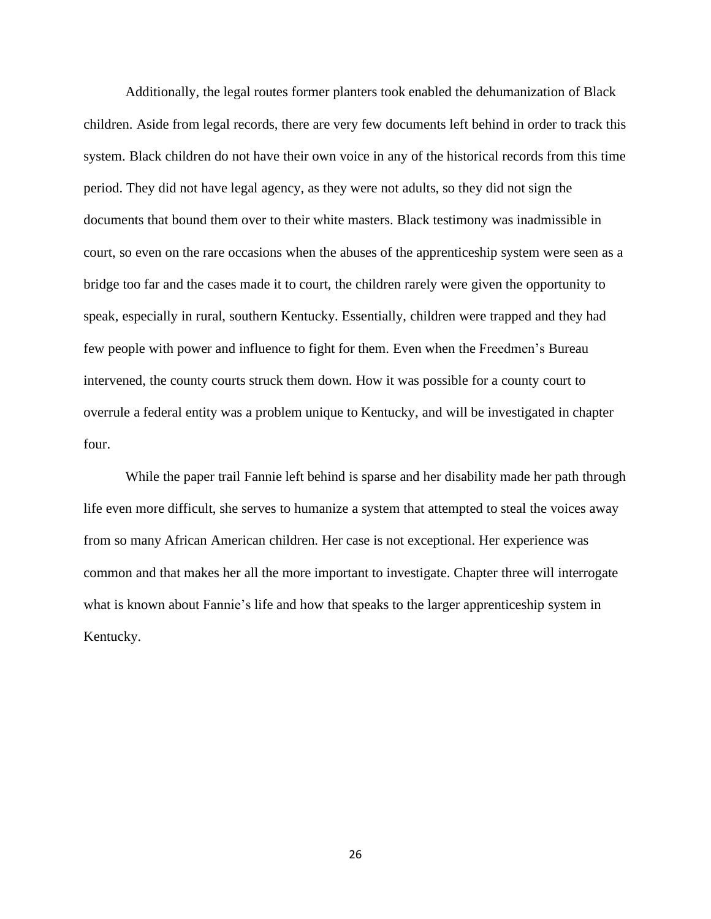Additionally, the legal routes former planters took enabled the dehumanization of Black children. Aside from legal records, there are very few documents left behind in order to track this system. Black children do not have their own voice in any of the historical records from this time period. They did not have legal agency, as they were not adults, so they did not sign the documents that bound them over to their white masters. Black testimony was inadmissible in court, so even on the rare occasions when the abuses of the apprenticeship system were seen as a bridge too far and the cases made it to court, the children rarely were given the opportunity to speak, especially in rural, southern Kentucky. Essentially, children were trapped and they had few people with power and influence to fight for them. Even when the Freedmen's Bureau intervened, the county courts struck them down. How it was possible for a county court to overrule a federal entity was a problem unique to Kentucky, and will be investigated in chapter four.

While the paper trail Fannie left behind is sparse and her disability made her path through life even more difficult, she serves to humanize a system that attempted to steal the voices away from so many African American children. Her case is not exceptional. Her experience was common and that makes her all the more important to investigate. Chapter three will interrogate what is known about Fannie's life and how that speaks to the larger apprenticeship system in Kentucky.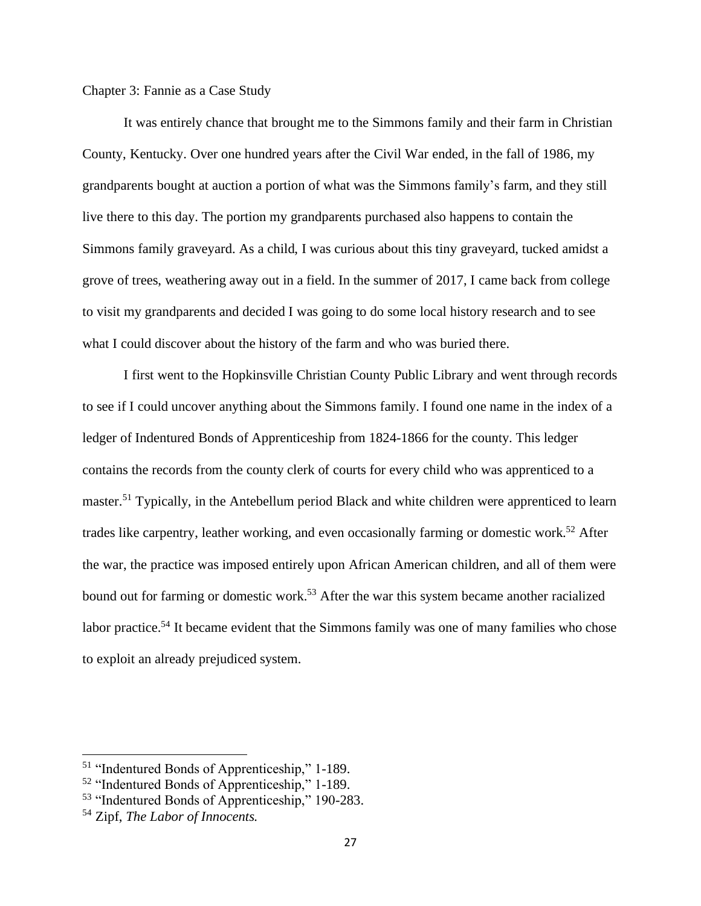## Chapter 3: Fannie as a Case Study

It was entirely chance that brought me to the Simmons family and their farm in Christian County, Kentucky. Over one hundred years after the Civil War ended, in the fall of 1986, my grandparents bought at auction a portion of what was the Simmons family's farm, and they still live there to this day. The portion my grandparents purchased also happens to contain the Simmons family graveyard. As a child, I was curious about this tiny graveyard, tucked amidst a grove of trees, weathering away out in a field. In the summer of 2017, I came back from college to visit my grandparents and decided I was going to do some local history research and to see what I could discover about the history of the farm and who was buried there.

I first went to the Hopkinsville Christian County Public Library and went through records to see if I could uncover anything about the Simmons family. I found one name in the index of a ledger of Indentured Bonds of Apprenticeship from 1824-1866 for the county. This ledger contains the records from the county clerk of courts for every child who was apprenticed to a master.[51] Typically, in the Antebellum period Black and white children were apprenticed to learn trades like carpentry, leather working, and even occasionally farming or domestic work.[52] After the war, the practice was imposed entirely upon African American children, and all of them were bound out for farming or domestic work.[53] After the war this system became another racialized labor practice.[54] It became evident that the Simmons family was one of many families who chose to exploit an already prejudiced system.

---

[51] "Indentured Bonds of Apprenticeship," 1-189.
[52] "Indentured Bonds of Apprenticeship," 1-189.
[53] "Indentured Bonds of Apprenticeship," 190-283.
[54] Zipf, *The Labor of Innocents.*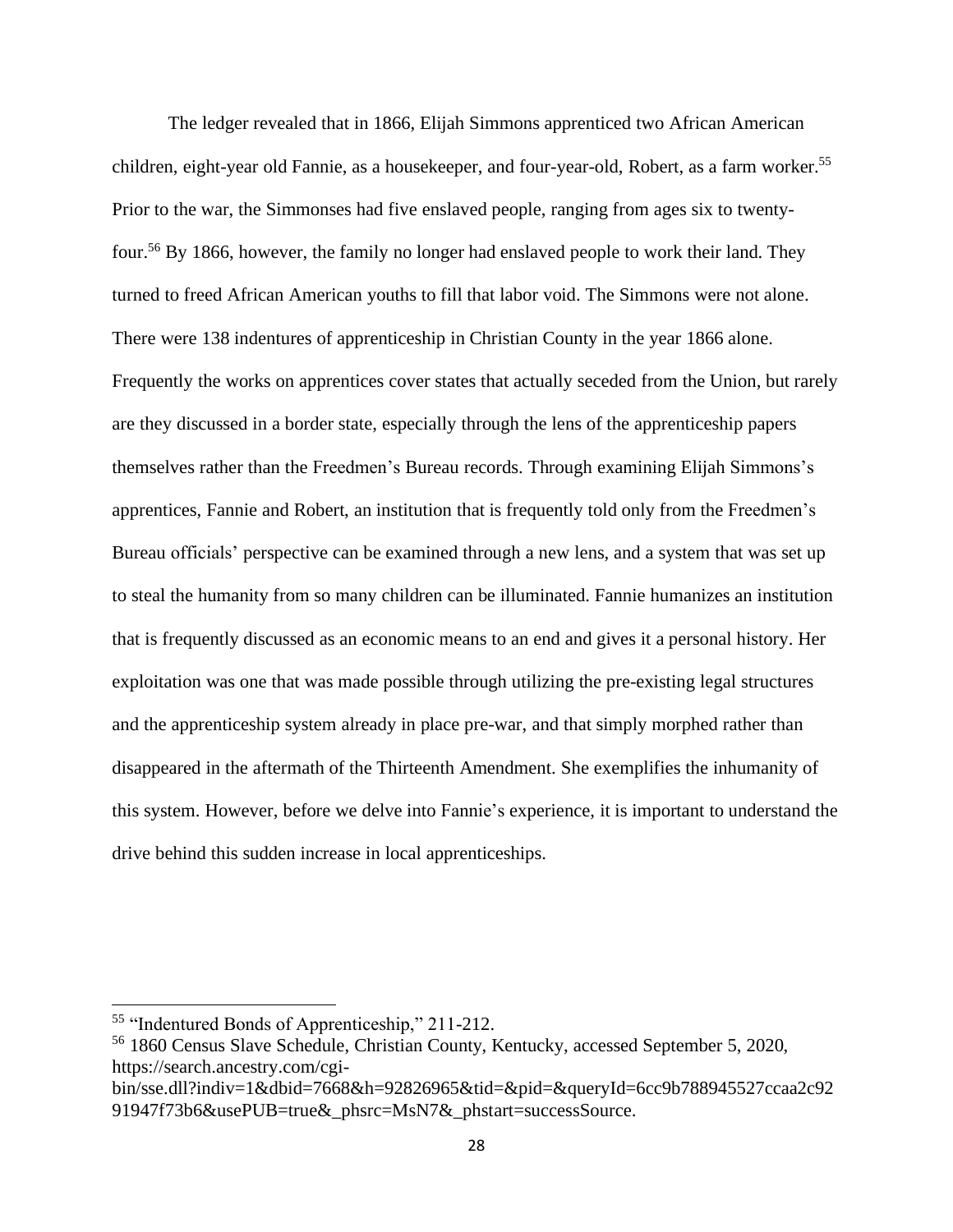The ledger revealed that in 1866, Elijah Simmons apprenticed two African American children, eight-year old Fannie, as a housekeeper, and four-year-old, Robert, as a farm worker.[55] Prior to the war, the Simmonses had five enslaved people, ranging from ages six to twenty-four.[56] By 1866, however, the family no longer had enslaved people to work their land. They turned to freed African American youths to fill that labor void. The Simmons were not alone. There were 138 indentures of apprenticeship in Christian County in the year 1866 alone. Frequently the works on apprentices cover states that actually seceded from the Union, but rarely are they discussed in a border state, especially through the lens of the apprenticeship papers themselves rather than the Freedmen's Bureau records. Through examining Elijah Simmons's apprentices, Fannie and Robert, an institution that is frequently told only from the Freedmen's Bureau officials' perspective can be examined through a new lens, and a system that was set up to steal the humanity from so many children can be illuminated. Fannie humanizes an institution that is frequently discussed as an economic means to an end and gives it a personal history. Her exploitation was one that was made possible through utilizing the pre-existing legal structures and the apprenticeship system already in place pre-war, and that simply morphed rather than disappeared in the aftermath of the Thirteenth Amendment. She exemplifies the inhumanity of this system. However, before we delve into Fannie's experience, it is important to understand the drive behind this sudden increase in local apprenticeships.

---

[55] "Indentured Bonds of Apprenticeship," 211-212.

[56] 1860 Census Slave Schedule, Christian County, Kentucky, accessed September 5, 2020, https://search.ancestry.com/cgi-bin/sse.dll?indiv=1&dbid=7668&h=92826965&tid=&pid=&queryId=6cc9b788945527ccaa2c9291947f73b6&usePUB=true&_phsrc=MsN7&_phstart=successSource.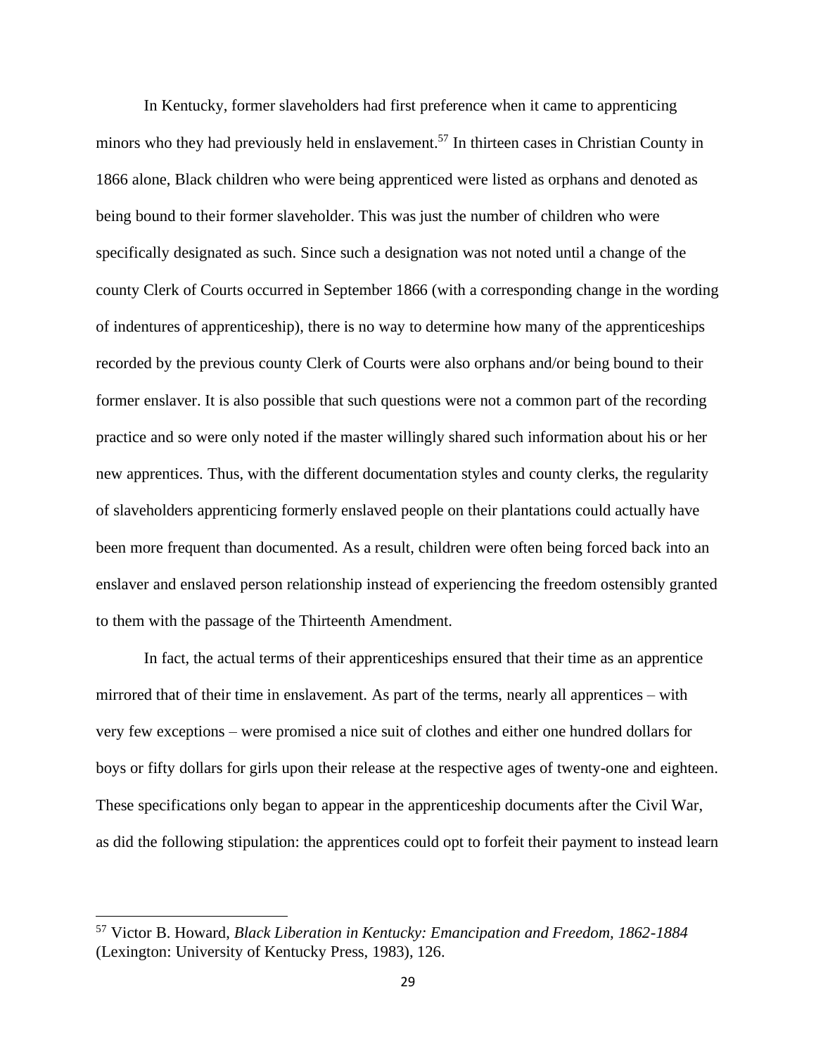In Kentucky, former slaveholders had first preference when it came to apprenticing minors who they had previously held in enslavement.[57] In thirteen cases in Christian County in 1866 alone, Black children who were being apprenticed were listed as orphans and denoted as being bound to their former slaveholder. This was just the number of children who were specifically designated as such. Since such a designation was not noted until a change of the county Clerk of Courts occurred in September 1866 (with a corresponding change in the wording of indentures of apprenticeship), there is no way to determine how many of the apprenticeships recorded by the previous county Clerk of Courts were also orphans and/or being bound to their former enslaver. It is also possible that such questions were not a common part of the recording practice and so were only noted if the master willingly shared such information about his or her new apprentices. Thus, with the different documentation styles and county clerks, the regularity of slaveholders apprenticing formerly enslaved people on their plantations could actually have been more frequent than documented. As a result, children were often being forced back into an enslaver and enslaved person relationship instead of experiencing the freedom ostensibly granted to them with the passage of the Thirteenth Amendment.

In fact, the actual terms of their apprenticeships ensured that their time as an apprentice mirrored that of their time in enslavement. As part of the terms, nearly all apprentices – with very few exceptions – were promised a nice suit of clothes and either one hundred dollars for boys or fifty dollars for girls upon their release at the respective ages of twenty-one and eighteen. These specifications only began to appear in the apprenticeship documents after the Civil War, as did the following stipulation: the apprentices could opt to forfeit their payment to instead learn

[57] Victor B. Howard, *Black Liberation in Kentucky: Emancipation and Freedom, 1862-1884* (Lexington: University of Kentucky Press, 1983), 126.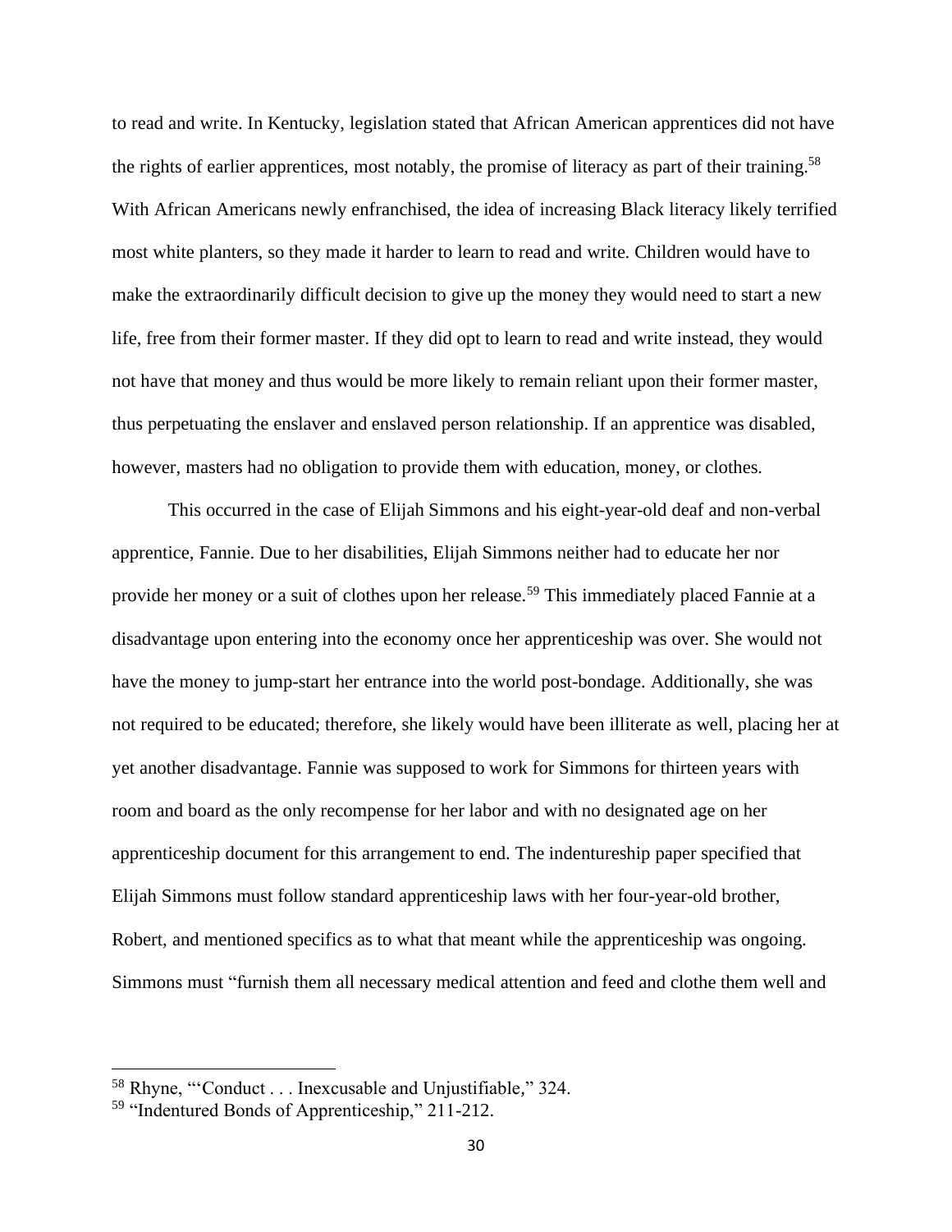to read and write. In Kentucky, legislation stated that African American apprentices did not have the rights of earlier apprentices, most notably, the promise of literacy as part of their training.[58] With African Americans newly enfranchised, the idea of increasing Black literacy likely terrified most white planters, so they made it harder to learn to read and write. Children would have to make the extraordinarily difficult decision to give up the money they would need to start a new life, free from their former master. If they did opt to learn to read and write instead, they would not have that money and thus would be more likely to remain reliant upon their former master, thus perpetuating the enslaver and enslaved person relationship. If an apprentice was disabled, however, masters had no obligation to provide them with education, money, or clothes.

This occurred in the case of Elijah Simmons and his eight-year-old deaf and non-verbal apprentice, Fannie. Due to her disabilities, Elijah Simmons neither had to educate her nor provide her money or a suit of clothes upon her release.[59] This immediately placed Fannie at a disadvantage upon entering into the economy once her apprenticeship was over. She would not have the money to jump-start her entrance into the world post-bondage. Additionally, she was not required to be educated; therefore, she likely would have been illiterate as well, placing her at yet another disadvantage. Fannie was supposed to work for Simmons for thirteen years with room and board as the only recompense for her labor and with no designated age on her apprenticeship document for this arrangement to end. The indentureship paper specified that Elijah Simmons must follow standard apprenticeship laws with her four-year-old brother, Robert, and mentioned specifics as to what that meant while the apprenticeship was ongoing. Simmons must "furnish them all necessary medical attention and feed and clothe them well and

---

[58] Rhyne, "'Conduct . . . Inexcusable and Unjustifiable," 324.

[59] "Indentured Bonds of Apprenticeship," 211-212.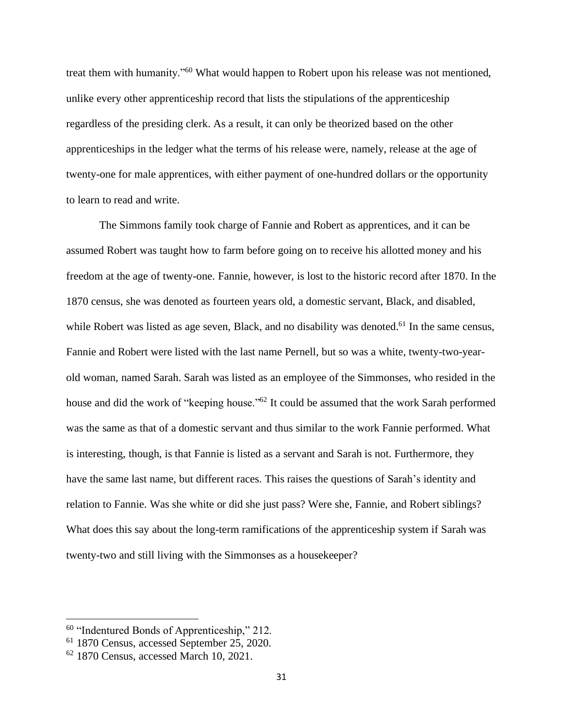treat them with humanity."[60] What would happen to Robert upon his release was not mentioned, unlike every other apprenticeship record that lists the stipulations of the apprenticeship regardless of the presiding clerk. As a result, it can only be theorized based on the other apprenticeships in the ledger what the terms of his release were, namely, release at the age of twenty-one for male apprentices, with either payment of one-hundred dollars or the opportunity to learn to read and write.

The Simmons family took charge of Fannie and Robert as apprentices, and it can be assumed Robert was taught how to farm before going on to receive his allotted money and his freedom at the age of twenty-one. Fannie, however, is lost to the historic record after 1870. In the 1870 census, she was denoted as fourteen years old, a domestic servant, Black, and disabled, while Robert was listed as age seven, Black, and no disability was denoted.[61] In the same census, Fannie and Robert were listed with the last name Pernell, but so was a white, twenty-two-year-old woman, named Sarah. Sarah was listed as an employee of the Simmonses, who resided in the house and did the work of "keeping house."[62] It could be assumed that the work Sarah performed was the same as that of a domestic servant and thus similar to the work Fannie performed. What is interesting, though, is that Fannie is listed as a servant and Sarah is not. Furthermore, they have the same last name, but different races. This raises the questions of Sarah's identity and relation to Fannie. Was she white or did she just pass? Were she, Fannie, and Robert siblings? What does this say about the long-term ramifications of the apprenticeship system if Sarah was twenty-two and still living with the Simmonses as a housekeeper?

---

[60] "Indentured Bonds of Apprenticeship," 212.

[61] 1870 Census, accessed September 25, 2020.

[62] 1870 Census, accessed March 10, 2021.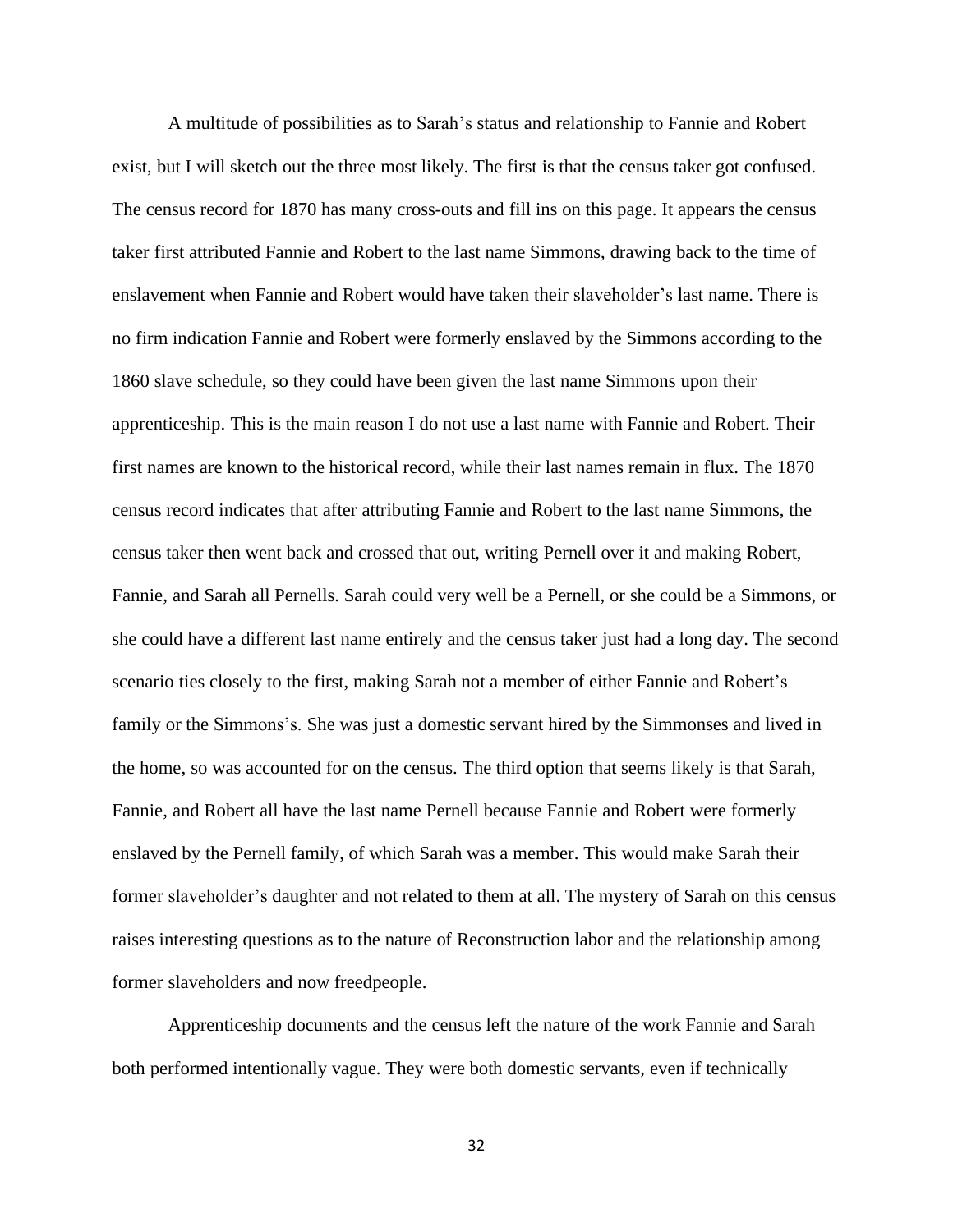A multitude of possibilities as to Sarah's status and relationship to Fannie and Robert exist, but I will sketch out the three most likely. The first is that the census taker got confused. The census record for 1870 has many cross-outs and fill ins on this page. It appears the census taker first attributed Fannie and Robert to the last name Simmons, drawing back to the time of enslavement when Fannie and Robert would have taken their slaveholder's last name. There is no firm indication Fannie and Robert were formerly enslaved by the Simmons according to the 1860 slave schedule, so they could have been given the last name Simmons upon their apprenticeship. This is the main reason I do not use a last name with Fannie and Robert. Their first names are known to the historical record, while their last names remain in flux. The 1870 census record indicates that after attributing Fannie and Robert to the last name Simmons, the census taker then went back and crossed that out, writing Pernell over it and making Robert, Fannie, and Sarah all Pernells. Sarah could very well be a Pernell, or she could be a Simmons, or she could have a different last name entirely and the census taker just had a long day. The second scenario ties closely to the first, making Sarah not a member of either Fannie and Robert's family or the Simmons's. She was just a domestic servant hired by the Simmonses and lived in the home, so was accounted for on the census. The third option that seems likely is that Sarah, Fannie, and Robert all have the last name Pernell because Fannie and Robert were formerly enslaved by the Pernell family, of which Sarah was a member. This would make Sarah their former slaveholder's daughter and not related to them at all. The mystery of Sarah on this census raises interesting questions as to the nature of Reconstruction labor and the relationship among former slaveholders and now freedpeople.

Apprenticeship documents and the census left the nature of the work Fannie and Sarah both performed intentionally vague. They were both domestic servants, even if technically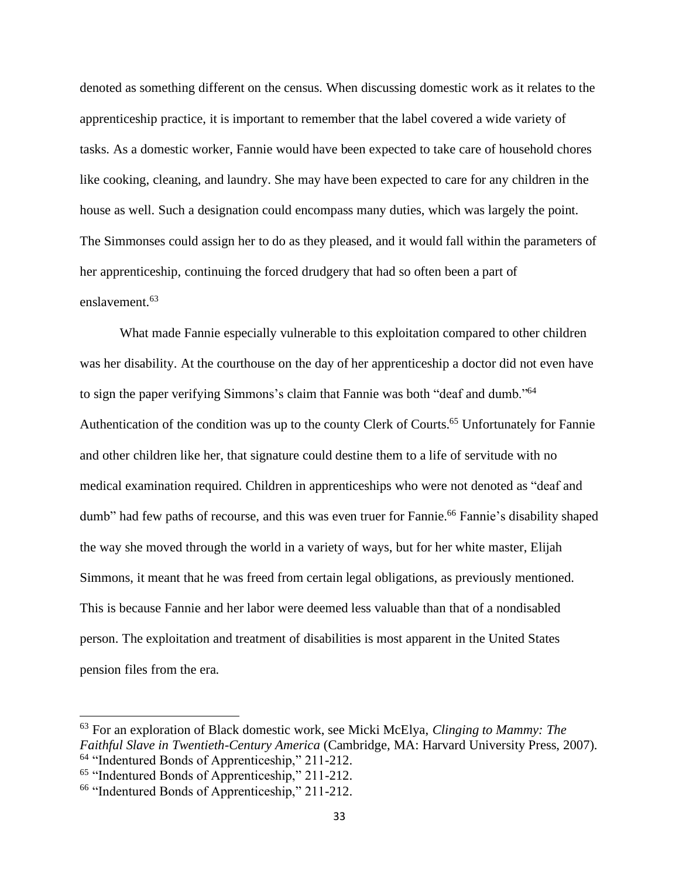denoted as something different on the census. When discussing domestic work as it relates to the apprenticeship practice, it is important to remember that the label covered a wide variety of tasks. As a domestic worker, Fannie would have been expected to take care of household chores like cooking, cleaning, and laundry. She may have been expected to care for any children in the house as well. Such a designation could encompass many duties, which was largely the point. The Simmonses could assign her to do as they pleased, and it would fall within the parameters of her apprenticeship, continuing the forced drudgery that had so often been a part of enslavement.[63]

What made Fannie especially vulnerable to this exploitation compared to other children was her disability. At the courthouse on the day of her apprenticeship a doctor did not even have to sign the paper verifying Simmons's claim that Fannie was both "deaf and dumb."[64] Authentication of the condition was up to the county Clerk of Courts.[65] Unfortunately for Fannie and other children like her, that signature could destine them to a life of servitude with no medical examination required. Children in apprenticeships who were not denoted as "deaf and dumb" had few paths of recourse, and this was even truer for Fannie.[66] Fannie's disability shaped the way she moved through the world in a variety of ways, but for her white master, Elijah Simmons, it meant that he was freed from certain legal obligations, as previously mentioned. This is because Fannie and her labor were deemed less valuable than that of a nondisabled person. The exploitation and treatment of disabilities is most apparent in the United States pension files from the era.

---

[63] For an exploration of Black domestic work, see Micki McElya, *Clinging to Mammy: The Faithful Slave in Twentieth-Century America* (Cambridge, MA: Harvard University Press, 2007).

[64] "Indentured Bonds of Apprenticeship," 211-212.

[65] "Indentured Bonds of Apprenticeship," 211-212.

[66] "Indentured Bonds of Apprenticeship," 211-212.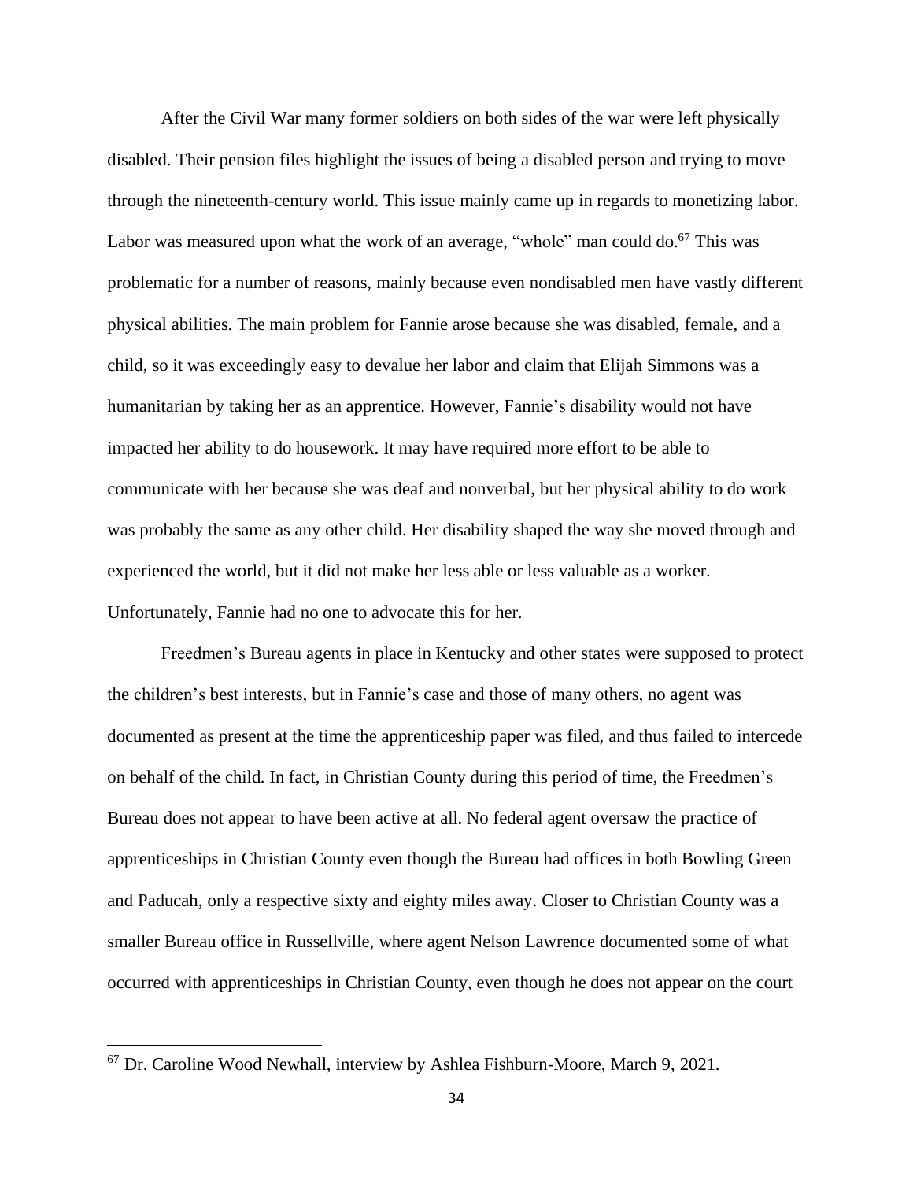After the Civil War many former soldiers on both sides of the war were left physically disabled. Their pension files highlight the issues of being a disabled person and trying to move through the nineteenth-century world. This issue mainly came up in regards to monetizing labor. Labor was measured upon what the work of an average, "whole" man could do.[67] This was problematic for a number of reasons, mainly because even nondisabled men have vastly different physical abilities. The main problem for Fannie arose because she was disabled, female, and a child, so it was exceedingly easy to devalue her labor and claim that Elijah Simmons was a humanitarian by taking her as an apprentice. However, Fannie's disability would not have impacted her ability to do housework. It may have required more effort to be able to communicate with her because she was deaf and nonverbal, but her physical ability to do work was probably the same as any other child. Her disability shaped the way she moved through and experienced the world, but it did not make her less able or less valuable as a worker. Unfortunately, Fannie had no one to advocate this for her.

Freedmen's Bureau agents in place in Kentucky and other states were supposed to protect the children's best interests, but in Fannie's case and those of many others, no agent was documented as present at the time the apprenticeship paper was filed, and thus failed to intercede on behalf of the child. In fact, in Christian County during this period of time, the Freedmen's Bureau does not appear to have been active at all. No federal agent oversaw the practice of apprenticeships in Christian County even though the Bureau had offices in both Bowling Green and Paducah, only a respective sixty and eighty miles away. Closer to Christian County was a smaller Bureau office in Russellville, where agent Nelson Lawrence documented some of what occurred with apprenticeships in Christian County, even though he does not appear on the court

---

[67] Dr. Caroline Wood Newhall, interview by Ashlea Fishburn-Moore, March 9, 2021.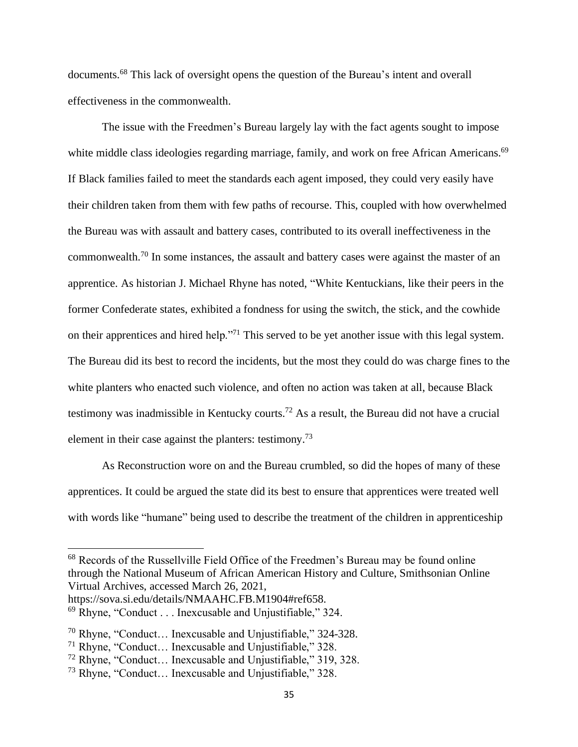documents.[68] This lack of oversight opens the question of the Bureau's intent and overall effectiveness in the commonwealth.

The issue with the Freedmen's Bureau largely lay with the fact agents sought to impose white middle class ideologies regarding marriage, family, and work on free African Americans.[69] If Black families failed to meet the standards each agent imposed, they could very easily have their children taken from them with few paths of recourse. This, coupled with how overwhelmed the Bureau was with assault and battery cases, contributed to its overall ineffectiveness in the commonwealth.[70] In some instances, the assault and battery cases were against the master of an apprentice. As historian J. Michael Rhyne has noted, "White Kentuckians, like their peers in the former Confederate states, exhibited a fondness for using the switch, the stick, and the cowhide on their apprentices and hired help."[71] This served to be yet another issue with this legal system. The Bureau did its best to record the incidents, but the most they could do was charge fines to the white planters who enacted such violence, and often no action was taken at all, because Black testimony was inadmissible in Kentucky courts.[72] As a result, the Bureau did not have a crucial element in their case against the planters: testimony.[73]

As Reconstruction wore on and the Bureau crumbled, so did the hopes of many of these apprentices. It could be argued the state did its best to ensure that apprentices were treated well with words like "humane" being used to describe the treatment of the children in apprenticeship

---

[68] Records of the Russellville Field Office of the Freedmen's Bureau may be found online through the National Museum of African American History and Culture, Smithsonian Online Virtual Archives, accessed March 26, 2021, https://sova.si.edu/details/NMAAHC.FB.M1904#ref658.

[69] Rhyne, "Conduct . . . Inexcusable and Unjustifiable," 324.

[70] Rhyne, "Conduct… Inexcusable and Unjustifiable," 324-328.

[71] Rhyne, "Conduct… Inexcusable and Unjustifiable," 328.

[72] Rhyne, "Conduct… Inexcusable and Unjustifiable," 319, 328.

[73] Rhyne, "Conduct… Inexcusable and Unjustifiable," 328.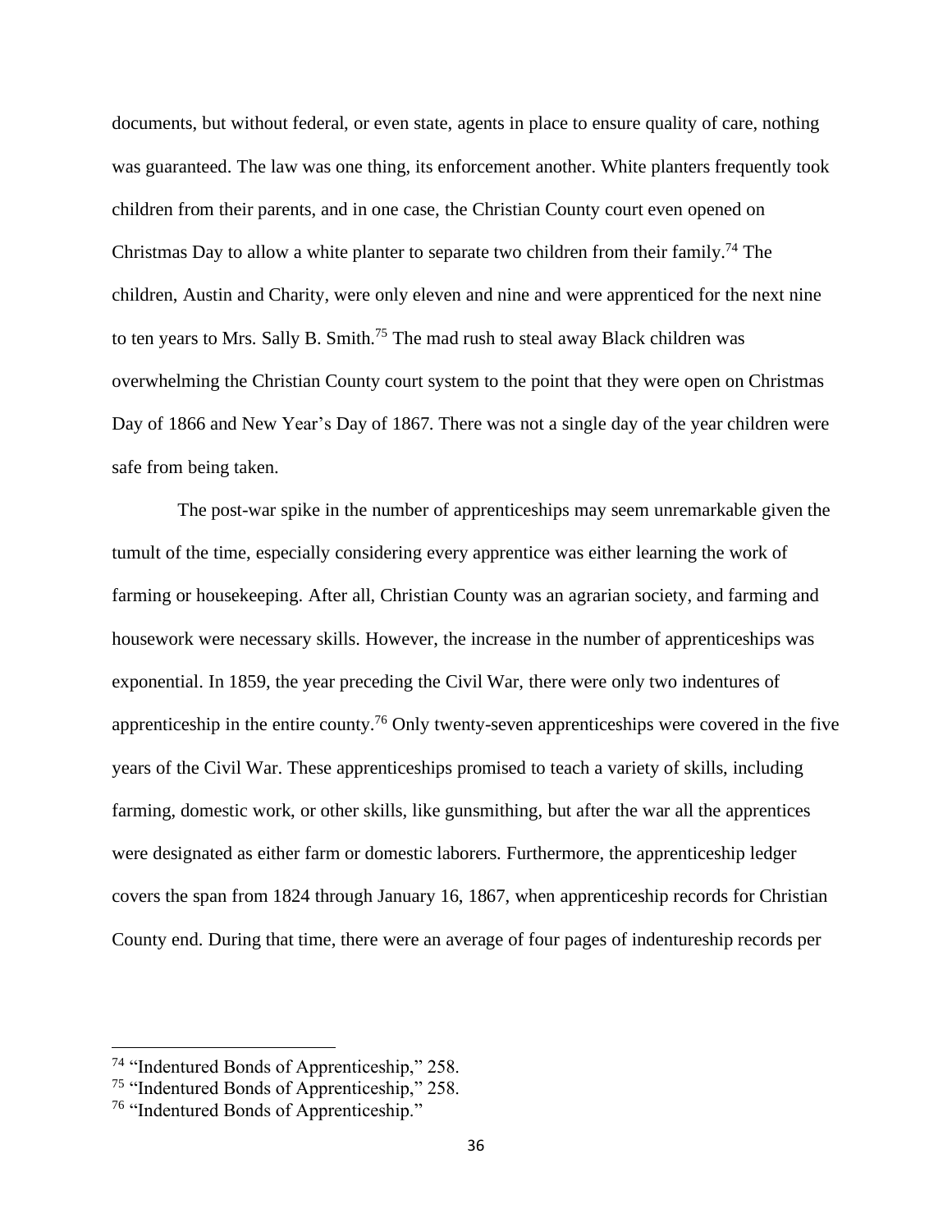documents, but without federal, or even state, agents in place to ensure quality of care, nothing was guaranteed. The law was one thing, its enforcement another. White planters frequently took children from their parents, and in one case, the Christian County court even opened on Christmas Day to allow a white planter to separate two children from their family.[74] The children, Austin and Charity, were only eleven and nine and were apprenticed for the next nine to ten years to Mrs. Sally B. Smith.[75] The mad rush to steal away Black children was overwhelming the Christian County court system to the point that they were open on Christmas Day of 1866 and New Year's Day of 1867. There was not a single day of the year children were safe from being taken.

The post-war spike in the number of apprenticeships may seem unremarkable given the tumult of the time, especially considering every apprentice was either learning the work of farming or housekeeping. After all, Christian County was an agrarian society, and farming and housework were necessary skills. However, the increase in the number of apprenticeships was exponential. In 1859, the year preceding the Civil War, there were only two indentures of apprenticeship in the entire county.[76] Only twenty-seven apprenticeships were covered in the five years of the Civil War. These apprenticeships promised to teach a variety of skills, including farming, domestic work, or other skills, like gunsmithing, but after the war all the apprentices were designated as either farm or domestic laborers. Furthermore, the apprenticeship ledger covers the span from 1824 through January 16, 1867, when apprenticeship records for Christian County end. During that time, there were an average of four pages of indentureship records per

[74] "Indentured Bonds of Apprenticeship," 258.

[75] "Indentured Bonds of Apprenticeship," 258.

[76] "Indentured Bonds of Apprenticeship."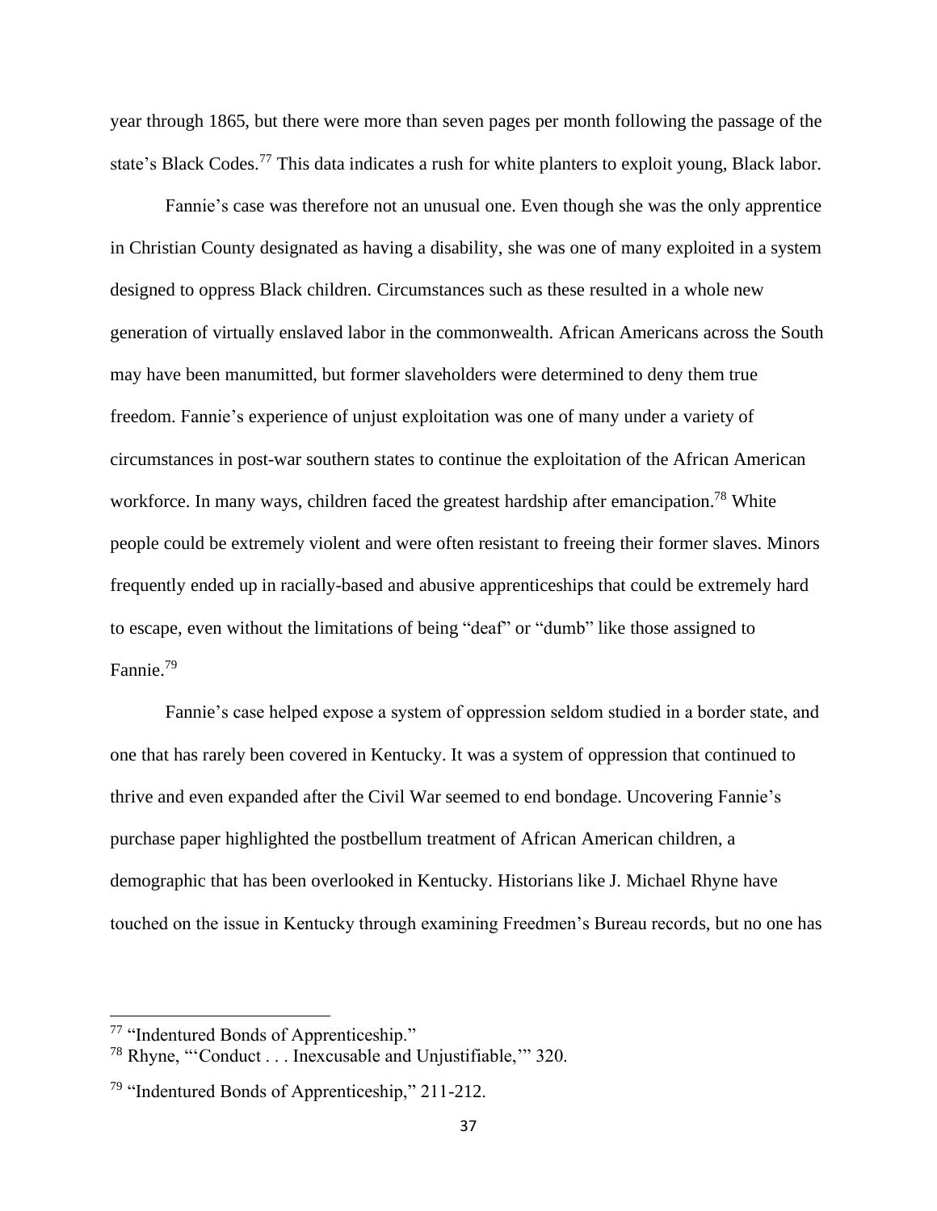year through 1865, but there were more than seven pages per month following the passage of the state's Black Codes.[77] This data indicates a rush for white planters to exploit young, Black labor.

Fannie's case was therefore not an unusual one. Even though she was the only apprentice in Christian County designated as having a disability, she was one of many exploited in a system designed to oppress Black children. Circumstances such as these resulted in a whole new generation of virtually enslaved labor in the commonwealth. African Americans across the South may have been manumitted, but former slaveholders were determined to deny them true freedom. Fannie's experience of unjust exploitation was one of many under a variety of circumstances in post-war southern states to continue the exploitation of the African American workforce. In many ways, children faced the greatest hardship after emancipation.[78] White people could be extremely violent and were often resistant to freeing their former slaves. Minors frequently ended up in racially-based and abusive apprenticeships that could be extremely hard to escape, even without the limitations of being "deaf" or "dumb" like those assigned to Fannie.[79]

Fannie's case helped expose a system of oppression seldom studied in a border state, and one that has rarely been covered in Kentucky. It was a system of oppression that continued to thrive and even expanded after the Civil War seemed to end bondage. Uncovering Fannie's purchase paper highlighted the postbellum treatment of African American children, a demographic that has been overlooked in Kentucky. Historians like J. Michael Rhyne have touched on the issue in Kentucky through examining Freedmen's Bureau records, but no one has

---

[77] "Indentured Bonds of Apprenticeship."

[78] Rhyne, "'Conduct . . . Inexcusable and Unjustifiable,'" 320.

[79] "Indentured Bonds of Apprenticeship," 211-212.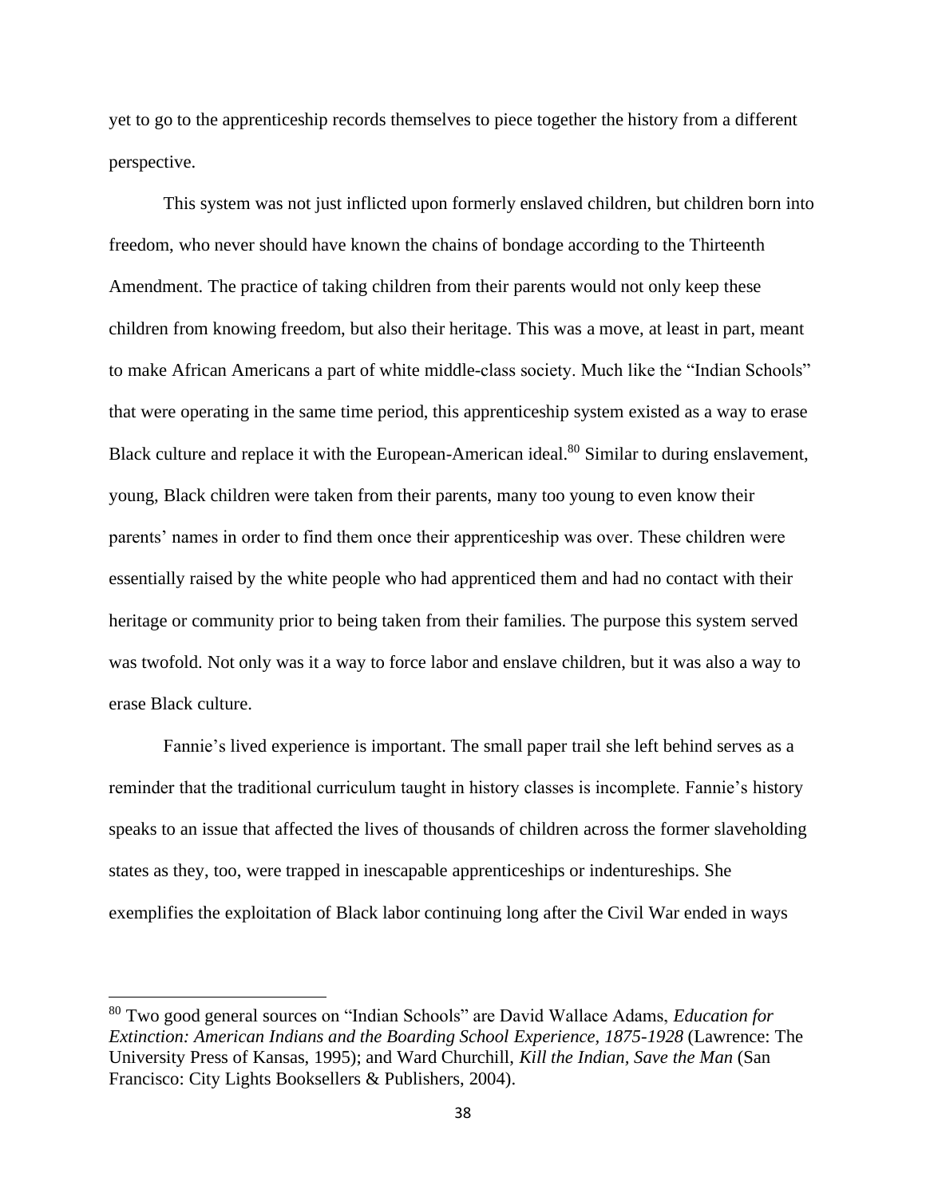yet to go to the apprenticeship records themselves to piece together the history from a different perspective.

This system was not just inflicted upon formerly enslaved children, but children born into freedom, who never should have known the chains of bondage according to the Thirteenth Amendment. The practice of taking children from their parents would not only keep these children from knowing freedom, but also their heritage. This was a move, at least in part, meant to make African Americans a part of white middle-class society. Much like the "Indian Schools" that were operating in the same time period, this apprenticeship system existed as a way to erase Black culture and replace it with the European-American ideal.[80] Similar to during enslavement, young, Black children were taken from their parents, many too young to even know their parents' names in order to find them once their apprenticeship was over. These children were essentially raised by the white people who had apprenticed them and had no contact with their heritage or community prior to being taken from their families. The purpose this system served was twofold. Not only was it a way to force labor and enslave children, but it was also a way to erase Black culture.

Fannie's lived experience is important. The small paper trail she left behind serves as a reminder that the traditional curriculum taught in history classes is incomplete. Fannie's history speaks to an issue that affected the lives of thousands of children across the former slaveholding states as they, too, were trapped in inescapable apprenticeships or indentureships. She exemplifies the exploitation of Black labor continuing long after the Civil War ended in ways

---

[80] Two good general sources on "Indian Schools" are David Wallace Adams, *Education for Extinction: American Indians and the Boarding School Experience, 1875-1928* (Lawrence: The University Press of Kansas, 1995); and Ward Churchill, *Kill the Indian, Save the Man* (San Francisco: City Lights Booksellers & Publishers, 2004).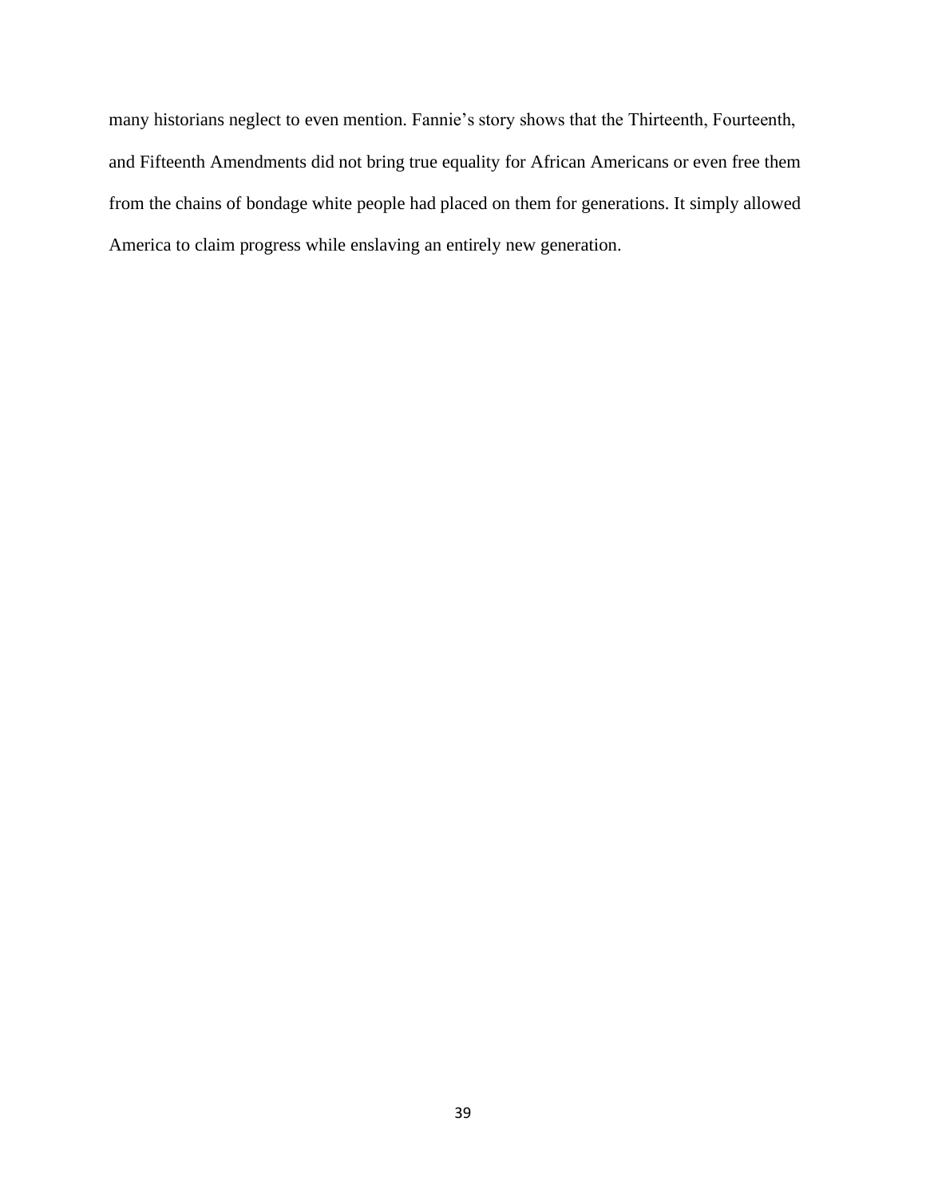many historians neglect to even mention. Fannie's story shows that the Thirteenth, Fourteenth, and Fifteenth Amendments did not bring true equality for African Americans or even free them from the chains of bondage white people had placed on them for generations. It simply allowed America to claim progress while enslaving an entirely new generation.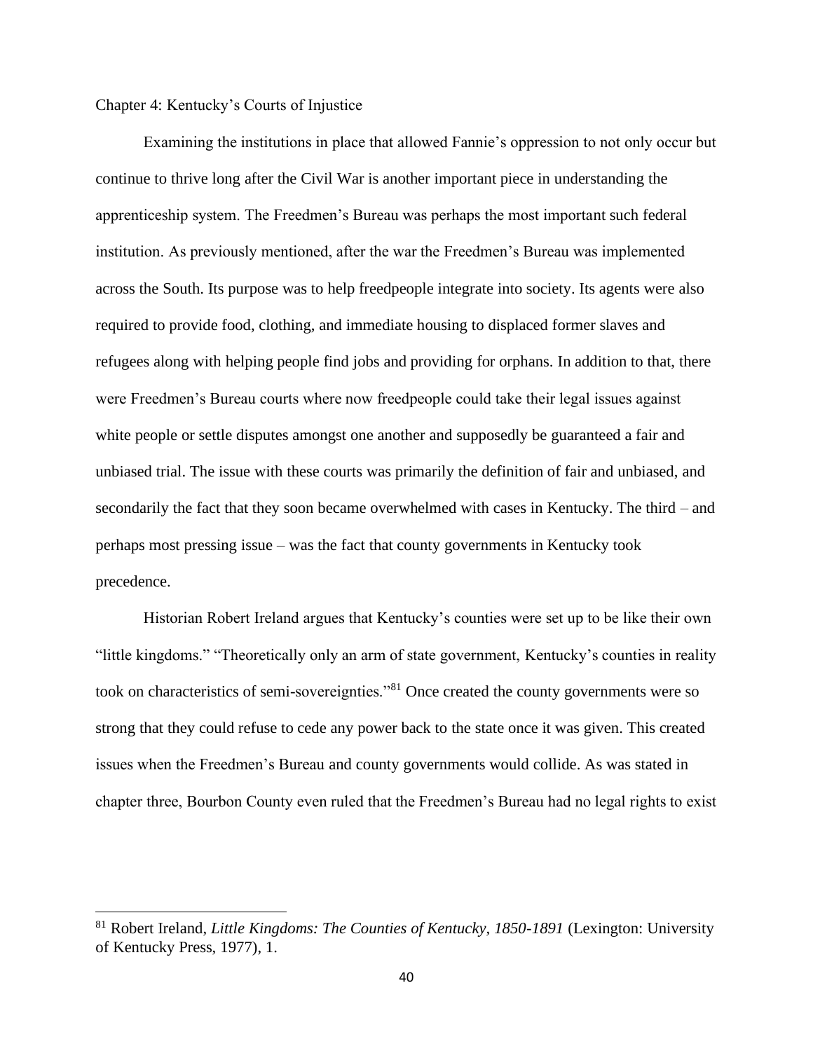# Chapter 4: Kentucky's Courts of Injustice

Examining the institutions in place that allowed Fannie's oppression to not only occur but continue to thrive long after the Civil War is another important piece in understanding the apprenticeship system. The Freedmen's Bureau was perhaps the most important such federal institution. As previously mentioned, after the war the Freedmen's Bureau was implemented across the South. Its purpose was to help freedpeople integrate into society. Its agents were also required to provide food, clothing, and immediate housing to displaced former slaves and refugees along with helping people find jobs and providing for orphans. In addition to that, there were Freedmen's Bureau courts where now freedpeople could take their legal issues against white people or settle disputes amongst one another and supposedly be guaranteed a fair and unbiased trial. The issue with these courts was primarily the definition of fair and unbiased, and secondarily the fact that they soon became overwhelmed with cases in Kentucky. The third – and perhaps most pressing issue – was the fact that county governments in Kentucky took precedence.

Historian Robert Ireland argues that Kentucky's counties were set up to be like their own "little kingdoms." "Theoretically only an arm of state government, Kentucky's counties in reality took on characteristics of semi-sovereignties."[81] Once created the county governments were so strong that they could refuse to cede any power back to the state once it was given. This created issues when the Freedmen's Bureau and county governments would collide. As was stated in chapter three, Bourbon County even ruled that the Freedmen's Bureau had no legal rights to exist

---

[81] Robert Ireland, *Little Kingdoms: The Counties of Kentucky, 1850-1891* (Lexington: University of Kentucky Press, 1977), 1.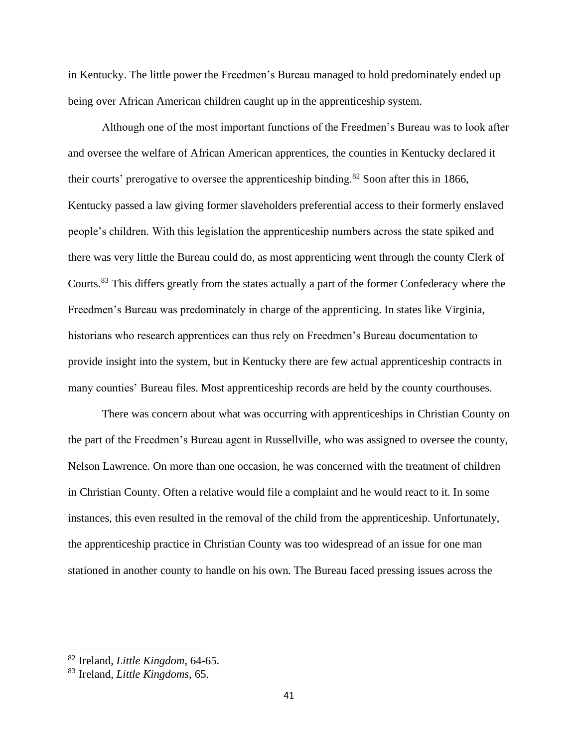in Kentucky. The little power the Freedmen's Bureau managed to hold predominately ended up being over African American children caught up in the apprenticeship system.

Although one of the most important functions of the Freedmen's Bureau was to look after and oversee the welfare of African American apprentices, the counties in Kentucky declared it their courts' prerogative to oversee the apprenticeship binding.[82] Soon after this in 1866, Kentucky passed a law giving former slaveholders preferential access to their formerly enslaved people's children. With this legislation the apprenticeship numbers across the state spiked and there was very little the Bureau could do, as most apprenticing went through the county Clerk of Courts.[83] This differs greatly from the states actually a part of the former Confederacy where the Freedmen's Bureau was predominately in charge of the apprenticing. In states like Virginia, historians who research apprentices can thus rely on Freedmen's Bureau documentation to provide insight into the system, but in Kentucky there are few actual apprenticeship contracts in many counties' Bureau files. Most apprenticeship records are held by the county courthouses.

There was concern about what was occurring with apprenticeships in Christian County on the part of the Freedmen's Bureau agent in Russellville, who was assigned to oversee the county, Nelson Lawrence. On more than one occasion, he was concerned with the treatment of children in Christian County. Often a relative would file a complaint and he would react to it. In some instances, this even resulted in the removal of the child from the apprenticeship. Unfortunately, the apprenticeship practice in Christian County was too widespread of an issue for one man stationed in another county to handle on his own. The Bureau faced pressing issues across the

---

[82] Ireland, *Little Kingdom*, 64-65.

[83] Ireland, *Little Kingdoms*, 65.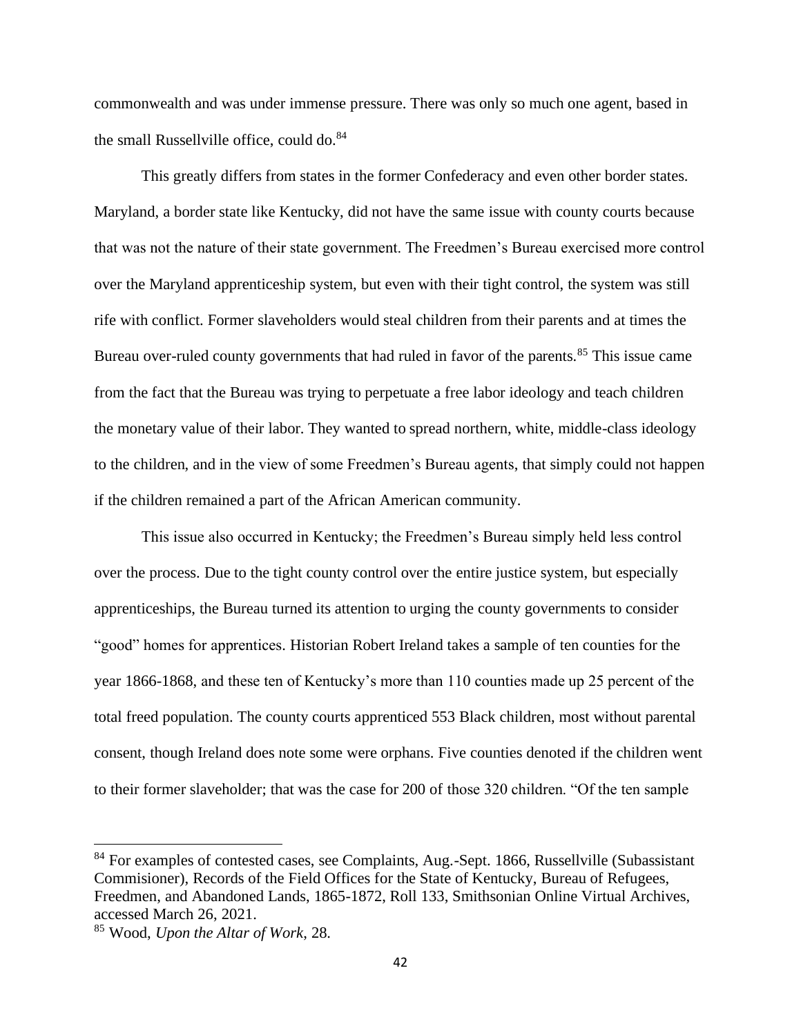commonwealth and was under immense pressure. There was only so much one agent, based in the small Russellville office, could do.[84]

This greatly differs from states in the former Confederacy and even other border states. Maryland, a border state like Kentucky, did not have the same issue with county courts because that was not the nature of their state government. The Freedmen's Bureau exercised more control over the Maryland apprenticeship system, but even with their tight control, the system was still rife with conflict. Former slaveholders would steal children from their parents and at times the Bureau over-ruled county governments that had ruled in favor of the parents.[85] This issue came from the fact that the Bureau was trying to perpetuate a free labor ideology and teach children the monetary value of their labor. They wanted to spread northern, white, middle-class ideology to the children, and in the view of some Freedmen's Bureau agents, that simply could not happen if the children remained a part of the African American community.

This issue also occurred in Kentucky; the Freedmen's Bureau simply held less control over the process. Due to the tight county control over the entire justice system, but especially apprenticeships, the Bureau turned its attention to urging the county governments to consider "good" homes for apprentices. Historian Robert Ireland takes a sample of ten counties for the year 1866-1868, and these ten of Kentucky's more than 110 counties made up 25 percent of the total freed population. The county courts apprenticed 553 Black children, most without parental consent, though Ireland does note some were orphans. Five counties denoted if the children went to their former slaveholder; that was the case for 200 of those 320 children. "Of the ten sample

---

[84] For examples of contested cases, see Complaints, Aug.-Sept. 1866, Russellville (Subassistant Commisioner), Records of the Field Offices for the State of Kentucky, Bureau of Refugees, Freedmen, and Abandoned Lands, 1865-1872, Roll 133, Smithsonian Online Virtual Archives, accessed March 26, 2021.

[85] Wood, *Upon the Altar of Work*, 28.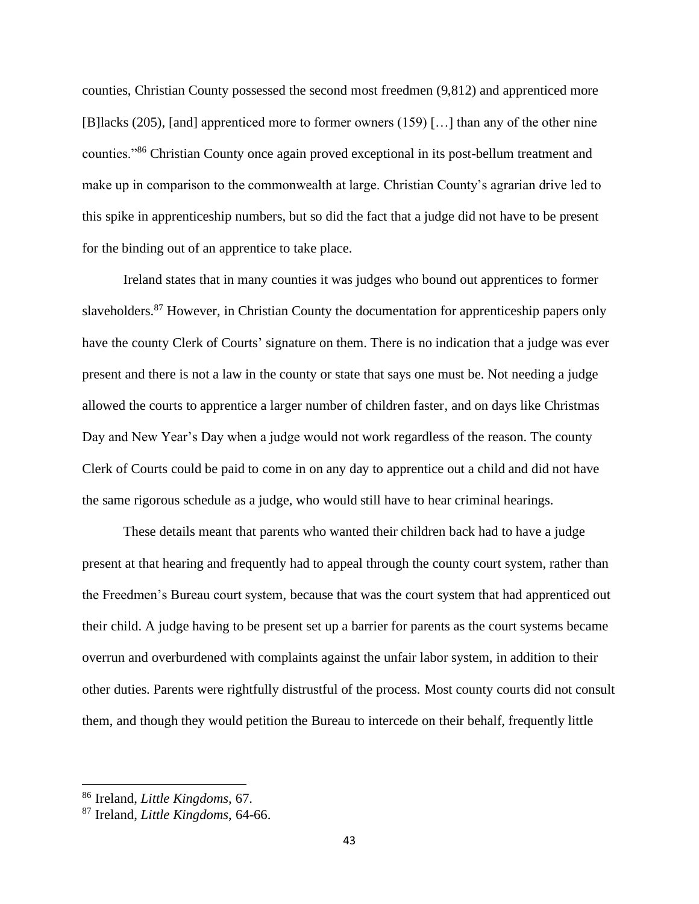counties, Christian County possessed the second most freedmen (9,812) and apprenticed more [B]lacks (205), [and] apprenticed more to former owners (159) […] than any of the other nine counties."[86] Christian County once again proved exceptional in its post-bellum treatment and make up in comparison to the commonwealth at large. Christian County's agrarian drive led to this spike in apprenticeship numbers, but so did the fact that a judge did not have to be present for the binding out of an apprentice to take place.

Ireland states that in many counties it was judges who bound out apprentices to former slaveholders.[87] However, in Christian County the documentation for apprenticeship papers only have the county Clerk of Courts' signature on them. There is no indication that a judge was ever present and there is not a law in the county or state that says one must be. Not needing a judge allowed the courts to apprentice a larger number of children faster, and on days like Christmas Day and New Year's Day when a judge would not work regardless of the reason. The county Clerk of Courts could be paid to come in on any day to apprentice out a child and did not have the same rigorous schedule as a judge, who would still have to hear criminal hearings.

These details meant that parents who wanted their children back had to have a judge present at that hearing and frequently had to appeal through the county court system, rather than the Freedmen's Bureau court system, because that was the court system that had apprenticed out their child. A judge having to be present set up a barrier for parents as the court systems became overrun and overburdened with complaints against the unfair labor system, in addition to their other duties. Parents were rightfully distrustful of the process. Most county courts did not consult them, and though they would petition the Bureau to intercede on their behalf, frequently little

---

[86] Ireland, *Little Kingdoms*, 67.

[87] Ireland, *Little Kingdoms*, 64-66.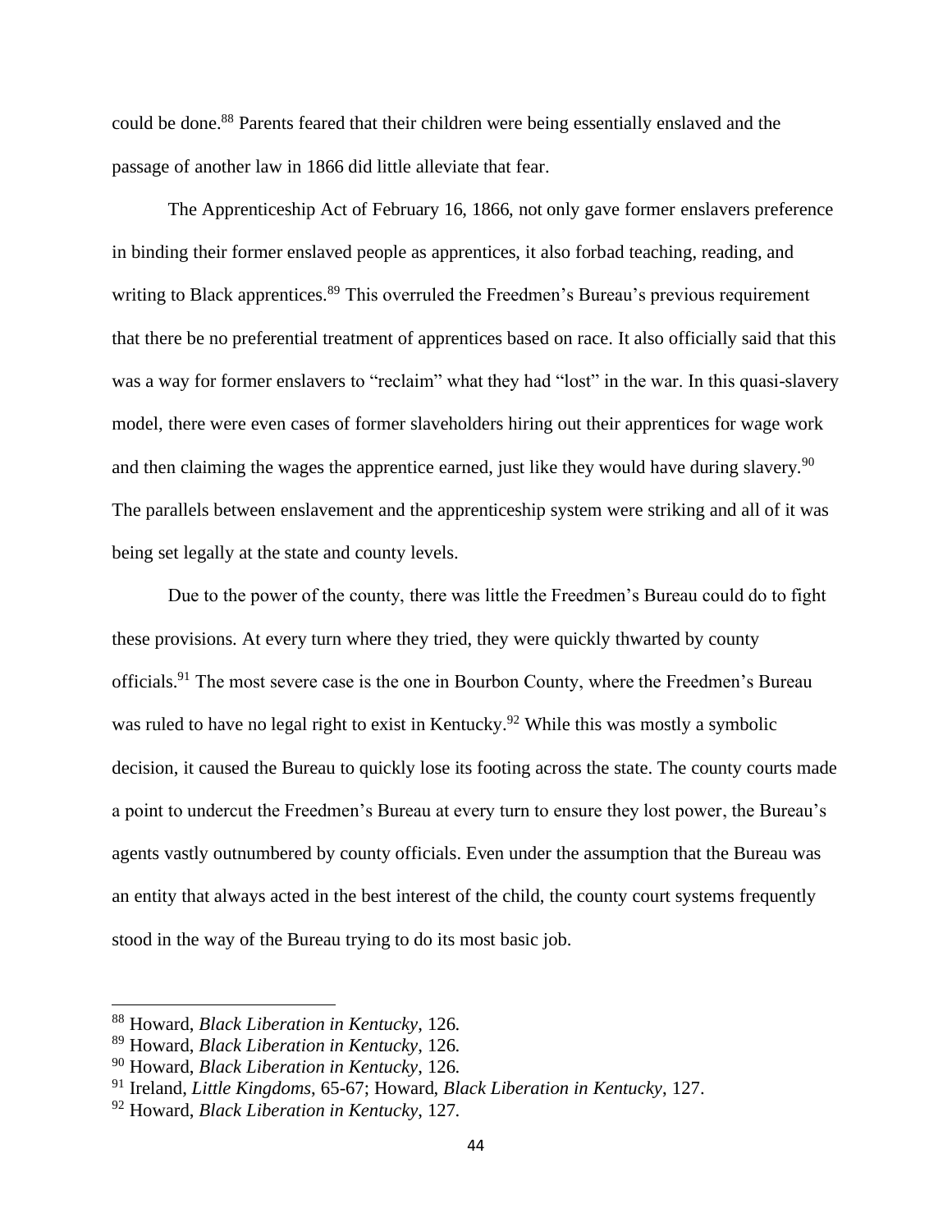could be done.[88] Parents feared that their children were being essentially enslaved and the passage of another law in 1866 did little alleviate that fear.

The Apprenticeship Act of February 16, 1866, not only gave former enslavers preference in binding their former enslaved people as apprentices, it also forbad teaching, reading, and writing to Black apprentices.[89] This overruled the Freedmen's Bureau's previous requirement that there be no preferential treatment of apprentices based on race. It also officially said that this was a way for former enslavers to "reclaim" what they had "lost" in the war. In this quasi-slavery model, there were even cases of former slaveholders hiring out their apprentices for wage work and then claiming the wages the apprentice earned, just like they would have during slavery.[90] The parallels between enslavement and the apprenticeship system were striking and all of it was being set legally at the state and county levels.

Due to the power of the county, there was little the Freedmen's Bureau could do to fight these provisions. At every turn where they tried, they were quickly thwarted by county officials.[91] The most severe case is the one in Bourbon County, where the Freedmen's Bureau was ruled to have no legal right to exist in Kentucky.[92] While this was mostly a symbolic decision, it caused the Bureau to quickly lose its footing across the state. The county courts made a point to undercut the Freedmen's Bureau at every turn to ensure they lost power, the Bureau's agents vastly outnumbered by county officials. Even under the assumption that the Bureau was an entity that always acted in the best interest of the child, the county court systems frequently stood in the way of the Bureau trying to do its most basic job.

---

[88] Howard, *Black Liberation in Kentucky*, 126.

[89] Howard, *Black Liberation in Kentucky*, 126.

[90] Howard, *Black Liberation in Kentucky*, 126.

[91] Ireland, *Little Kingdoms*, 65-67; Howard, *Black Liberation in Kentucky*, 127.

[92] Howard, *Black Liberation in Kentucky*, 127.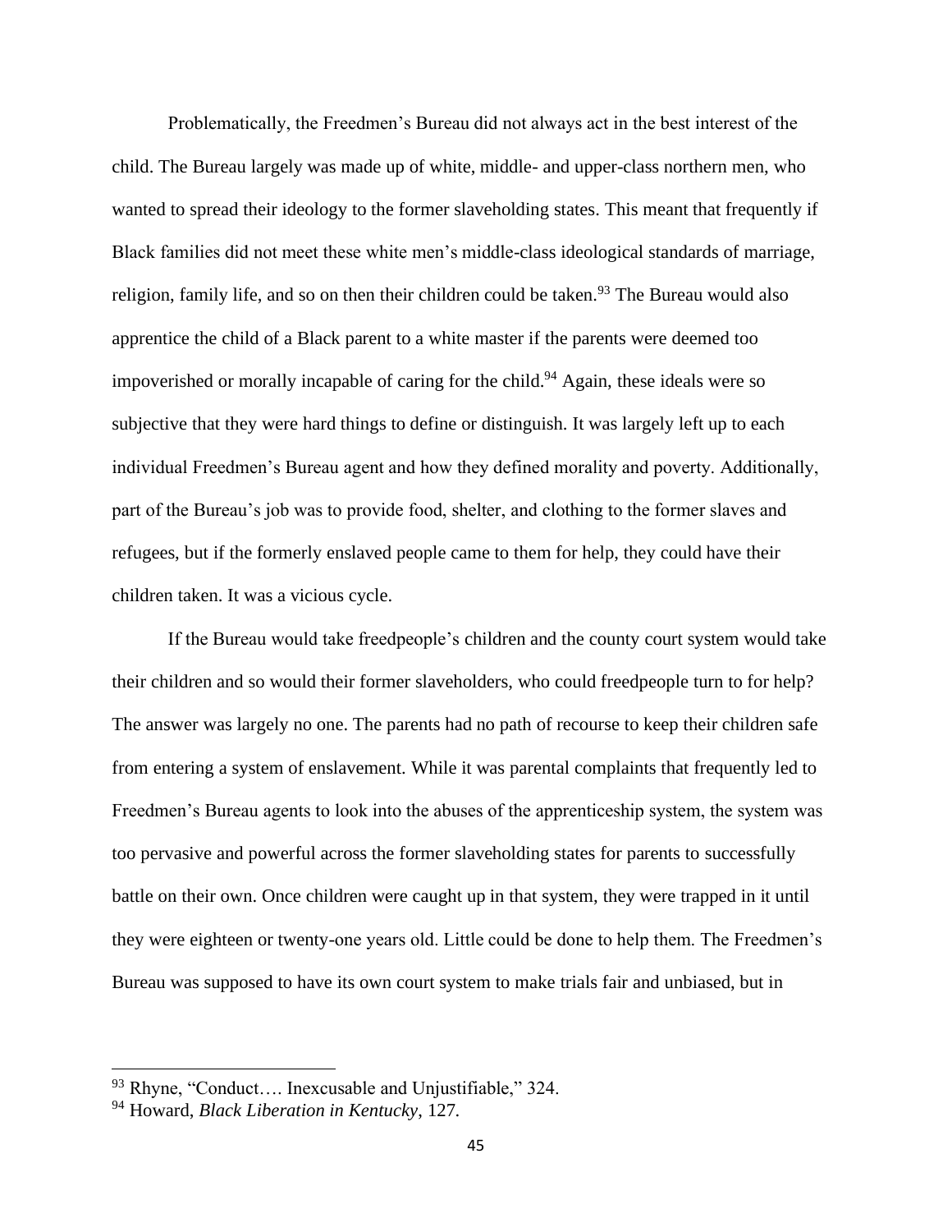Problematically, the Freedmen's Bureau did not always act in the best interest of the child. The Bureau largely was made up of white, middle- and upper-class northern men, who wanted to spread their ideology to the former slaveholding states. This meant that frequently if Black families did not meet these white men's middle-class ideological standards of marriage, religion, family life, and so on then their children could be taken.[93] The Bureau would also apprentice the child of a Black parent to a white master if the parents were deemed too impoverished or morally incapable of caring for the child.[94] Again, these ideals were so subjective that they were hard things to define or distinguish. It was largely left up to each individual Freedmen's Bureau agent and how they defined morality and poverty. Additionally, part of the Bureau's job was to provide food, shelter, and clothing to the former slaves and refugees, but if the formerly enslaved people came to them for help, they could have their children taken. It was a vicious cycle.

If the Bureau would take freedpeople's children and the county court system would take their children and so would their former slaveholders, who could freedpeople turn to for help? The answer was largely no one. The parents had no path of recourse to keep their children safe from entering a system of enslavement. While it was parental complaints that frequently led to Freedmen's Bureau agents to look into the abuses of the apprenticeship system, the system was too pervasive and powerful across the former slaveholding states for parents to successfully battle on their own. Once children were caught up in that system, they were trapped in it until they were eighteen or twenty-one years old. Little could be done to help them. The Freedmen's Bureau was supposed to have its own court system to make trials fair and unbiased, but in

---

[93] Rhyne, "Conduct…. Inexcusable and Unjustifiable," 324.

[94] Howard, *Black Liberation in Kentucky*, 127.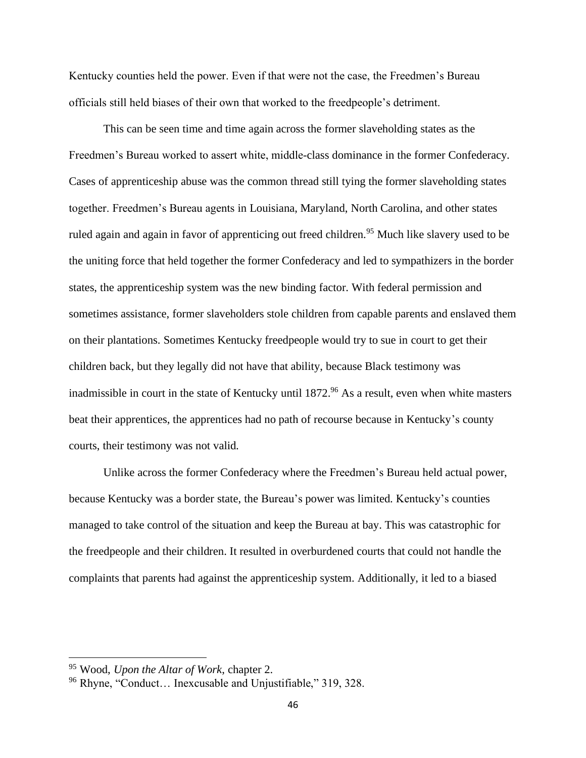Kentucky counties held the power. Even if that were not the case, the Freedmen's Bureau officials still held biases of their own that worked to the freedpeople's detriment.

This can be seen time and time again across the former slaveholding states as the Freedmen's Bureau worked to assert white, middle-class dominance in the former Confederacy. Cases of apprenticeship abuse was the common thread still tying the former slaveholding states together. Freedmen's Bureau agents in Louisiana, Maryland, North Carolina, and other states ruled again and again in favor of apprenticing out freed children.[95] Much like slavery used to be the uniting force that held together the former Confederacy and led to sympathizers in the border states, the apprenticeship system was the new binding factor. With federal permission and sometimes assistance, former slaveholders stole children from capable parents and enslaved them on their plantations. Sometimes Kentucky freedpeople would try to sue in court to get their children back, but they legally did not have that ability, because Black testimony was inadmissible in court in the state of Kentucky until 1872.[96] As a result, even when white masters beat their apprentices, the apprentices had no path of recourse because in Kentucky's county courts, their testimony was not valid.

Unlike across the former Confederacy where the Freedmen's Bureau held actual power, because Kentucky was a border state, the Bureau's power was limited. Kentucky's counties managed to take control of the situation and keep the Bureau at bay. This was catastrophic for the freedpeople and their children. It resulted in overburdened courts that could not handle the complaints that parents had against the apprenticeship system. Additionally, it led to a biased

---

[95] Wood, *Upon the Altar of Work*, chapter 2.

[96] Rhyne, "Conduct… Inexcusable and Unjustifiable," 319, 328.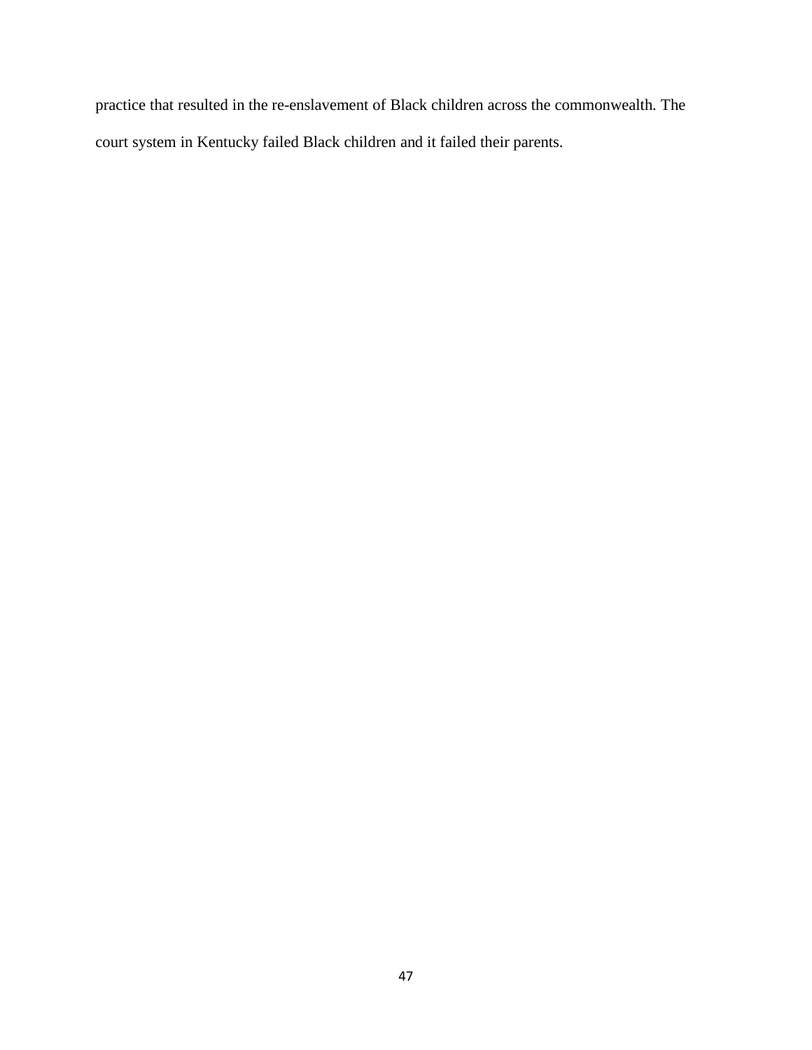practice that resulted in the re-enslavement of Black children across the commonwealth. The court system in Kentucky failed Black children and it failed their parents.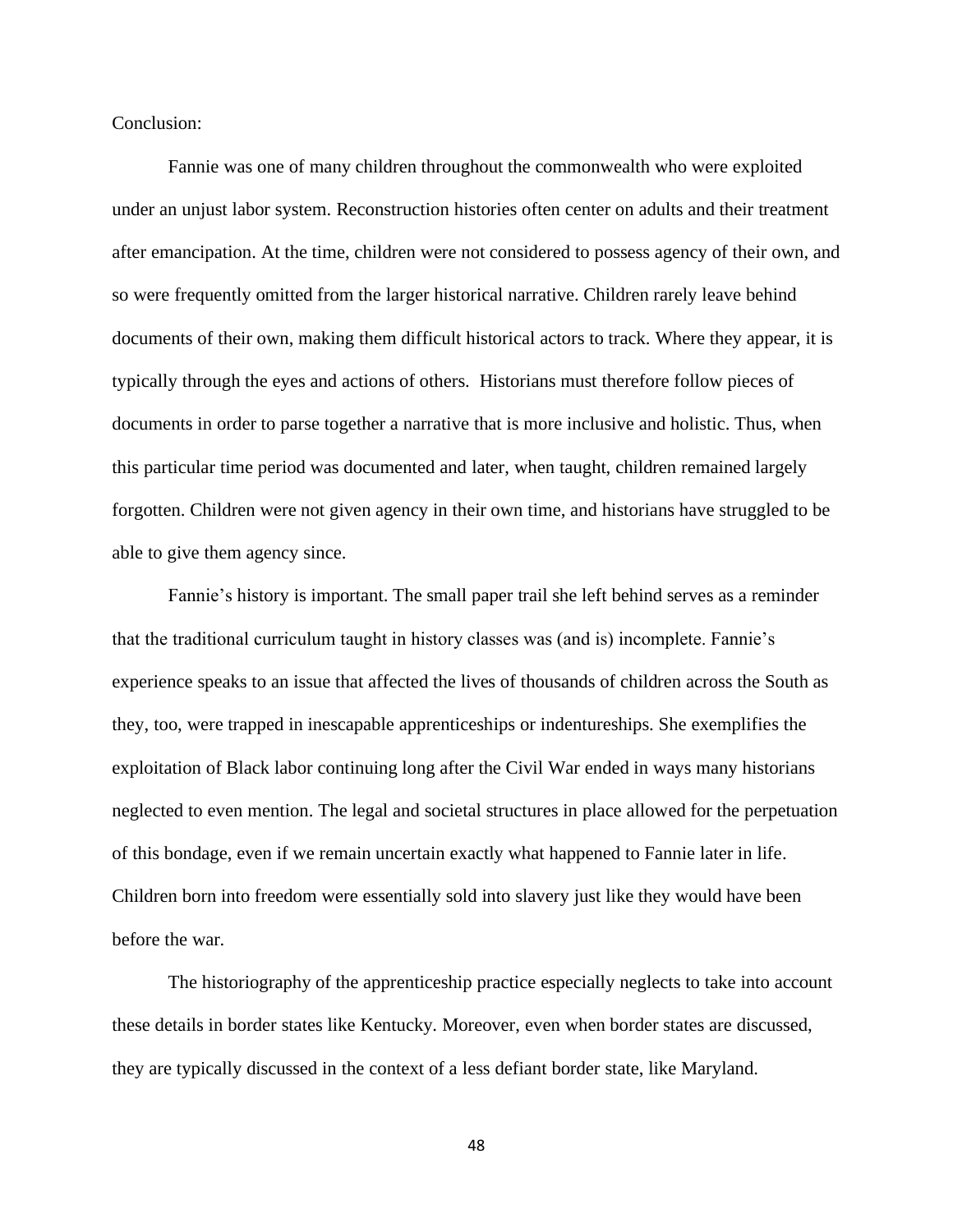Conclusion:

Fannie was one of many children throughout the commonwealth who were exploited under an unjust labor system. Reconstruction histories often center on adults and their treatment after emancipation. At the time, children were not considered to possess agency of their own, and so were frequently omitted from the larger historical narrative. Children rarely leave behind documents of their own, making them difficult historical actors to track. Where they appear, it is typically through the eyes and actions of others. Historians must therefore follow pieces of documents in order to parse together a narrative that is more inclusive and holistic. Thus, when this particular time period was documented and later, when taught, children remained largely forgotten. Children were not given agency in their own time, and historians have struggled to be able to give them agency since.

Fannie's history is important. The small paper trail she left behind serves as a reminder that the traditional curriculum taught in history classes was (and is) incomplete. Fannie's experience speaks to an issue that affected the lives of thousands of children across the South as they, too, were trapped in inescapable apprenticeships or indentureships. She exemplifies the exploitation of Black labor continuing long after the Civil War ended in ways many historians neglected to even mention. The legal and societal structures in place allowed for the perpetuation of this bondage, even if we remain uncertain exactly what happened to Fannie later in life. Children born into freedom were essentially sold into slavery just like they would have been before the war.

The historiography of the apprenticeship practice especially neglects to take into account these details in border states like Kentucky. Moreover, even when border states are discussed, they are typically discussed in the context of a less defiant border state, like Maryland.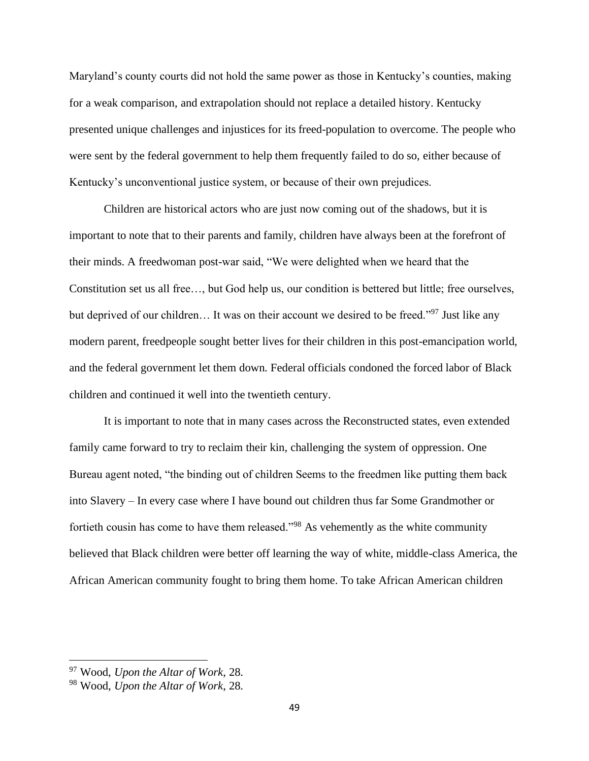Maryland's county courts did not hold the same power as those in Kentucky's counties, making for a weak comparison, and extrapolation should not replace a detailed history. Kentucky presented unique challenges and injustices for its freed-population to overcome. The people who were sent by the federal government to help them frequently failed to do so, either because of Kentucky's unconventional justice system, or because of their own prejudices.

Children are historical actors who are just now coming out of the shadows, but it is important to note that to their parents and family, children have always been at the forefront of their minds. A freedwoman post-war said, "We were delighted when we heard that the Constitution set us all free…, but God help us, our condition is bettered but little; free ourselves, but deprived of our children… It was on their account we desired to be freed."[97] Just like any modern parent, freedpeople sought better lives for their children in this post-emancipation world, and the federal government let them down. Federal officials condoned the forced labor of Black children and continued it well into the twentieth century.

It is important to note that in many cases across the Reconstructed states, even extended family came forward to try to reclaim their kin, challenging the system of oppression. One Bureau agent noted, "the binding out of children Seems to the freedmen like putting them back into Slavery – In every case where I have bound out children thus far Some Grandmother or fortieth cousin has come to have them released."[98] As vehemently as the white community believed that Black children were better off learning the way of white, middle-class America, the African American community fought to bring them home. To take African American children

---

[97] Wood, *Upon the Altar of Work*, 28.

[98] Wood, *Upon the Altar of Work*, 28.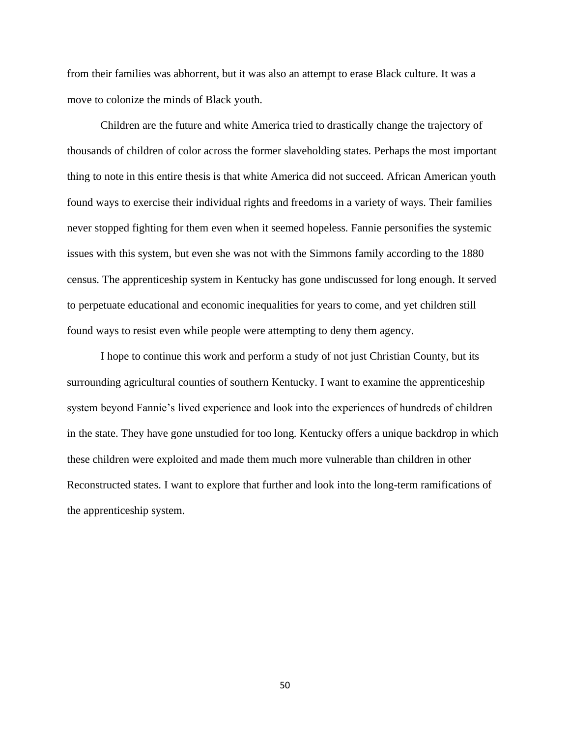from their families was abhorrent, but it was also an attempt to erase Black culture. It was a move to colonize the minds of Black youth.

Children are the future and white America tried to drastically change the trajectory of thousands of children of color across the former slaveholding states. Perhaps the most important thing to note in this entire thesis is that white America did not succeed. African American youth found ways to exercise their individual rights and freedoms in a variety of ways. Their families never stopped fighting for them even when it seemed hopeless. Fannie personifies the systemic issues with this system, but even she was not with the Simmons family according to the 1880 census. The apprenticeship system in Kentucky has gone undiscussed for long enough. It served to perpetuate educational and economic inequalities for years to come, and yet children still found ways to resist even while people were attempting to deny them agency.

I hope to continue this work and perform a study of not just Christian County, but its surrounding agricultural counties of southern Kentucky. I want to examine the apprenticeship system beyond Fannie's lived experience and look into the experiences of hundreds of children in the state. They have gone unstudied for too long. Kentucky offers a unique backdrop in which these children were exploited and made them much more vulnerable than children in other Reconstructed states. I want to explore that further and look into the long-term ramifications of the apprenticeship system.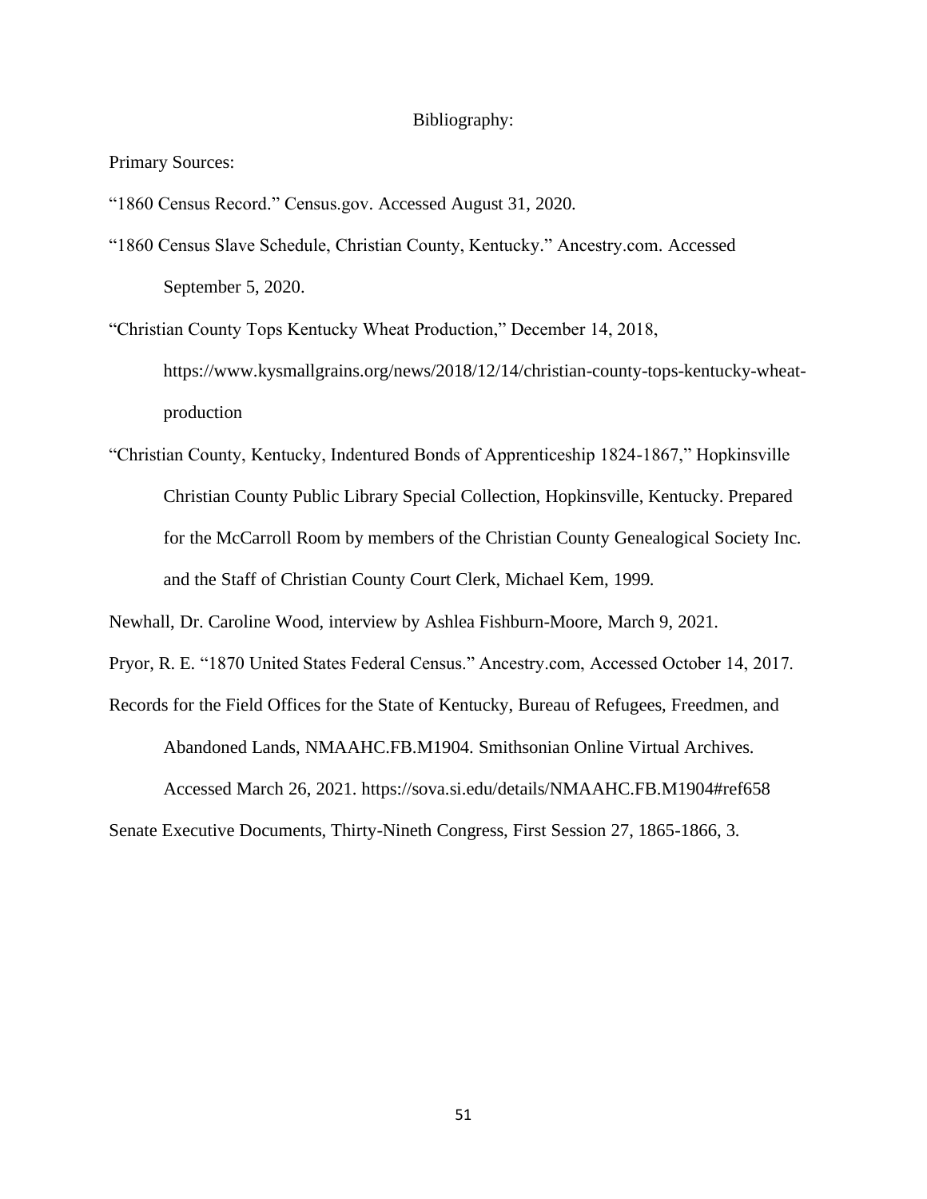# Bibliography:

Primary Sources:

"1860 Census Record." Census.gov. Accessed August 31, 2020.

"1860 Census Slave Schedule, Christian County, Kentucky." Ancestry.com. Accessed September 5, 2020.

"Christian County Tops Kentucky Wheat Production," December 14, 2018, https://www.kysmallgrains.org/news/2018/12/14/christian-county-tops-kentucky-wheat-production

"Christian County, Kentucky, Indentured Bonds of Apprenticeship 1824-1867," Hopkinsville Christian County Public Library Special Collection, Hopkinsville, Kentucky. Prepared for the McCarroll Room by members of the Christian County Genealogical Society Inc. and the Staff of Christian County Court Clerk, Michael Kem, 1999.

Newhall, Dr. Caroline Wood, interview by Ashlea Fishburn-Moore, March 9, 2021.

Pryor, R. E. "1870 United States Federal Census." Ancestry.com, Accessed October 14, 2017.

Records for the Field Offices for the State of Kentucky, Bureau of Refugees, Freedmen, and Abandoned Lands, NMAAHC.FB.M1904. Smithsonian Online Virtual Archives. Accessed March 26, 2021. https://sova.si.edu/details/NMAAHC.FB.M1904#ref658

Senate Executive Documents, Thirty-Nineth Congress, First Session 27, 1865-1866, 3.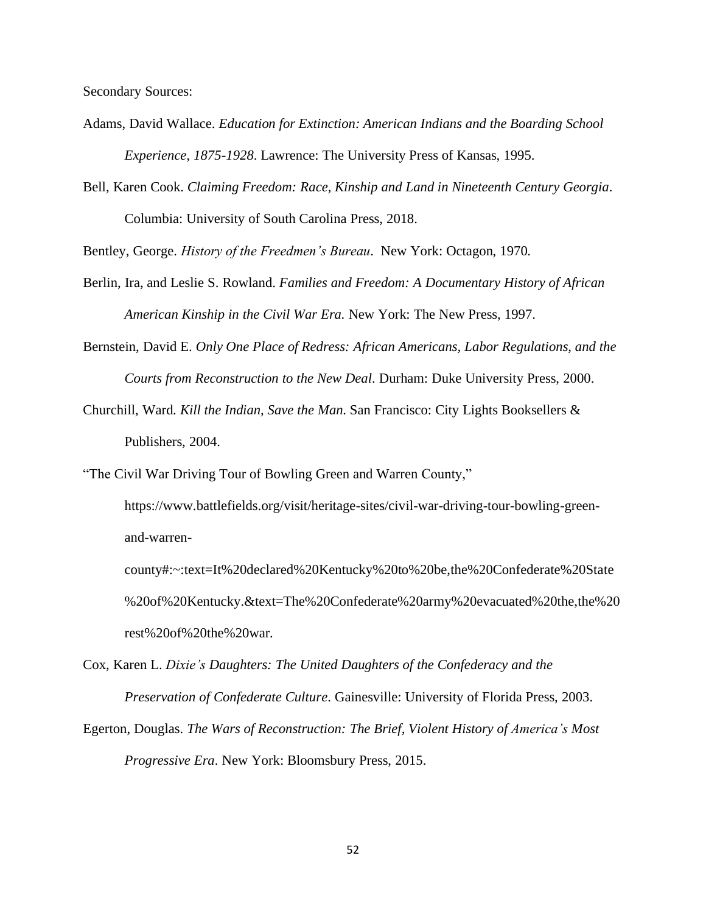Secondary Sources:

Adams, David Wallace. *Education for Extinction: American Indians and the Boarding School Experience, 1875-1928*. Lawrence: The University Press of Kansas, 1995.

Bell, Karen Cook. *Claiming Freedom: Race, Kinship and Land in Nineteenth Century Georgia*. Columbia: University of South Carolina Press, 2018.

Bentley, George. *History of the Freedmen's Bureau*. New York: Octagon, 1970.

Berlin, Ira, and Leslie S. Rowland. *Families and Freedom: A Documentary History of African American Kinship in the Civil War Era.* New York: The New Press, 1997.

Bernstein, David E. *Only One Place of Redress: African Americans, Labor Regulations, and the Courts from Reconstruction to the New Deal*. Durham: Duke University Press, 2000.

Churchill, Ward. *Kill the Indian, Save the Man.* San Francisco: City Lights Booksellers & Publishers, 2004.

"The Civil War Driving Tour of Bowling Green and Warren County," https://www.battlefields.org/visit/heritage-sites/civil-war-driving-tour-bowling-green-and-warren-county#:~:text=It%20declared%20Kentucky%20to%20be,the%20Confederate%20State%20of%20Kentucky.&text=The%20Confederate%20army%20evacuated%20the,the%20rest%20of%20the%20war.

Cox, Karen L. *Dixie's Daughters: The United Daughters of the Confederacy and the Preservation of Confederate Culture*. Gainesville: University of Florida Press, 2003.

Egerton, Douglas. *The Wars of Reconstruction: The Brief, Violent History of America's Most Progressive Era*. New York: Bloomsbury Press, 2015.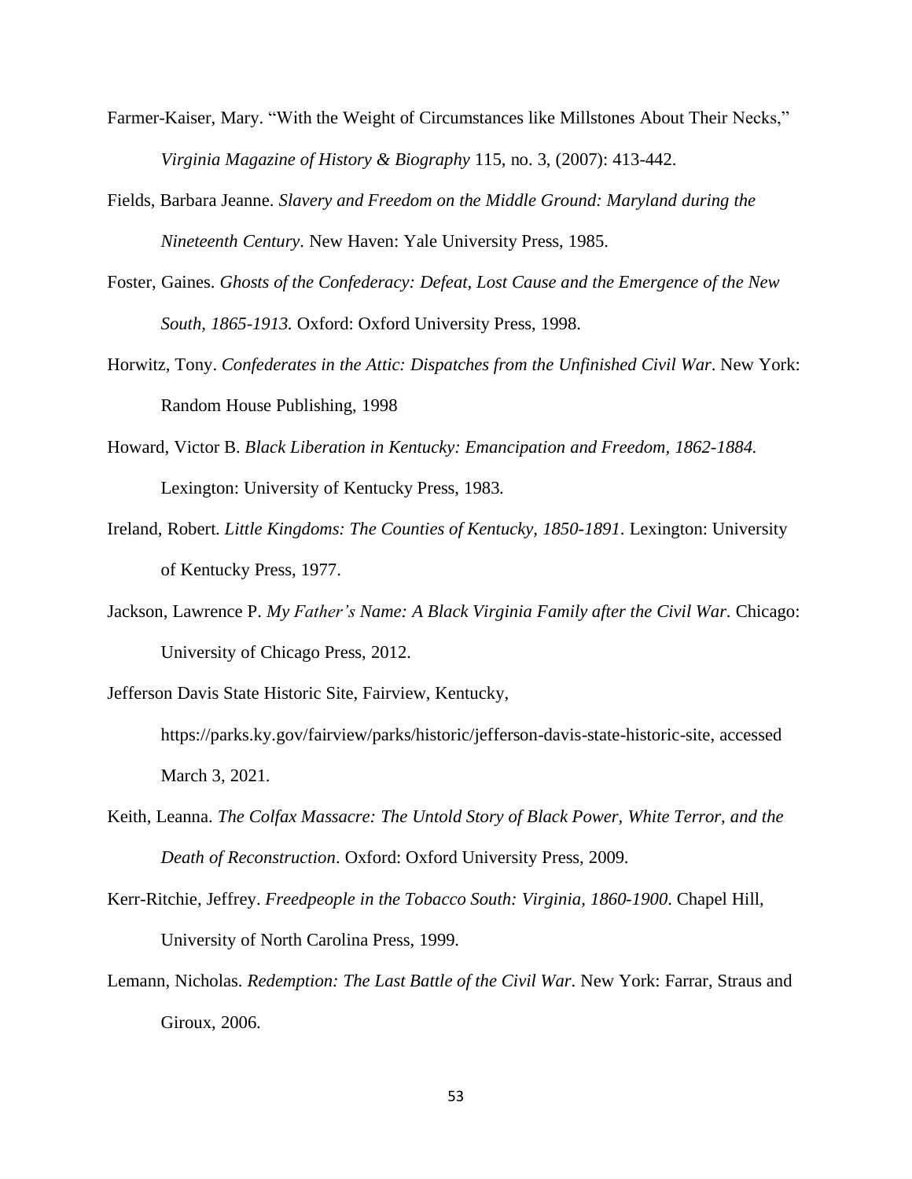Farmer-Kaiser, Mary. "With the Weight of Circumstances like Millstones About Their Necks," *Virginia Magazine of History & Biography* 115, no. 3, (2007): 413-442.

Fields, Barbara Jeanne. *Slavery and Freedom on the Middle Ground: Maryland during the Nineteenth Century*. New Haven: Yale University Press, 1985.

Foster, Gaines. *Ghosts of the Confederacy: Defeat, Lost Cause and the Emergence of the New South, 1865-1913.* Oxford: Oxford University Press, 1998.

Horwitz, Tony. *Confederates in the Attic: Dispatches from the Unfinished Civil War*. New York: Random House Publishing, 1998

Howard, Victor B. *Black Liberation in Kentucky: Emancipation and Freedom, 1862-1884.* Lexington: University of Kentucky Press, 1983.

Ireland, Robert. *Little Kingdoms: The Counties of Kentucky, 1850-1891*. Lexington: University of Kentucky Press, 1977.

Jackson, Lawrence P. *My Father's Name: A Black Virginia Family after the Civil War*. Chicago: University of Chicago Press, 2012.

Jefferson Davis State Historic Site, Fairview, Kentucky, https://parks.ky.gov/fairview/parks/historic/jefferson-davis-state-historic-site, accessed March 3, 2021.

Keith, Leanna. *The Colfax Massacre: The Untold Story of Black Power, White Terror, and the Death of Reconstruction*. Oxford: Oxford University Press, 2009.

Kerr-Ritchie, Jeffrey. *Freedpeople in the Tobacco South: Virginia, 1860-1900*. Chapel Hill, University of North Carolina Press, 1999.

Lemann, Nicholas. *Redemption: The Last Battle of the Civil War*. New York: Farrar, Straus and Giroux, 2006.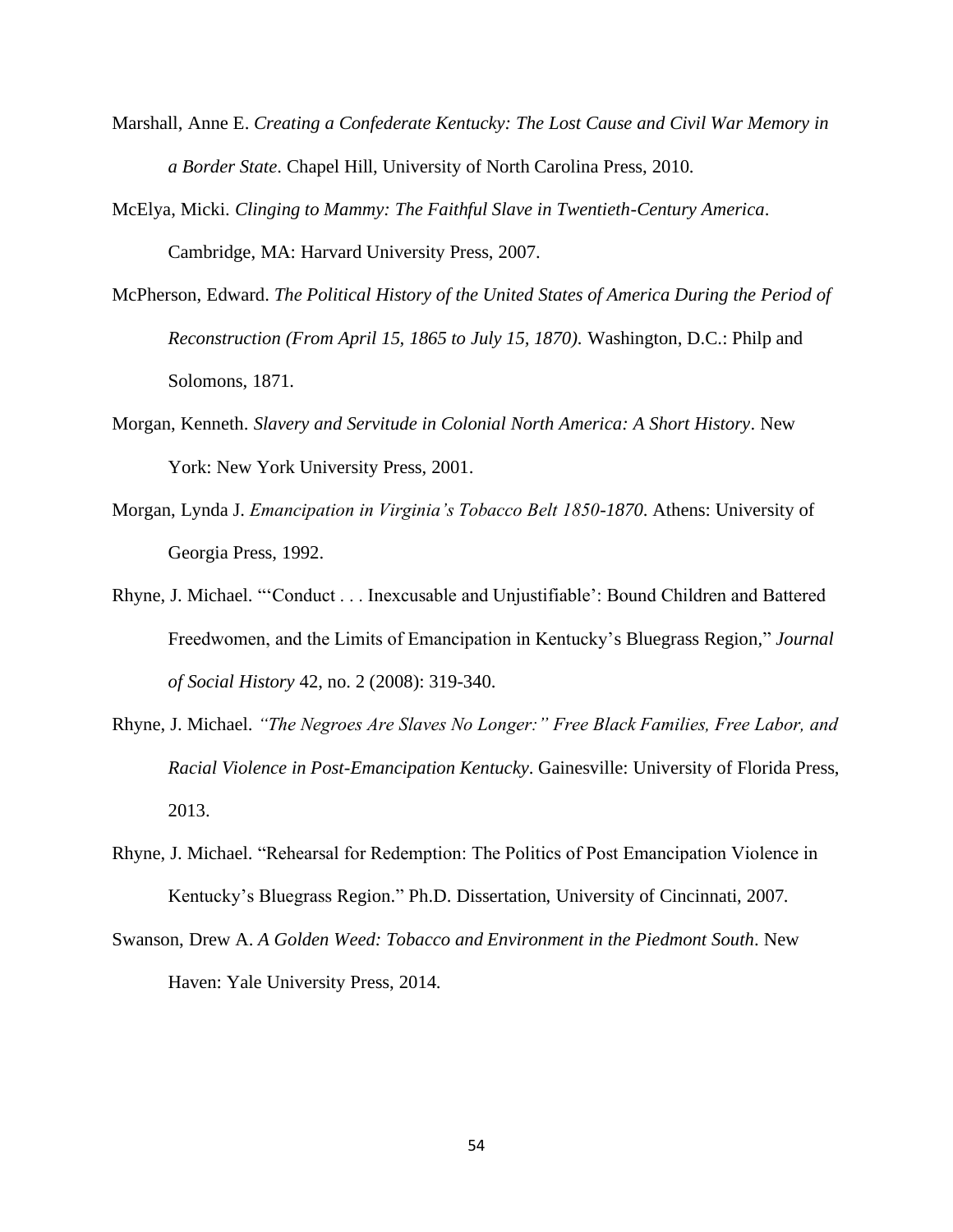Marshall, Anne E. *Creating a Confederate Kentucky: The Lost Cause and Civil War Memory in a Border State*. Chapel Hill, University of North Carolina Press, 2010.

McElya, Micki. *Clinging to Mammy: The Faithful Slave in Twentieth-Century America*. Cambridge, MA: Harvard University Press, 2007.

McPherson, Edward. *The Political History of the United States of America During the Period of Reconstruction (From April 15, 1865 to July 15, 1870).* Washington, D.C.: Philp and Solomons, 1871.

Morgan, Kenneth. *Slavery and Servitude in Colonial North America: A Short History*. New York: New York University Press, 2001.

Morgan, Lynda J. *Emancipation in Virginia's Tobacco Belt 1850-1870.* Athens: University of Georgia Press, 1992.

Rhyne, J. Michael. "'Conduct . . . Inexcusable and Unjustifiable': Bound Children and Battered Freedwomen, and the Limits of Emancipation in Kentucky's Bluegrass Region," *Journal of Social History* 42, no. 2 (2008): 319-340.

Rhyne, J. Michael. *"The Negroes Are Slaves No Longer:" Free Black Families, Free Labor, and Racial Violence in Post-Emancipation Kentucky*. Gainesville: University of Florida Press, 2013.

Rhyne, J. Michael. "Rehearsal for Redemption: The Politics of Post Emancipation Violence in Kentucky's Bluegrass Region." Ph.D. Dissertation, University of Cincinnati, 2007.

Swanson, Drew A. *A Golden Weed: Tobacco and Environment in the Piedmont South*. New Haven: Yale University Press, 2014.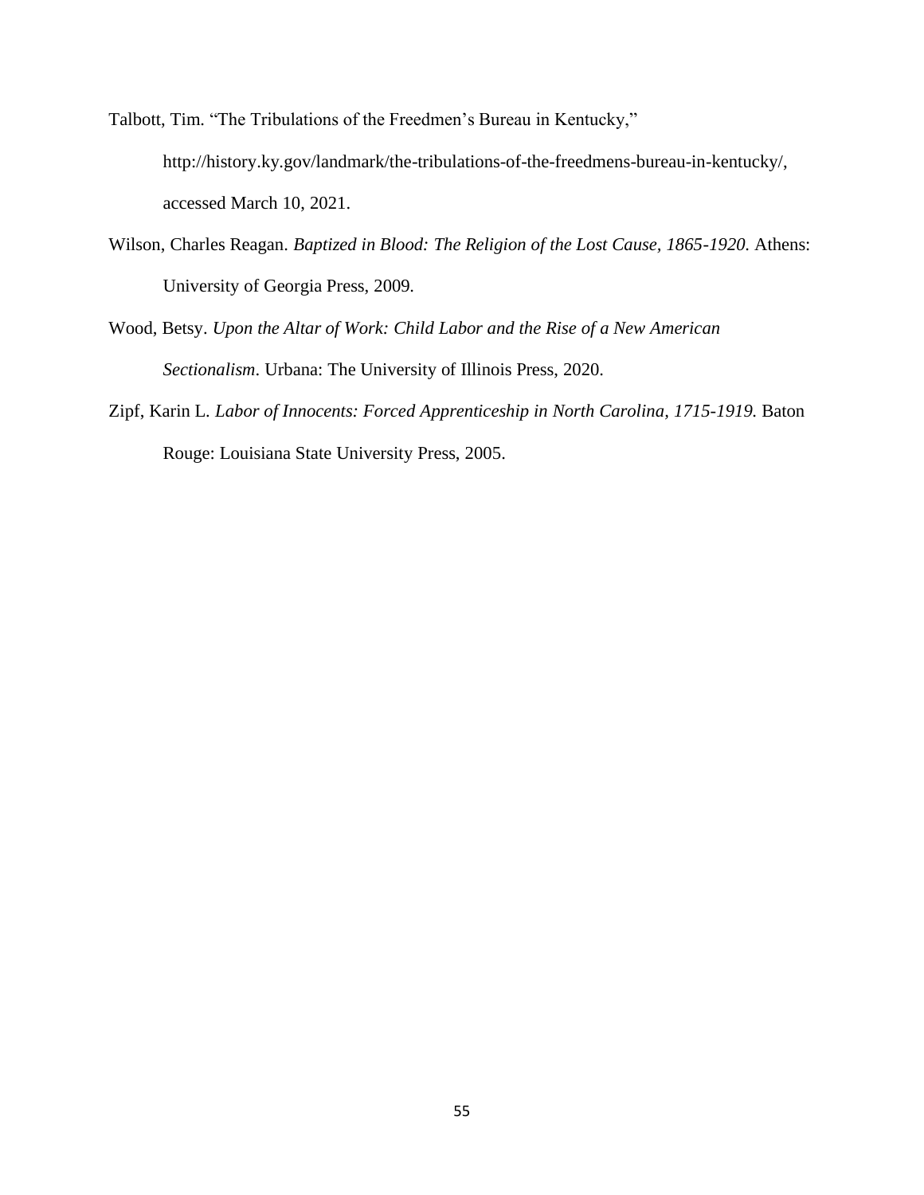Talbott, Tim. "The Tribulations of the Freedmen's Bureau in Kentucky," http://history.ky.gov/landmark/the-tribulations-of-the-freedmens-bureau-in-kentucky/, accessed March 10, 2021.

Wilson, Charles Reagan. *Baptized in Blood: The Religion of the Lost Cause, 1865-1920.* Athens: University of Georgia Press, 2009.

Wood, Betsy. *Upon the Altar of Work: Child Labor and the Rise of a New American Sectionalism*. Urbana: The University of Illinois Press, 2020.

Zipf, Karin L. *Labor of Innocents: Forced Apprenticeship in North Carolina, 1715-1919.* Baton Rouge: Louisiana State University Press, 2005.